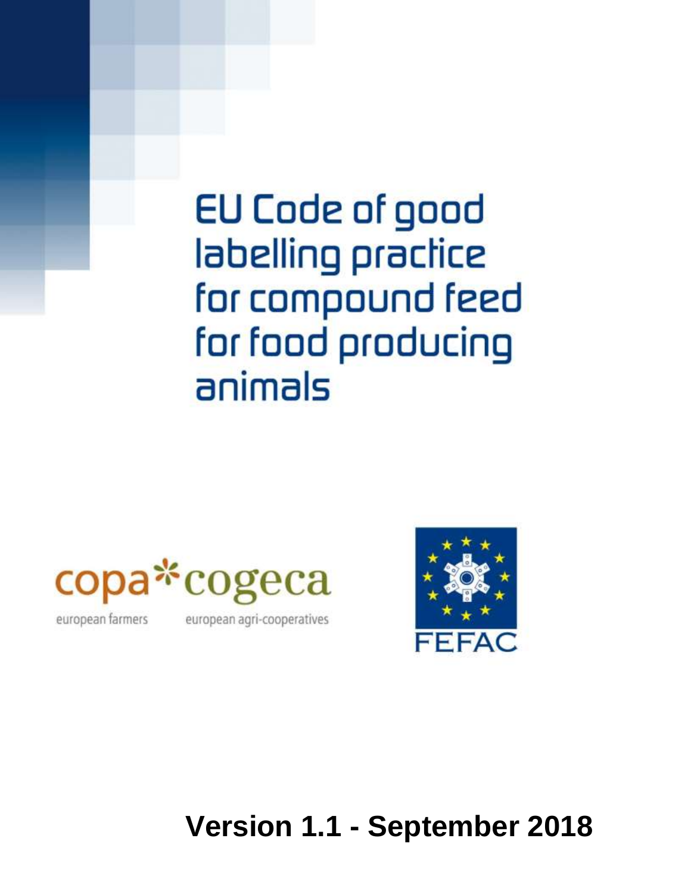# EU Code of good labelling practice for compound feed for food producing animals

copa cogeca

european farmers european agri-cooperatives

FEFAC

**Version 1.1 - September 2018**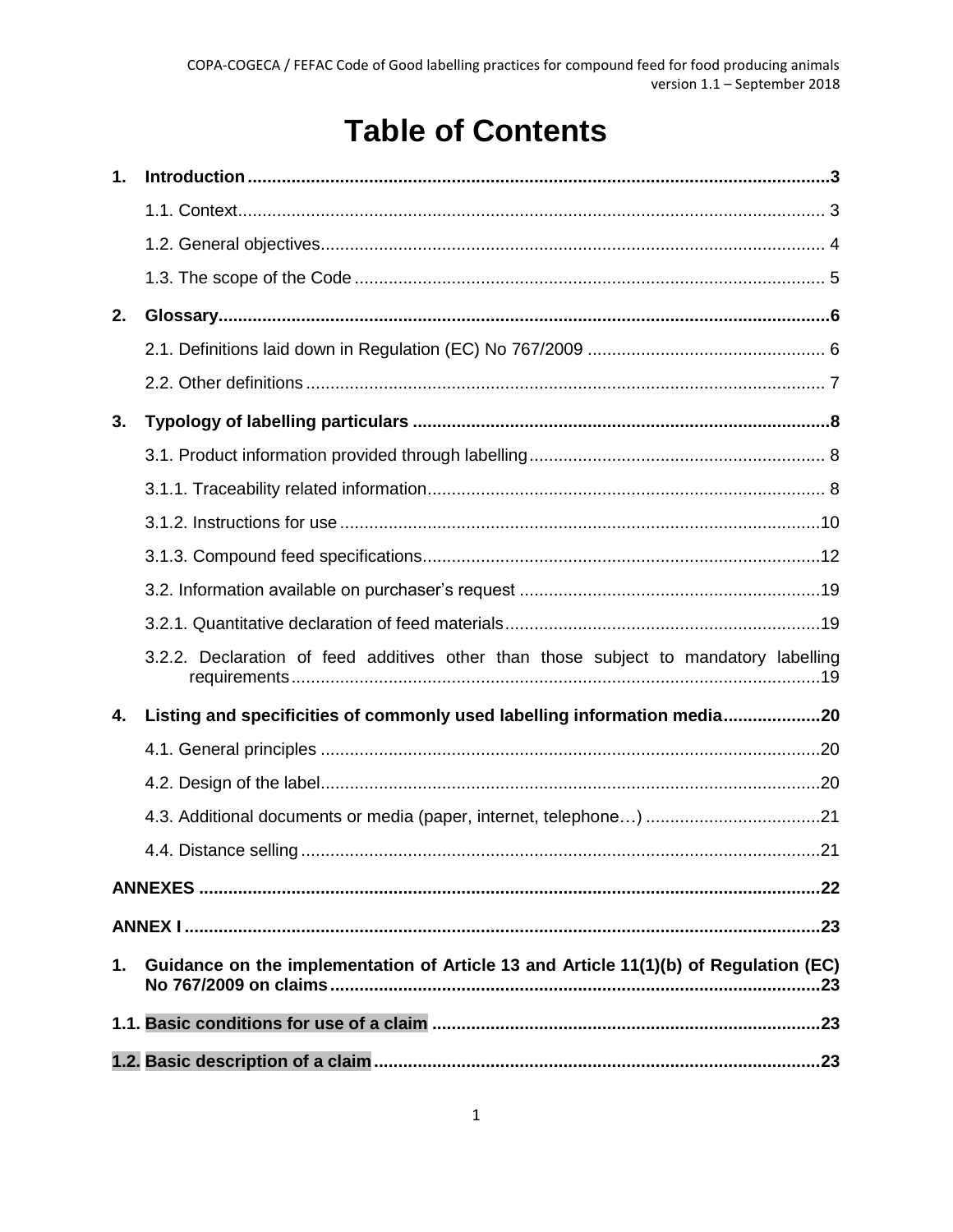# Table of Contents

**1. Introduction** ..... **3**

- 1.1. Context ..... 3
- 1.2. General objectives ..... 4
- 1.3. The scope of the Code ..... 5

**2. Glossary** ..... **6**

- 2.1. Definitions laid down in Regulation (EC) No 767/2009 ..... 6
- 2.2. Other definitions ..... 7

**3. Typology of labelling particulars** ..... **8**

- 3.1. Product information provided through labelling ..... 8
- 3.1.1. Traceability related information ..... 8
- 3.1.2. Instructions for use ..... 10
- 3.1.3. Compound feed specifications ..... 12
- 3.2. Information available on purchaser's request ..... 19
- 3.2.1. Quantitative declaration of feed materials ..... 19
- 3.2.2. Declaration of feed additives other than those subject to mandatory labelling requirements ..... 19

**4. Listing and specificities of commonly used labelling information media** ..... **20**

- 4.1. General principles ..... 20
- 4.2. Design of the label ..... 20
- 4.3. Additional documents or media (paper, internet, telephone…) ..... 21
- 4.4. Distance selling ..... 21

**ANNEXES** ..... **22**

**ANNEX I** ..... **23**

**1. Guidance on the implementation of Article 13 and Article 11(1)(b) of Regulation (EC) No 767/2009 on claims** ..... **23**

**1.1. Basic conditions for use of a claim** ..... **23**

**1.2. Basic description of a claim** ..... **23**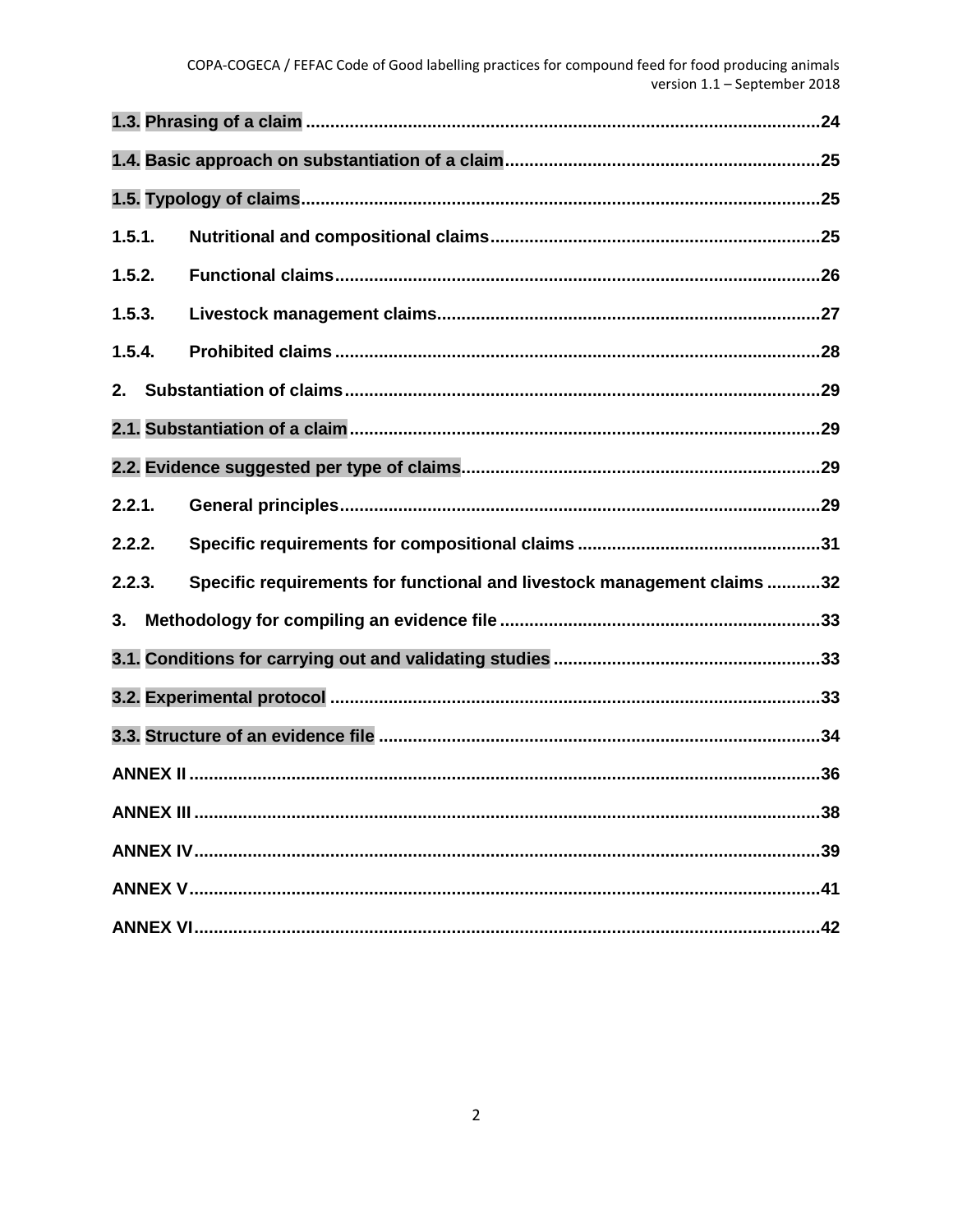**1.3. Phrasing of a claim** .......................................................................................................24

**1.4. Basic approach on substantiation of a claim**.................................................................25

**1.5. Typology of claims**.............................................................................................................25

**1.5.1. Nutritional and compositional claims**...................................................................25

**1.5.2. Functional claims**.....................................................................................................26

**1.5.3. Livestock management claims**................................................................................27

**1.5.4. Prohibited claims**.....................................................................................................28

**2. Substantiation of claims**.......................................................................................................29

**2.1. Substantiation of a claim**.....................................................................................................29

**2.2. Evidence suggested per type of claims**.............................................................................29

**2.2.1. General principles**....................................................................................................29

**2.2.2. Specific requirements for compositional claims** .................................................31

**2.2.3. Specific requirements for functional and livestock management claims** ...........32

**3. Methodology for compiling an evidence file** ......................................................................33

**3.1. Conditions for carrying out and validating studies** ........................................................33

**3.2. Experimental protocol** .......................................................................................................33

**3.3. Structure of an evidence file** .............................................................................................34

**ANNEX II**.......................................................................................................................................36

**ANNEX III**......................................................................................................................................38

**ANNEX IV**......................................................................................................................................39

**ANNEX V**.......................................................................................................................................41

**ANNEX VI**......................................................................................................................................42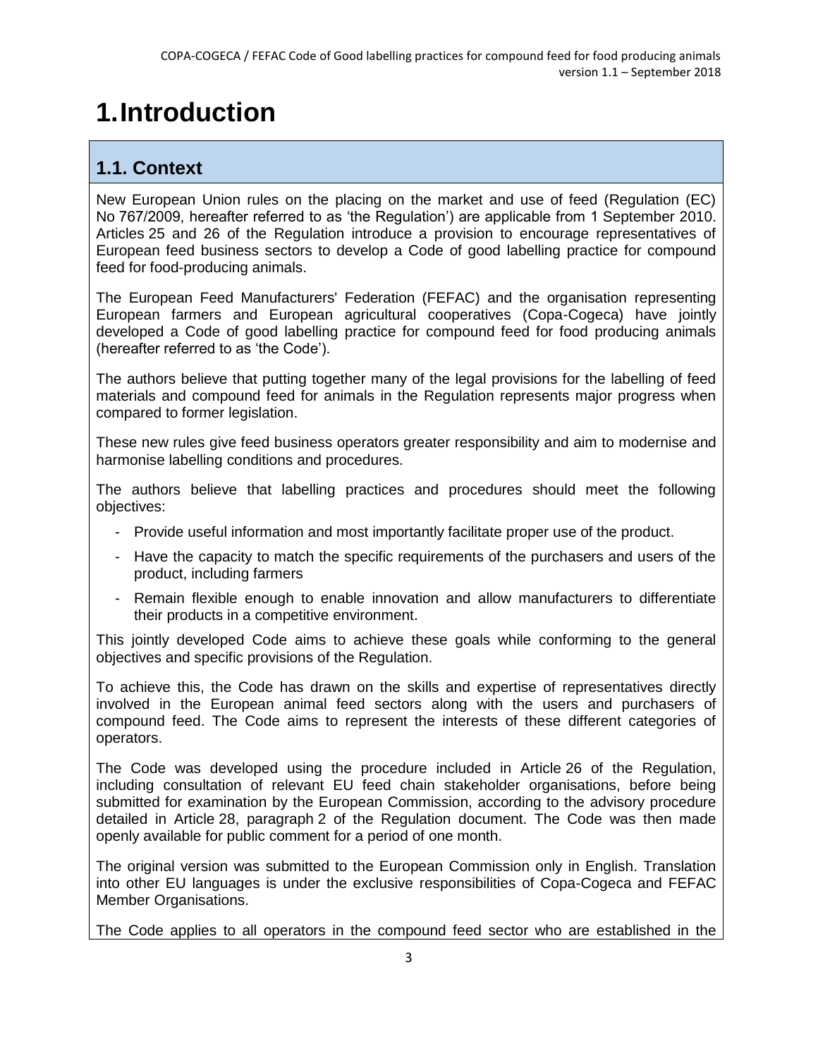# 1. Introduction

## 1.1. Context

New European Union rules on the placing on the market and use of feed (Regulation (EC) No 767/2009, hereafter referred to as 'the Regulation') are applicable from 1 September 2010. Articles 25 and 26 of the Regulation introduce a provision to encourage representatives of European feed business sectors to develop a Code of good labelling practice for compound feed for food-producing animals.

The European Feed Manufacturers' Federation (FEFAC) and the organisation representing European farmers and European agricultural cooperatives (Copa-Cogeca) have jointly developed a Code of good labelling practice for compound feed for food producing animals (hereafter referred to as 'the Code').

The authors believe that putting together many of the legal provisions for the labelling of feed materials and compound feed for animals in the Regulation represents major progress when compared to former legislation.

These new rules give feed business operators greater responsibility and aim to modernise and harmonise labelling conditions and procedures.

The authors believe that labelling practices and procedures should meet the following objectives:

- Provide useful information and most importantly facilitate proper use of the product.
- Have the capacity to match the specific requirements of the purchasers and users of the product, including farmers
- Remain flexible enough to enable innovation and allow manufacturers to differentiate their products in a competitive environment.

This jointly developed Code aims to achieve these goals while conforming to the general objectives and specific provisions of the Regulation.

To achieve this, the Code has drawn on the skills and expertise of representatives directly involved in the European animal feed sectors along with the users and purchasers of compound feed. The Code aims to represent the interests of these different categories of operators.

The Code was developed using the procedure included in Article 26 of the Regulation, including consultation of relevant EU feed chain stakeholder organisations, before being submitted for examination by the European Commission, according to the advisory procedure detailed in Article 28, paragraph 2 of the Regulation document. The Code was then made openly available for public comment for a period of one month.

The original version was submitted to the European Commission only in English. Translation into other EU languages is under the exclusive responsibilities of Copa-Cogeca and FEFAC Member Organisations.

The Code applies to all operators in the compound feed sector who are established in the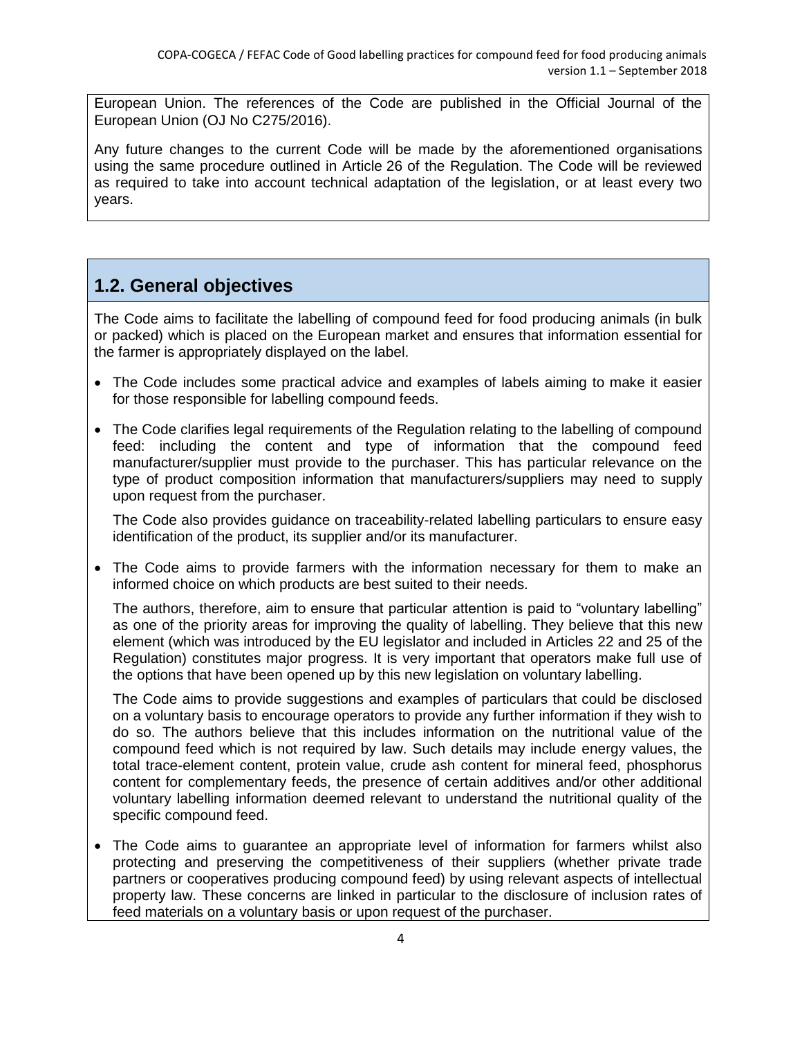European Union. The references of the Code are published in the Official Journal of the European Union (OJ No C275/2016).

Any future changes to the current Code will be made by the aforementioned organisations using the same procedure outlined in Article 26 of the Regulation. The Code will be reviewed as required to take into account technical adaptation of the legislation, or at least every two years.

## 1.2. General objectives

The Code aims to facilitate the labelling of compound feed for food producing animals (in bulk or packed) which is placed on the European market and ensures that information essential for the farmer is appropriately displayed on the label.

- The Code includes some practical advice and examples of labels aiming to make it easier for those responsible for labelling compound feeds.
- The Code clarifies legal requirements of the Regulation relating to the labelling of compound feed: including the content and type of information that the compound feed manufacturer/supplier must provide to the purchaser. This has particular relevance on the type of product composition information that manufacturers/suppliers may need to supply upon request from the purchaser.

  The Code also provides guidance on traceability-related labelling particulars to ensure easy identification of the product, its supplier and/or its manufacturer.
- The Code aims to provide farmers with the information necessary for them to make an informed choice on which products are best suited to their needs.

  The authors, therefore, aim to ensure that particular attention is paid to "voluntary labelling" as one of the priority areas for improving the quality of labelling. They believe that this new element (which was introduced by the EU legislator and included in Articles 22 and 25 of the Regulation) constitutes major progress. It is very important that operators make full use of the options that have been opened up by this new legislation on voluntary labelling.

  The Code aims to provide suggestions and examples of particulars that could be disclosed on a voluntary basis to encourage operators to provide any further information if they wish to do so. The authors believe that this includes information on the nutritional value of the compound feed which is not required by law. Such details may include energy values, the total trace-element content, protein value, crude ash content for mineral feed, phosphorus content for complementary feeds, the presence of certain additives and/or other additional voluntary labelling information deemed relevant to understand the nutritional quality of the specific compound feed.
- The Code aims to guarantee an appropriate level of information for farmers whilst also protecting and preserving the competitiveness of their suppliers (whether private trade partners or cooperatives producing compound feed) by using relevant aspects of intellectual property law. These concerns are linked in particular to the disclosure of inclusion rates of feed materials on a voluntary basis or upon request of the purchaser.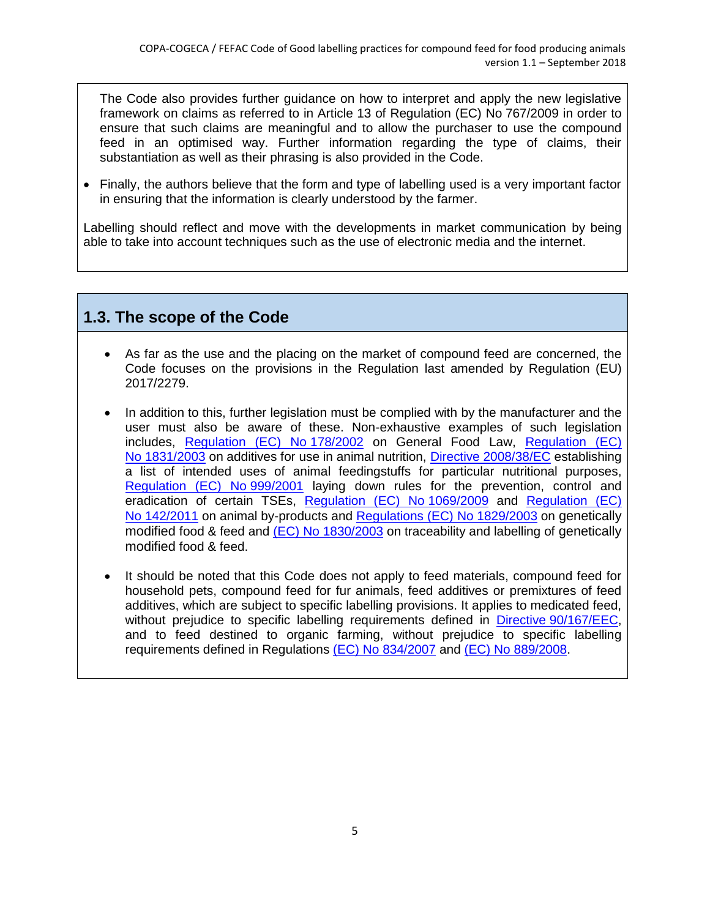The Code also provides further guidance on how to interpret and apply the new legislative framework on claims as referred to in Article 13 of Regulation (EC) No 767/2009 in order to ensure that such claims are meaningful and to allow the purchaser to use the compound feed in an optimised way. Further information regarding the type of claims, their substantiation as well as their phrasing is also provided in the Code.

- Finally, the authors believe that the form and type of labelling used is a very important factor in ensuring that the information is clearly understood by the farmer.

Labelling should reflect and move with the developments in market communication by being able to take into account techniques such as the use of electronic media and the internet.

## 1.3. The scope of the Code

- As far as the use and the placing on the market of compound feed are concerned, the Code focuses on the provisions in the Regulation last amended by Regulation (EU) 2017/2279.

- In addition to this, further legislation must be complied with by the manufacturer and the user must also be aware of these. Non-exhaustive examples of such legislation includes, Regulation (EC) No 178/2002 on General Food Law, Regulation (EC) No 1831/2003 on additives for use in animal nutrition, Directive 2008/38/EC establishing a list of intended uses of animal feedingstuffs for particular nutritional purposes, Regulation (EC) No 999/2001 laying down rules for the prevention, control and eradication of certain TSEs, Regulation (EC) No 1069/2009 and Regulation (EC) No 142/2011 on animal by-products and Regulations (EC) No 1829/2003 on genetically modified food & feed and (EC) No 1830/2003 on traceability and labelling of genetically modified food & feed.

- It should be noted that this Code does not apply to feed materials, compound feed for household pets, compound feed for fur animals, feed additives or premixtures of feed additives, which are subject to specific labelling provisions. It applies to medicated feed, without prejudice to specific labelling requirements defined in Directive 90/167/EEC, and to feed destined to organic farming, without prejudice to specific labelling requirements defined in Regulations (EC) No 834/2007 and (EC) No 889/2008.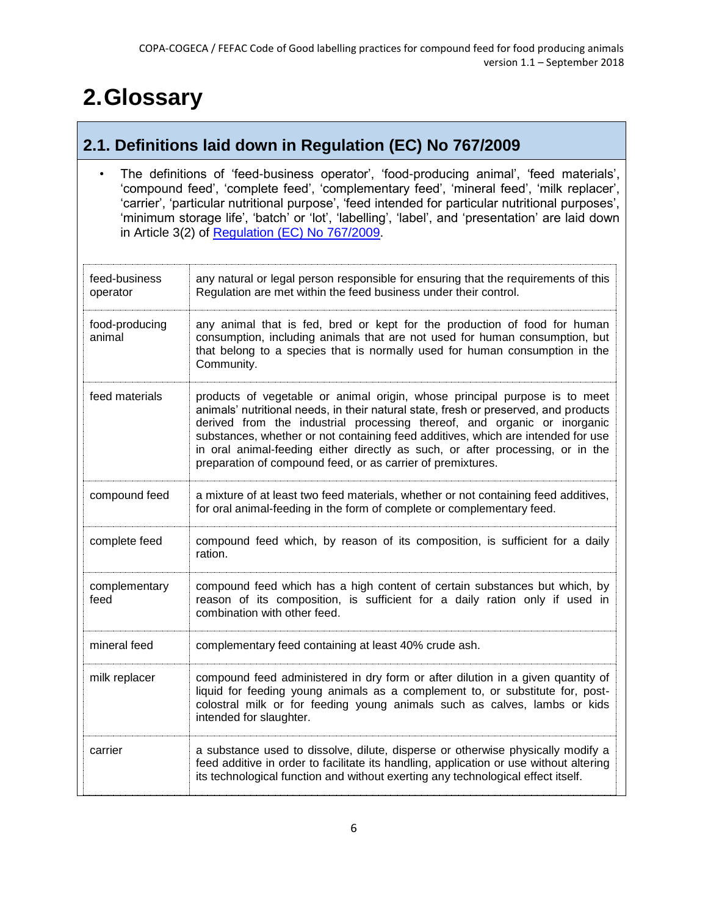# 2. Glossary

## 2.1. Definitions laid down in Regulation (EC) No 767/2009

- The definitions of 'feed-business operator', 'food-producing animal', 'feed materials', 'compound feed', 'complete feed', 'complementary feed', 'mineral feed', 'milk replacer', 'carrier', 'particular nutritional purpose', 'feed intended for particular nutritional purposes', 'minimum storage life', 'batch' or 'lot', 'labelling', 'label', and 'presentation' are laid down in Article 3(2) of Regulation (EC) No 767/2009.

| | |
|---|---|
| feed-business operator | any natural or legal person responsible for ensuring that the requirements of this Regulation are met within the feed business under their control. |
| food-producing animal | any animal that is fed, bred or kept for the production of food for human consumption, including animals that are not used for human consumption, but that belong to a species that is normally used for human consumption in the Community. |
| feed materials | products of vegetable or animal origin, whose principal purpose is to meet animals' nutritional needs, in their natural state, fresh or preserved, and products derived from the industrial processing thereof, and organic or inorganic substances, whether or not containing feed additives, which are intended for use in oral animal-feeding either directly as such, or after processing, or in the preparation of compound feed, or as carrier of premixtures. |
| compound feed | a mixture of at least two feed materials, whether or not containing feed additives, for oral animal-feeding in the form of complete or complementary feed. |
| complete feed | compound feed which, by reason of its composition, is sufficient for a daily ration. |
| complementary feed | compound feed which has a high content of certain substances but which, by reason of its composition, is sufficient for a daily ration only if used in combination with other feed. |
| mineral feed | complementary feed containing at least 40% crude ash. |
| milk replacer | compound feed administered in dry form or after dilution in a given quantity of liquid for feeding young animals as a complement to, or substitute for, post-colostral milk or for feeding young animals such as calves, lambs or kids intended for slaughter. |
| carrier | a substance used to dissolve, dilute, disperse or otherwise physically modify a feed additive in order to facilitate its handling, application or use without altering its technological function and without exerting any technological effect itself. |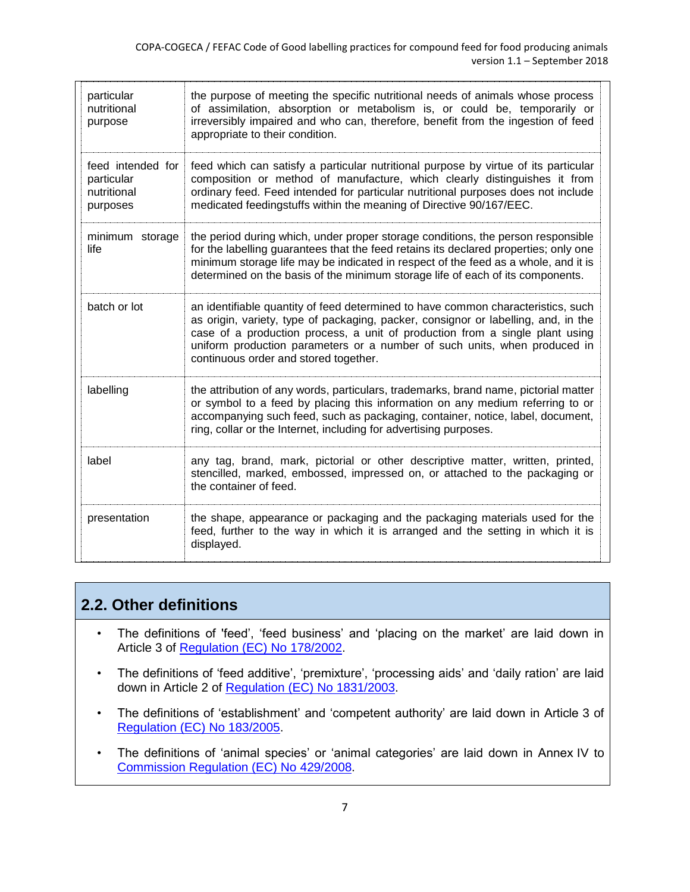| | |
|---|---|
| particular nutritional purpose | the purpose of meeting the specific nutritional needs of animals whose process of assimilation, absorption or metabolism is, or could be, temporarily or irreversibly impaired and who can, therefore, benefit from the ingestion of feed appropriate to their condition. |
| feed intended for particular nutritional purposes | feed which can satisfy a particular nutritional purpose by virtue of its particular composition or method of manufacture, which clearly distinguishes it from ordinary feed. Feed intended for particular nutritional purposes does not include medicated feedingstuffs within the meaning of Directive 90/167/EEC. |
| minimum storage life | the period during which, under proper storage conditions, the person responsible for the labelling guarantees that the feed retains its declared properties; only one minimum storage life may be indicated in respect of the feed as a whole, and it is determined on the basis of the minimum storage life of each of its components. |
| batch or lot | an identifiable quantity of feed determined to have common characteristics, such as origin, variety, type of packaging, packer, consignor or labelling, and, in the case of a production process, a unit of production from a single plant using uniform production parameters or a number of such units, when produced in continuous order and stored together. |
| labelling | the attribution of any words, particulars, trademarks, brand name, pictorial matter or symbol to a feed by placing this information on any medium referring to or accompanying such feed, such as packaging, container, notice, label, document, ring, collar or the Internet, including for advertising purposes. |
| label | any tag, brand, mark, pictorial or other descriptive matter, written, printed, stencilled, marked, embossed, impressed on, or attached to the packaging or the container of feed. |
| presentation | the shape, appearance or packaging and the packaging materials used for the feed, further to the way in which it is arranged and the setting in which it is displayed. |

## 2.2. Other definitions

- The definitions of 'feed', 'feed business' and 'placing on the market' are laid down in Article 3 of Regulation (EC) No 178/2002.
- The definitions of 'feed additive', 'premixture', 'processing aids' and 'daily ration' are laid down in Article 2 of Regulation (EC) No 1831/2003.
- The definitions of 'establishment' and 'competent authority' are laid down in Article 3 of Regulation (EC) No 183/2005.
- The definitions of 'animal species' or 'animal categories' are laid down in Annex IV to Commission Regulation (EC) No 429/2008.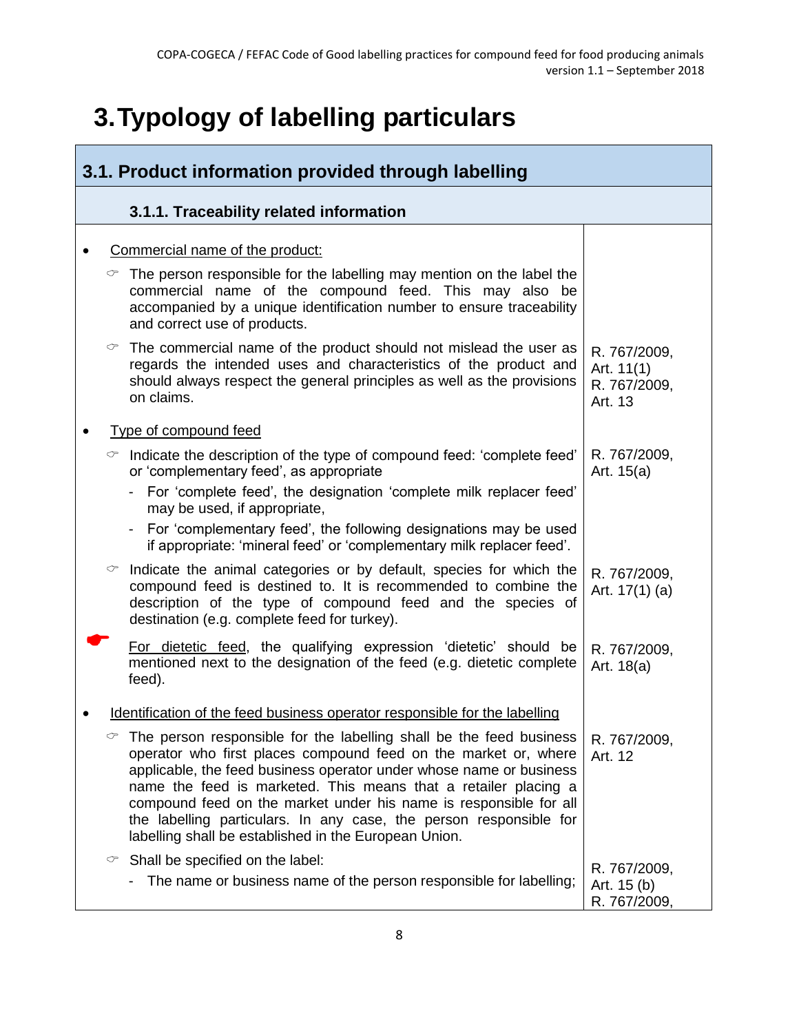# 3. Typology of labelling particulars

## 3.1. Product information provided through labelling

### 3.1.1. Traceability related information

| | |
|---|---|
| • <u>Commercial name of the product:</u> | |
| ☞ The person responsible for the labelling may mention on the label the commercial name of the compound feed. This may also be accompanied by a unique identification number to ensure traceability and correct use of products. | |
| ☞ The commercial name of the product should not mislead the user as regards the intended uses and characteristics of the product and should always respect the general principles as well as the provisions on claims. | R. 767/2009, Art. 11(1) R. 767/2009, Art. 13 |
| • <u>Type of compound feed</u> | |
| ☞ Indicate the description of the type of compound feed: 'complete feed' or 'complementary feed', as appropriate<br>- For 'complete feed', the designation 'complete milk replacer feed' may be used, if appropriate,<br>- For 'complementary feed', the following designations may be used if appropriate: 'mineral feed' or 'complementary milk replacer feed'. | R. 767/2009, Art. 15(a) |
| ☞ Indicate the animal categories or by default, species for which the compound feed is destined to. It is recommended to combine the description of the type of compound feed and the species of destination (e.g. complete feed for turkey). | R. 767/2009, Art. 17(1) (a) |
| <u>For dietetic feed</u>, the qualifying expression 'dietetic' should be mentioned next to the designation of the feed (e.g. dietetic complete feed). | R. 767/2009, Art. 18(a) |
| • <u>Identification of the feed business operator responsible for the labelling</u> | |
| ☞ The person responsible for the labelling shall be the feed business operator who first places compound feed on the market or, where applicable, the feed business operator under whose name or business name the feed is marketed. This means that a retailer placing a compound feed on the market under his name is responsible for all the labelling particulars. In any case, the person responsible for labelling shall be established in the European Union. | R. 767/2009, Art. 12 |
| ☞ Shall be specified on the label:<br>- The name or business name of the person responsible for labelling; | R. 767/2009, Art. 15 (b) R. 767/2009, |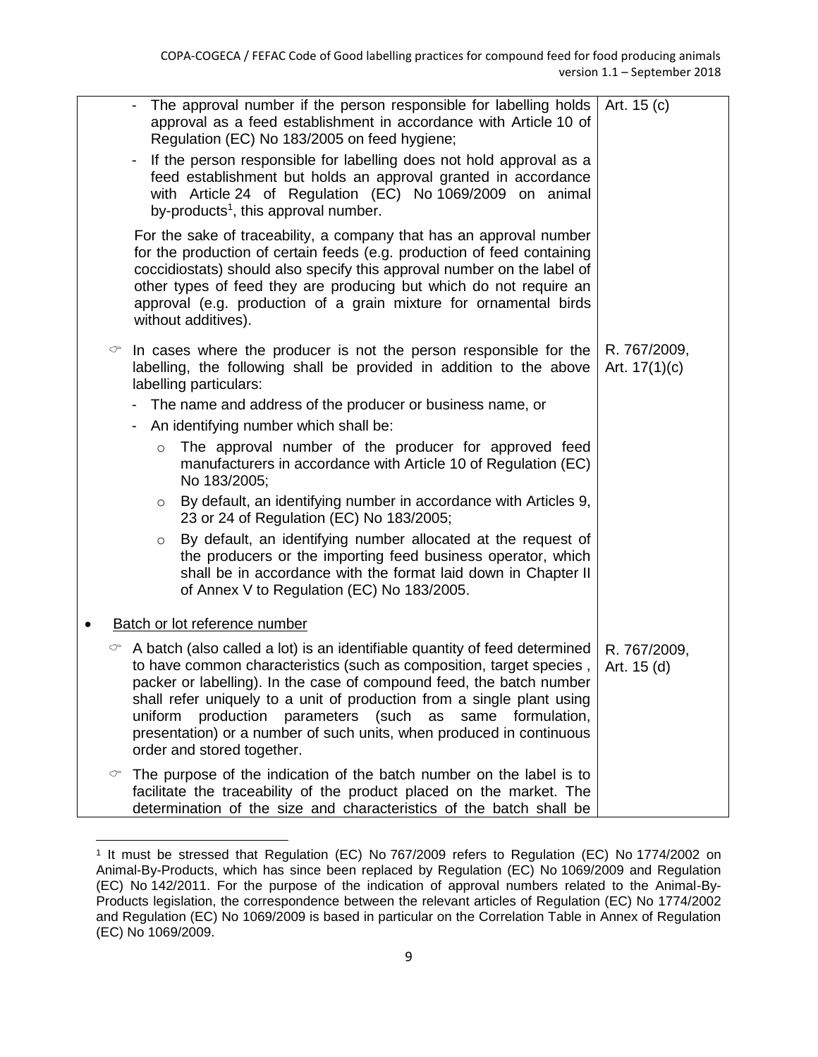| | |
|---|---|
| - The approval number if the person responsible for labelling holds approval as a feed establishment in accordance with Article 10 of Regulation (EC) No 183/2005 on feed hygiene;<br>- If the person responsible for labelling does not hold approval as a feed establishment but holds an approval granted in accordance with Article 24 of Regulation (EC) No 1069/2009 on animal by-products[1], this approval number.<br><br>For the sake of traceability, a company that has an approval number for the production of certain feeds (e.g. production of feed containing coccidiostats) should also specify this approval number on the label of other types of feed they are producing but which do not require an approval (e.g. production of a grain mixture for ornamental birds without additives). | Art. 15 (c) |
| ☞ In cases where the producer is not the person responsible for the labelling, the following shall be provided in addition to the above labelling particulars:<br>- The name and address of the producer or business name, or<br>- An identifying number which shall be:<br>  o The approval number of the producer for approved feed manufacturers in accordance with Article 10 of Regulation (EC) No 183/2005;<br>  o By default, an identifying number in accordance with Articles 9, 23 or 24 of Regulation (EC) No 183/2005;<br>  o By default, an identifying number allocated at the request of the producers or the importing feed business operator, which shall be in accordance with the format laid down in Chapter II of Annex V to Regulation (EC) No 183/2005. | R. 767/2009, Art. 17(1)(c) |
| • Batch or lot reference number | |
| ☞ A batch (also called a lot) is an identifiable quantity of feed determined to have common characteristics (such as composition, target species , packer or labelling). In the case of compound feed, the batch number shall refer uniquely to a unit of production from a single plant using uniform production parameters (such as same formulation, presentation) or a number of such units, when produced in continuous order and stored together.<br><br>☞ The purpose of the indication of the batch number on the label is to facilitate the traceability of the product placed on the market. The determination of the size and characteristics of the batch shall be | R. 767/2009, Art. 15 (d) |

[1] It must be stressed that Regulation (EC) No 767/2009 refers to Regulation (EC) No 1774/2002 on Animal-By-Products, which has since been replaced by Regulation (EC) No 1069/2009 and Regulation (EC) No 142/2011. For the purpose of the indication of approval numbers related to the Animal-By-Products legislation, the correspondence between the relevant articles of Regulation (EC) No 1774/2002 and Regulation (EC) No 1069/2009 is based in particular on the Correlation Table in Annex of Regulation (EC) No 1069/2009.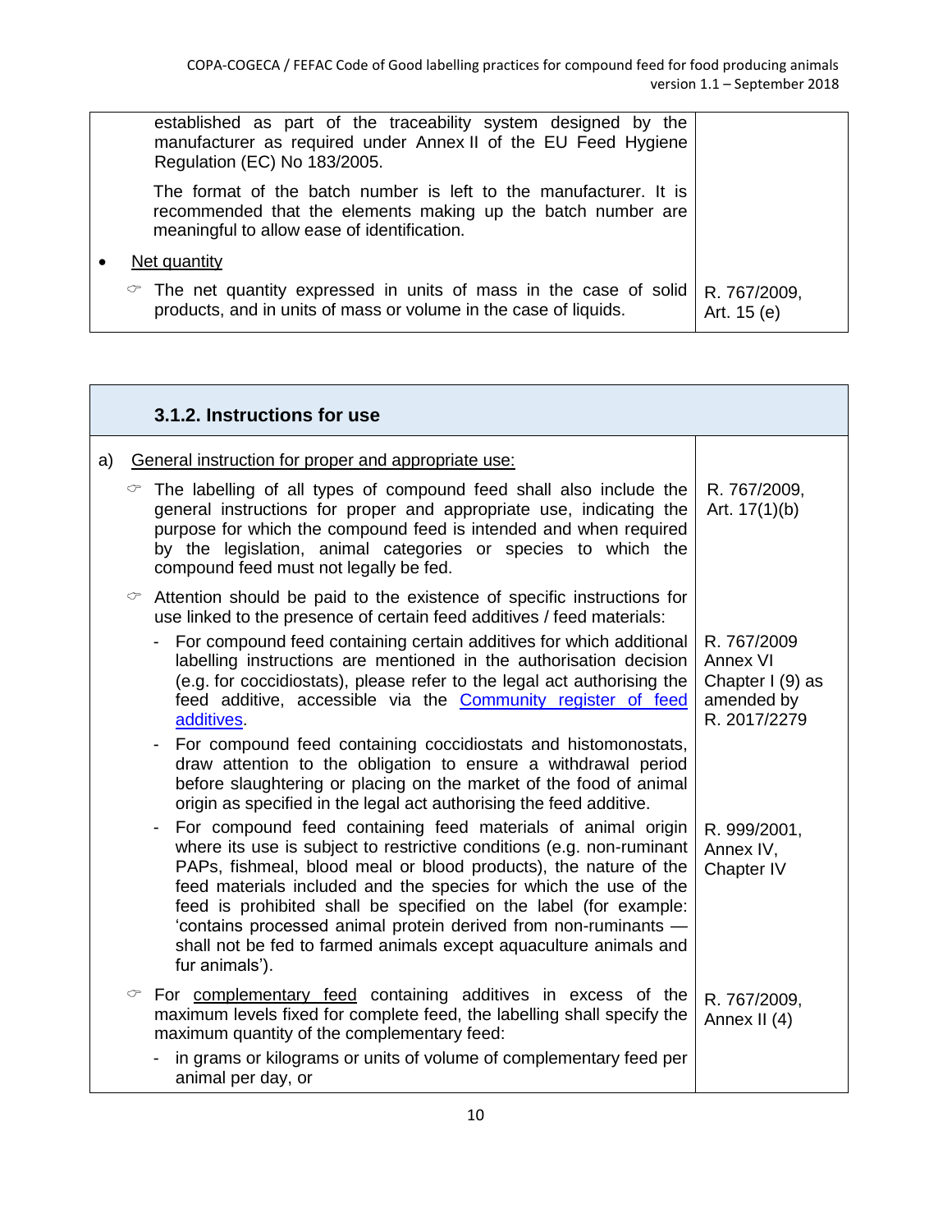| | |
|---|---|
| established as part of the traceability system designed by the manufacturer as required under Annex II of the EU Feed Hygiene Regulation (EC) No 183/2005.<br><br>The format of the batch number is left to the manufacturer. It is recommended that the elements making up the batch number are meaningful to allow ease of identification. | |
| • Net quantity | |
| ☞ The net quantity expressed in units of mass in the case of solid products, and in units of mass or volume in the case of liquids. | R. 767/2009, Art. 15 (e) |

| **3.1.2. Instructions for use** | |
|---|---|
| a) General instruction for proper and appropriate use: | |
| ☞ The labelling of all types of compound feed shall also include the general instructions for proper and appropriate use, indicating the purpose for which the compound feed is intended and when required by the legislation, animal categories or species to which the compound feed must not legally be fed. | R. 767/2009, Art. 17(1)(b) |
| ☞ Attention should be paid to the existence of specific instructions for use linked to the presence of certain feed additives / feed materials: | |
| - For compound feed containing certain additives for which additional labelling instructions are mentioned in the authorisation decision (e.g. for coccidiostats), please refer to the legal act authorising the feed additive, accessible via the [Community register of feed additives]. | R. 767/2009 Annex VI Chapter I (9) as amended by R. 2017/2279 |
| - For compound feed containing coccidiostats and histomonostats, draw attention to the obligation to ensure a withdrawal period before slaughtering or placing on the market of the food of animal origin as specified in the legal act authorising the feed additive. | |
| - For compound feed containing feed materials of animal origin where its use is subject to restrictive conditions (e.g. non-ruminant PAPs, fishmeal, blood meal or blood products), the nature of the feed materials included and the species for which the use of the feed is prohibited shall be specified on the label (for example: 'contains processed animal protein derived from non-ruminants — shall not be fed to farmed animals except aquaculture animals and fur animals'). | R. 999/2001, Annex IV, Chapter IV |
| ☞ For complementary feed containing additives in excess of the maximum levels fixed for complete feed, the labelling shall specify the maximum quantity of the complementary feed:<br>- in grams or kilograms or units of volume of complementary feed per animal per day, or | R. 767/2009, Annex II (4) |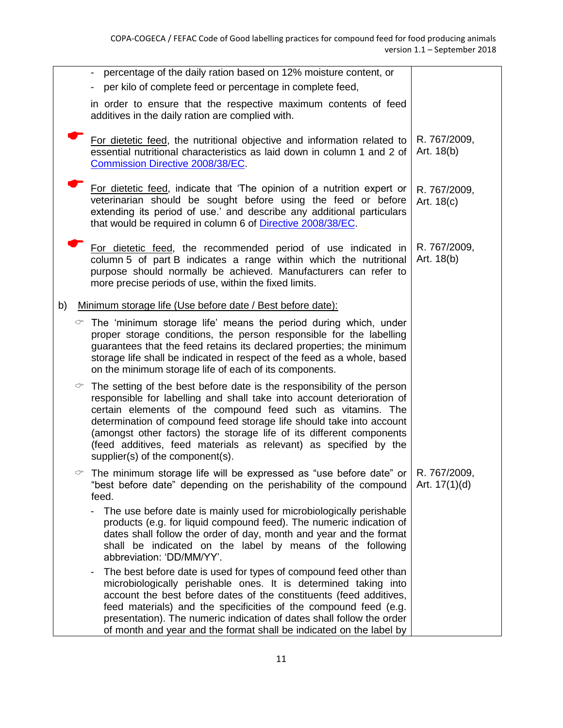| | |
|---|---|
| - percentage of the daily ration based on 12% moisture content, or<br>- per kilo of complete feed or percentage in complete feed,<br><br>in order to ensure that the respective maximum contents of feed additives in the daily ration are complied with. | |
| ☛ For dietetic feed, the nutritional objective and information related to essential nutritional characteristics as laid down in column 1 and 2 of Commission Directive 2008/38/EC. | R. 767/2009, Art. 18(b) |
| ☛ For dietetic feed, indicate that 'The opinion of a nutrition expert or veterinarian should be sought before using the feed or before extending its period of use.' and describe any additional particulars that would be required in column 6 of Directive 2008/38/EC. | R. 767/2009, Art. 18(c) |
| ☛ For dietetic feed, the recommended period of use indicated in column 5 of part B indicates a range within which the nutritional purpose should normally be achieved. Manufacturers can refer to more precise periods of use, within the fixed limits. | R. 767/2009, Art. 18(b) |
| b) Minimum storage life (Use before date / Best before date):<br><br>☞ The 'minimum storage life' means the period during which, under proper storage conditions, the person responsible for the labelling guarantees that the feed retains its declared properties; the minimum storage life shall be indicated in respect of the feed as a whole, based on the minimum storage life of each of its components.<br><br>☞ The setting of the best before date is the responsibility of the person responsible for labelling and shall take into account deterioration of certain elements of the compound feed such as vitamins. The determination of compound feed storage life should take into account (amongst other factors) the storage life of its different components (feed additives, feed materials as relevant) as specified by the supplier(s) of the component(s). | |
| ☞ The minimum storage life will be expressed as "use before date" or "best before date" depending on the perishability of the compound feed.<br><br>- The use before date is mainly used for microbiologically perishable products (e.g. for liquid compound feed). The numeric indication of dates shall follow the order of day, month and year and the format shall be indicated on the label by means of the following abbreviation: 'DD/MM/YY'.<br><br>- The best before date is used for types of compound feed other than microbiologically perishable ones. It is determined taking into account the best before dates of the constituents (feed additives, feed materials) and the specificities of the compound feed (e.g. presentation). The numeric indication of dates shall follow the order of month and year and the format shall be indicated on the label by | R. 767/2009, Art. 17(1)(d) |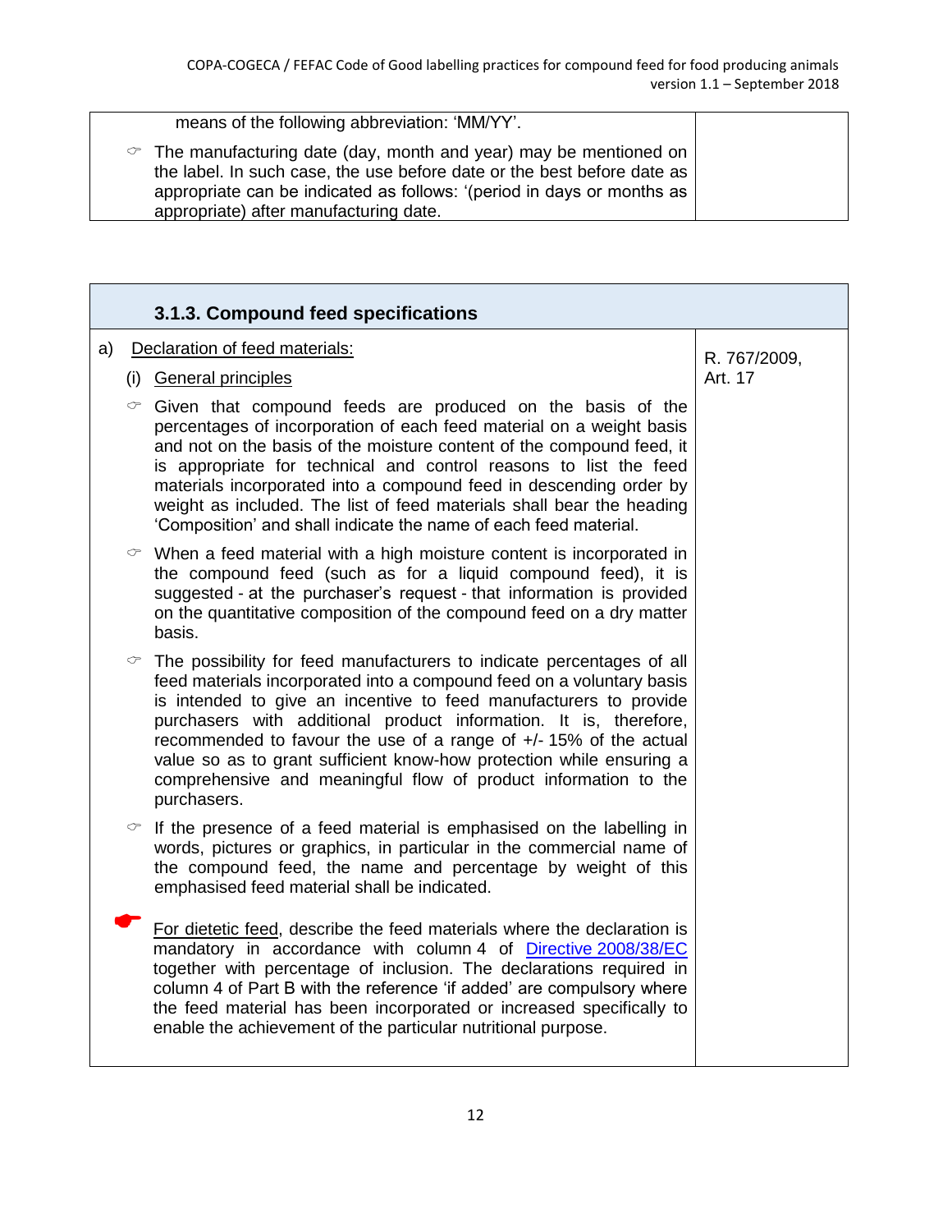| | |
|---|---|
| means of the following abbreviation: 'MM/YY'.<br><br>☞ The manufacturing date (day, month and year) may be mentioned on the label. In such case, the use before date or the best before date as appropriate can be indicated as follows: '(period in days or months as appropriate) after manufacturing date. | |

| **3.1.3. Compound feed specifications** | |
|---|---|
| a) Declaration of feed materials:<br><br>(i) General principles<br><br>☞ Given that compound feeds are produced on the basis of the percentages of incorporation of each feed material on a weight basis and not on the basis of the moisture content of the compound feed, it is appropriate for technical and control reasons to list the feed materials incorporated into a compound feed in descending order by weight as included. The list of feed materials shall bear the heading 'Composition' and shall indicate the name of each feed material.<br><br>☞ When a feed material with a high moisture content is incorporated in the compound feed (such as for a liquid compound feed), it is suggested - at the purchaser's request - that information is provided on the quantitative composition of the compound feed on a dry matter basis.<br><br>☞ The possibility for feed manufacturers to indicate percentages of all feed materials incorporated into a compound feed on a voluntary basis is intended to give an incentive to feed manufacturers to provide purchasers with additional product information. It is, therefore, recommended to favour the use of a range of +/- 15% of the actual value so as to grant sufficient know-how protection while ensuring a comprehensive and meaningful flow of product information to the purchasers.<br><br>☞ If the presence of a feed material is emphasised on the labelling in words, pictures or graphics, in particular in the commercial name of the compound feed, the name and percentage by weight of this emphasised feed material shall be indicated.<br><br>☛ For dietetic feed, describe the feed materials where the declaration is mandatory in accordance with column 4 of Directive 2008/38/EC together with percentage of inclusion. The declarations required in column 4 of Part B with the reference 'if added' are compulsory where the feed material has been incorporated or increased specifically to enable the achievement of the particular nutritional purpose. | R. 767/2009, Art. 17 |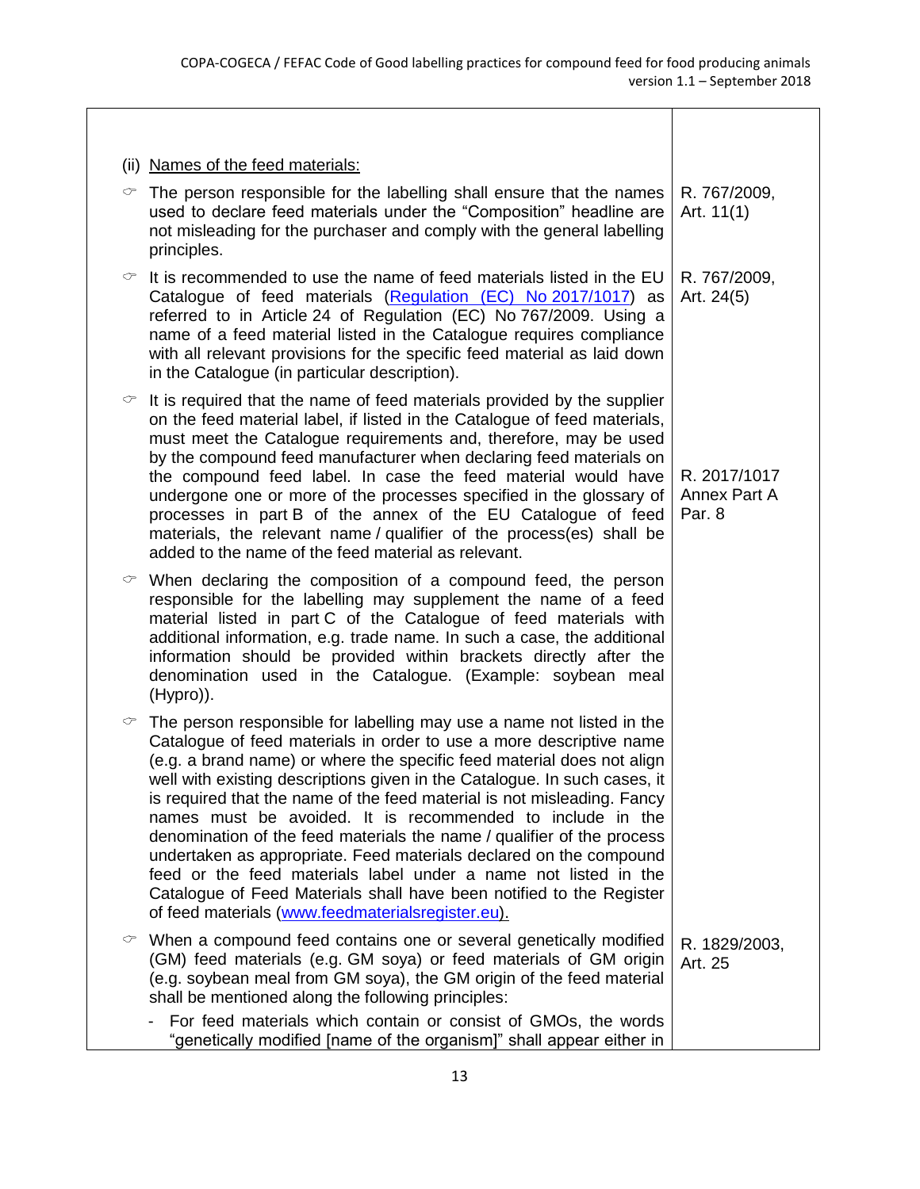| | |
|---|---|
| (ii) Names of the feed materials: | |
| ☞ The person responsible for the labelling shall ensure that the names used to declare feed materials under the "Composition" headline are not misleading for the purchaser and comply with the general labelling principles. | R. 767/2009, Art. 11(1) |
| ☞ It is recommended to use the name of feed materials listed in the EU Catalogue of feed materials (Regulation (EC) No 2017/1017) as referred to in Article 24 of Regulation (EC) No 767/2009. Using a name of a feed material listed in the Catalogue requires compliance with all relevant provisions for the specific feed material as laid down in the Catalogue (in particular description). | R. 767/2009, Art. 24(5) |
| ☞ It is required that the name of feed materials provided by the supplier on the feed material label, if listed in the Catalogue of feed materials, must meet the Catalogue requirements and, therefore, may be used by the compound feed manufacturer when declaring feed materials on the compound feed label. In case the feed material would have undergone one or more of the processes specified in the glossary of processes in part B of the annex of the EU Catalogue of feed materials, the relevant name / qualifier of the process(es) shall be added to the name of the feed material as relevant. | R. 2017/1017 Annex Part A Par. 8 |
| ☞ When declaring the composition of a compound feed, the person responsible for the labelling may supplement the name of a feed material listed in part C of the Catalogue of feed materials with additional information, e.g. trade name. In such a case, the additional information should be provided within brackets directly after the denomination used in the Catalogue. (Example: soybean meal (Hypro)). | |
| ☞ The person responsible for labelling may use a name not listed in the Catalogue of feed materials in order to use a more descriptive name (e.g. a brand name) or where the specific feed material does not align well with existing descriptions given in the Catalogue. In such cases, it is required that the name of the feed material is not misleading. Fancy names must be avoided. It is recommended to include in the denomination of the feed materials the name / qualifier of the process undertaken as appropriate. Feed materials declared on the compound feed or the feed materials label under a name not listed in the Catalogue of Feed Materials shall have been notified to the Register of feed materials (www.feedmaterialsregister.eu). | |
| ☞ When a compound feed contains one or several genetically modified (GM) feed materials (e.g. GM soya) or feed materials of GM origin (e.g. soybean meal from GM soya), the GM origin of the feed material shall be mentioned along the following principles:<br>- For feed materials which contain or consist of GMOs, the words "genetically modified [name of the organism]" shall appear either in | R. 1829/2003, Art. 25 |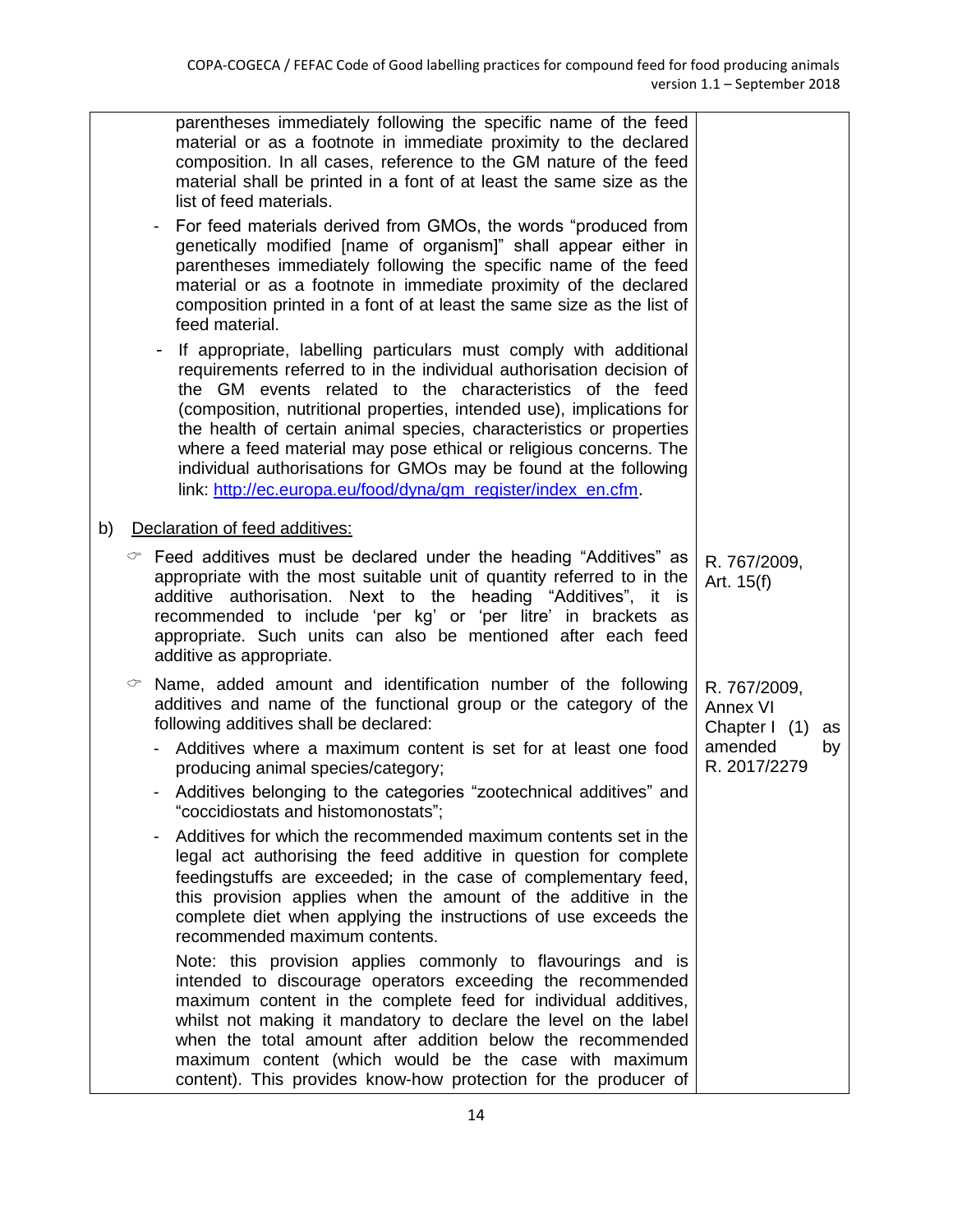| | |
|---|---|
| parentheses immediately following the specific name of the feed material or as a footnote in immediate proximity to the declared composition. In all cases, reference to the GM nature of the feed material shall be printed in a font of at least the same size as the list of feed materials.<br>- For feed materials derived from GMOs, the words "produced from genetically modified [name of organism]" shall appear either in parentheses immediately following the specific name of the feed material or as a footnote in immediate proximity of the declared composition printed in a font of at least the same size as the list of feed material.<br>- If appropriate, labelling particulars must comply with additional requirements referred to in the individual authorisation decision of the GM events related to the characteristics of the feed (composition, nutritional properties, intended use), implications for the health of certain animal species, characteristics or properties where a feed material may pose ethical or religious concerns. The individual authorisations for GMOs may be found at the following link: http://ec.europa.eu/food/dyna/gm_register/index_en.cfm. | |
| b) Declaration of feed additives: | |
| ☞ Feed additives must be declared under the heading "Additives" as appropriate with the most suitable unit of quantity referred to in the additive authorisation. Next to the heading "Additives", it is recommended to include 'per kg' or 'per litre' in brackets as appropriate. Such units can also be mentioned after each feed additive as appropriate. | R. 767/2009, Art. 15(f) |
| ☞ Name, added amount and identification number of the following additives and name of the functional group or the category of the following additives shall be declared:<br>- Additives where a maximum content is set for at least one food producing animal species/category;<br>- Additives belonging to the categories "zootechnical additives" and "coccidiostats and histomonostats";<br>- Additives for which the recommended maximum contents set in the legal act authorising the feed additive in question for complete feedingstuffs are exceeded; in the case of complementary feed, this provision applies when the amount of the additive in the complete diet when applying the instructions of use exceeds the recommended maximum contents.<br>Note: this provision applies commonly to flavourings and is intended to discourage operators exceeding the recommended maximum content in the complete feed for individual additives, whilst not making it mandatory to declare the level on the label when the total amount after addition below the recommended maximum content (which would be the case with maximum content). This provides know-how protection for the producer of | R. 767/2009, Annex VI Chapter I (1) as amended by R. 2017/2279 |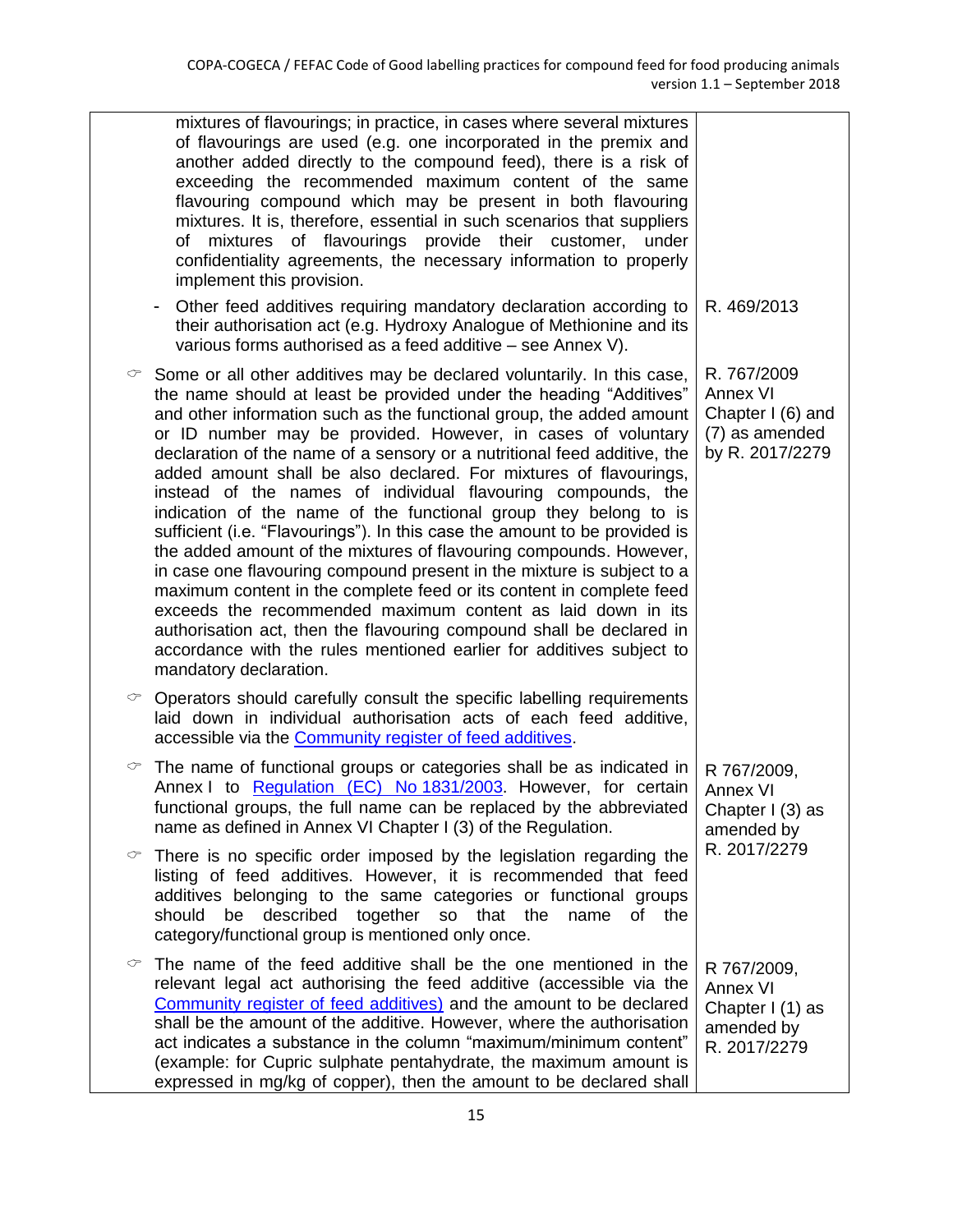| | |
|---|---|
| mixtures of flavourings; in practice, in cases where several mixtures of flavourings are used (e.g. one incorporated in the premix and another added directly to the compound feed), there is a risk of exceeding the recommended maximum content of the same flavouring compound which may be present in both flavouring mixtures. It is, therefore, essential in such scenarios that suppliers of mixtures of flavourings provide their customer, under confidentiality agreements, the necessary information to properly implement this provision. | |
| - Other feed additives requiring mandatory declaration according to their authorisation act (e.g. Hydroxy Analogue of Methionine and its various forms authorised as a feed additive – see Annex V). | R. 469/2013 |
| ☞ Some or all other additives may be declared voluntarily. In this case, the name should at least be provided under the heading "Additives" and other information such as the functional group, the added amount or ID number may be provided. However, in cases of voluntary declaration of the name of a sensory or a nutritional feed additive, the added amount shall be also declared. For mixtures of flavourings, instead of the names of individual flavouring compounds, the indication of the name of the functional group they belong to is sufficient (i.e. "Flavourings"). In this case the amount to be provided is the added amount of the mixtures of flavouring compounds. However, in case one flavouring compound present in the mixture is subject to a maximum content in the complete feed or its content in complete feed exceeds the recommended maximum content as laid down in its authorisation act, then the flavouring compound shall be declared in accordance with the rules mentioned earlier for additives subject to mandatory declaration. | R. 767/2009 Annex VI Chapter I (6) and (7) as amended by R. 2017/2279 |
| ☞ Operators should carefully consult the specific labelling requirements laid down in individual authorisation acts of each feed additive, accessible via the Community register of feed additives. | |
| ☞ The name of functional groups or categories shall be as indicated in Annex I to Regulation (EC) No 1831/2003. However, for certain functional groups, the full name can be replaced by the abbreviated name as defined in Annex VI Chapter I (3) of the Regulation.<br><br>☞ There is no specific order imposed by the legislation regarding the listing of feed additives. However, it is recommended that feed additives belonging to the same categories or functional groups should be described together so that the name of the category/functional group is mentioned only once. | R 767/2009, Annex VI Chapter I (3) as amended by R. 2017/2279 |
| ☞ The name of the feed additive shall be the one mentioned in the relevant legal act authorising the feed additive (accessible via the Community register of feed additives) and the amount to be declared shall be the amount of the additive. However, where the authorisation act indicates a substance in the column "maximum/minimum content" (example: for Cupric sulphate pentahydrate, the maximum amount is expressed in mg/kg of copper), then the amount to be declared shall | R 767/2009, Annex VI Chapter I (1) as amended by R. 2017/2279 |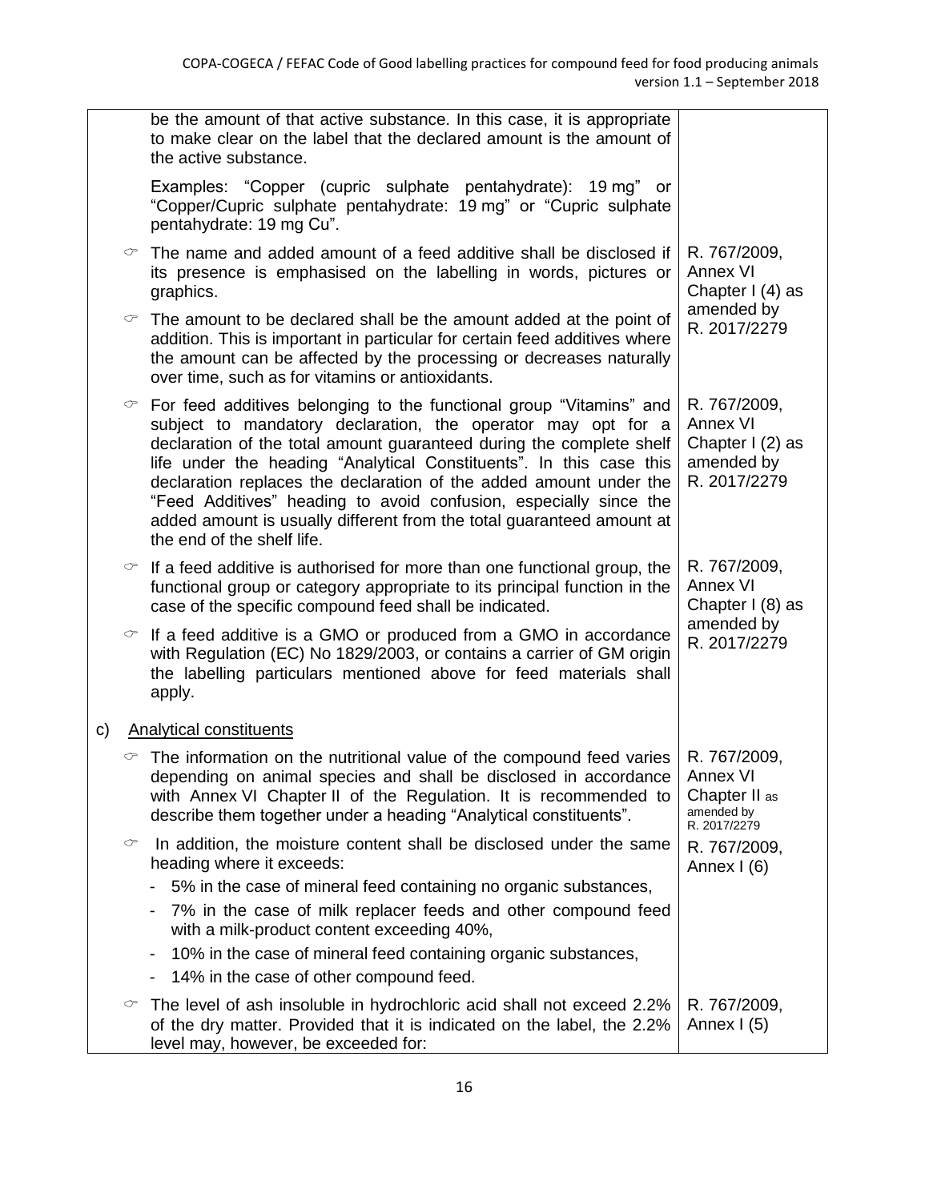| | |
|---|---|
| be the amount of that active substance. In this case, it is appropriate to make clear on the label that the declared amount is the amount of the active substance.<br><br>Examples: "Copper (cupric sulphate pentahydrate): 19 mg" or "Copper/Cupric sulphate pentahydrate: 19 mg" or "Cupric sulphate pentahydrate: 19 mg Cu". | |
| ☞ The name and added amount of a feed additive shall be disclosed if its presence is emphasised on the labelling in words, pictures or graphics.<br><br>☞ The amount to be declared shall be the amount added at the point of addition. This is important in particular for certain feed additives where the amount can be affected by the processing or decreases naturally over time, such as for vitamins or antioxidants. | R. 767/2009, Annex VI Chapter I (4) as amended by R. 2017/2279 |
| ☞ For feed additives belonging to the functional group "Vitamins" and subject to mandatory declaration, the operator may opt for a declaration of the total amount guaranteed during the complete shelf life under the heading "Analytical Constituents". In this case this declaration replaces the declaration of the added amount under the "Feed Additives" heading to avoid confusion, especially since the added amount is usually different from the total guaranteed amount at the end of the shelf life. | R. 767/2009, Annex VI Chapter I (2) as amended by R. 2017/2279 |
| ☞ If a feed additive is authorised for more than one functional group, the functional group or category appropriate to its principal function in the case of the specific compound feed shall be indicated.<br><br>☞ If a feed additive is a GMO or produced from a GMO in accordance with Regulation (EC) No 1829/2003, or contains a carrier of GM origin the labelling particulars mentioned above for feed materials shall apply. | R. 767/2009, Annex VI Chapter I (8) as amended by R. 2017/2279 |
| c) <u>Analytical constituents</u> | |
| ☞ The information on the nutritional value of the compound feed varies depending on animal species and shall be disclosed in accordance with Annex VI Chapter II of the Regulation. It is recommended to describe them together under a heading "Analytical constituents". | R. 767/2009, Annex VI Chapter II as amended by R. 2017/2279 |
| ☞ In addition, the moisture content shall be disclosed under the same heading where it exceeds:<br>- 5% in the case of mineral feed containing no organic substances,<br>- 7% in the case of milk replacer feeds and other compound feed with a milk-product content exceeding 40%,<br>- 10% in the case of mineral feed containing organic substances,<br>- 14% in the case of other compound feed. | R. 767/2009, Annex I (6) |
| ☞ The level of ash insoluble in hydrochloric acid shall not exceed 2.2% of the dry matter. Provided that it is indicated on the label, the 2.2% level may, however, be exceeded for: | R. 767/2009, Annex I (5) |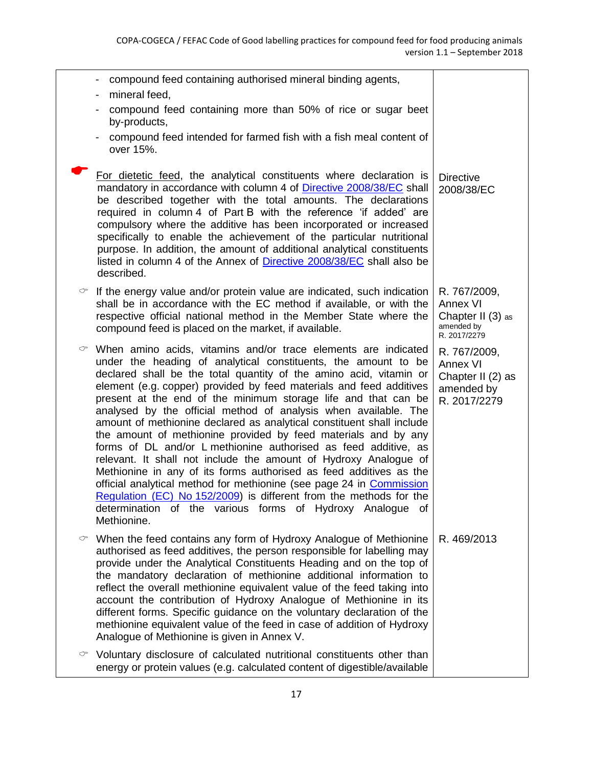| | |
|---|---|
| - compound feed containing authorised mineral binding agents,<br>- mineral feed,<br>- compound feed containing more than 50% of rice or sugar beet by-products,<br>- compound feed intended for farmed fish with a fish meal content of over 15%. | |
| ☛ For dietetic feed, the analytical constituents where declaration is mandatory in accordance with column 4 of Directive 2008/38/EC shall be described together with the total amounts. The declarations required in column 4 of Part B with the reference 'if added' are compulsory where the additive has been incorporated or increased specifically to enable the achievement of the particular nutritional purpose. In addition, the amount of additional analytical constituents listed in column 4 of the Annex of Directive 2008/38/EC shall also be described. | Directive 2008/38/EC |
| ☞ If the energy value and/or protein value are indicated, such indication shall be in accordance with the EC method if available, or with the respective official national method in the Member State where the compound feed is placed on the market, if available. | R. 767/2009, Annex VI Chapter II (3) as amended by R. 2017/2279 |
| ☞ When amino acids, vitamins and/or trace elements are indicated under the heading of analytical constituents, the amount to be declared shall be the total quantity of the amino acid, vitamin or element (e.g. copper) provided by feed materials and feed additives present at the end of the minimum storage life and that can be analysed by the official method of analysis when available. The amount of methionine declared as analytical constituent shall include the amount of methionine provided by feed materials and by any forms of DL and/or L methionine authorised as feed additive, as relevant. It shall not include the amount of Hydroxy Analogue of Methionine in any of its forms authorised as feed additives as the official analytical method for methionine (see page 24 in Commission Regulation (EC) No 152/2009) is different from the methods for the determination of the various forms of Hydroxy Analogue of Methionine. | R. 767/2009, Annex VI Chapter II (2) as amended by R. 2017/2279 |
| ☞ When the feed contains any form of Hydroxy Analogue of Methionine authorised as feed additives, the person responsible for labelling may provide under the Analytical Constituents Heading and on the top of the mandatory declaration of methionine additional information to reflect the overall methionine equivalent value of the feed taking into account the contribution of Hydroxy Analogue of Methionine in its different forms. Specific guidance on the voluntary declaration of the methionine equivalent value of the feed in case of addition of Hydroxy Analogue of Methionine is given in Annex V. | R. 469/2013 |
| ☞ Voluntary disclosure of calculated nutritional constituents other than energy or protein values (e.g. calculated content of digestible/available | |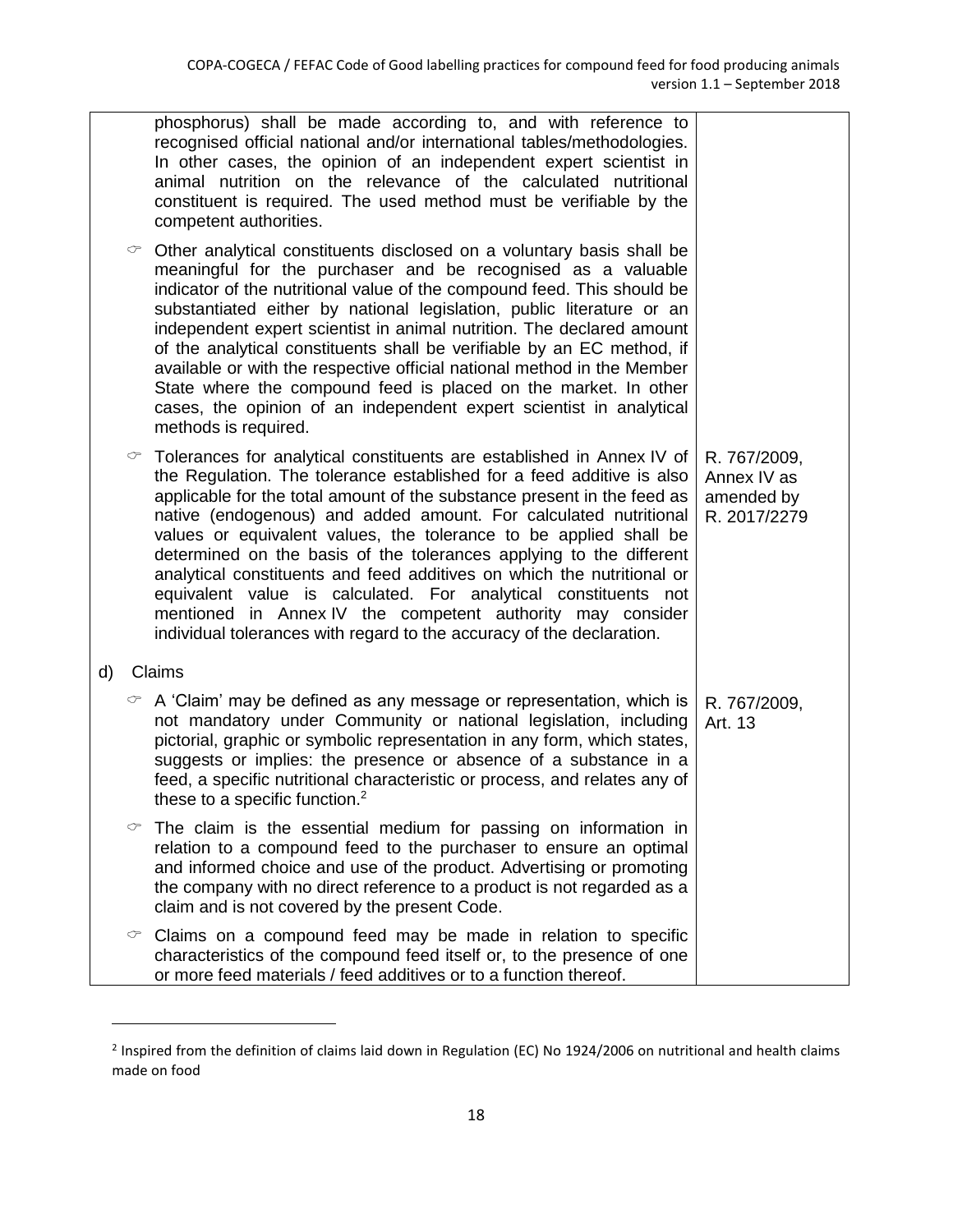| | |
|---|---|
| phosphorus) shall be made according to, and with reference to recognised official national and/or international tables/methodologies. In other cases, the opinion of an independent expert scientist in animal nutrition on the relevance of the calculated nutritional constituent is required. The used method must be verifiable by the competent authorities. | |
| ☞ Other analytical constituents disclosed on a voluntary basis shall be meaningful for the purchaser and be recognised as a valuable indicator of the nutritional value of the compound feed. This should be substantiated either by national legislation, public literature or an independent expert scientist in animal nutrition. The declared amount of the analytical constituents shall be verifiable by an EC method, if available or with the respective official national method in the Member State where the compound feed is placed on the market. In other cases, the opinion of an independent expert scientist in analytical methods is required. | |
| ☞ Tolerances for analytical constituents are established in Annex IV of the Regulation. The tolerance established for a feed additive is also applicable for the total amount of the substance present in the feed as native (endogenous) and added amount. For calculated nutritional values or equivalent values, the tolerance to be applied shall be determined on the basis of the tolerances applying to the different analytical constituents and feed additives on which the nutritional or equivalent value is calculated. For analytical constituents not mentioned in Annex IV the competent authority may consider individual tolerances with regard to the accuracy of the declaration. | R. 767/2009, Annex IV as amended by R. 2017/2279 |
| d) Claims | |
| ☞ A 'Claim' may be defined as any message or representation, which is not mandatory under Community or national legislation, including pictorial, graphic or symbolic representation in any form, which states, suggests or implies: the presence or absence of a substance in a feed, a specific nutritional characteristic or process, and relates any of these to a specific function.[2] | R. 767/2009, Art. 13 |
| ☞ The claim is the essential medium for passing on information in relation to a compound feed to the purchaser to ensure an optimal and informed choice and use of the product. Advertising or promoting the company with no direct reference to a product is not regarded as a claim and is not covered by the present Code. | |
| ☞ Claims on a compound feed may be made in relation to specific characteristics of the compound feed itself or, to the presence of one or more feed materials / feed additives or to a function thereof. | |

[2] Inspired from the definition of claims laid down in Regulation (EC) No 1924/2006 on nutritional and health claims made on food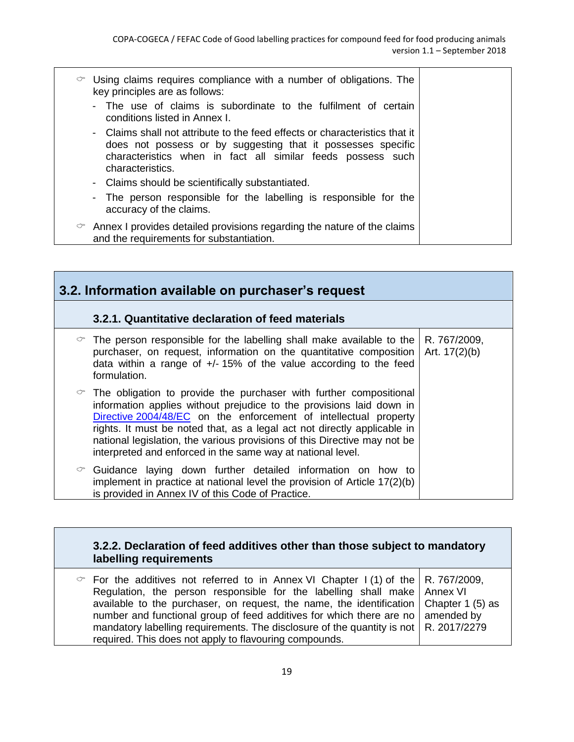| | |
|---|---|
| ☞ Using claims requires compliance with a number of obligations. The key principles are as follows:<br>- The use of claims is subordinate to the fulfilment of certain conditions listed in Annex I.<br>- Claims shall not attribute to the feed effects or characteristics that it does not possess or by suggesting that it possesses specific characteristics when in fact all similar feeds possess such characteristics.<br>- Claims should be scientifically substantiated.<br>- The person responsible for the labelling is responsible for the accuracy of the claims.<br>☞ Annex I provides detailed provisions regarding the nature of the claims and the requirements for substantiation. | |

## 3.2. Information available on purchaser's request

### 3.2.1. Quantitative declaration of feed materials

| | |
|---|---|
| ☞ The person responsible for the labelling shall make available to the purchaser, on request, information on the quantitative composition data within a range of +/- 15% of the value according to the feed formulation.<br>☞ The obligation to provide the purchaser with further compositional information applies without prejudice to the provisions laid down in Directive 2004/48/EC on the enforcement of intellectual property rights. It must be noted that, as a legal act not directly applicable in national legislation, the various provisions of this Directive may not be interpreted and enforced in the same way at national level.<br>☞ Guidance laying down further detailed information on how to implement in practice at national level the provision of Article 17(2)(b) is provided in Annex IV of this Code of Practice. | R. 767/2009, Art. 17(2)(b) |

### 3.2.2. Declaration of feed additives other than those subject to mandatory labelling requirements

| | |
|---|---|
| ☞ For the additives not referred to in Annex VI Chapter I (1) of the Regulation, the person responsible for the labelling shall make available to the purchaser, on request, the name, the identification number and functional group of feed additives for which there are no mandatory labelling requirements. The disclosure of the quantity is not required. This does not apply to flavouring compounds. | R. 767/2009, Annex VI Chapter 1 (5) as amended by R. 2017/2279 |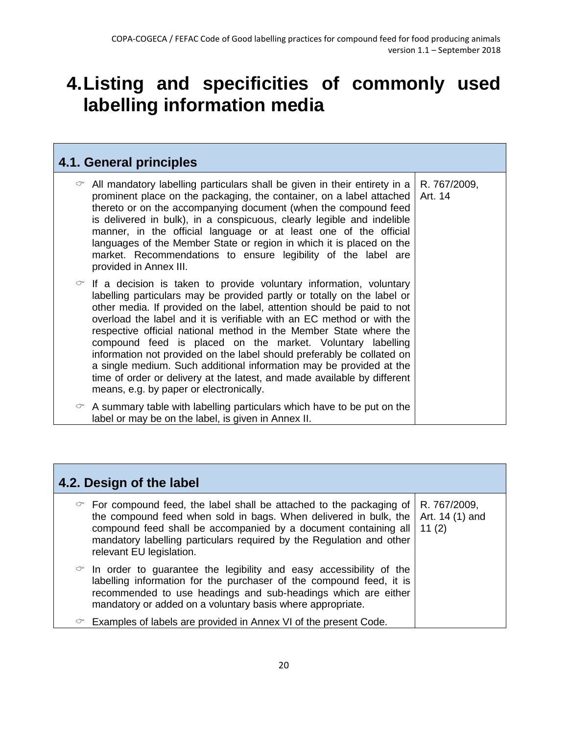# 4. Listing and specificities of commonly used labelling information media

| 4.1. General principles | |
|---|---|
| ☞ All mandatory labelling particulars shall be given in their entirety in a prominent place on the packaging, the container, on a label attached thereto or on the accompanying document (when the compound feed is delivered in bulk), in a conspicuous, clearly legible and indelible manner, in the official language or at least one of the official languages of the Member State or region in which it is placed on the market. Recommendations to ensure legibility of the label are provided in Annex III. | R. 767/2009, Art. 14 |
| ☞ If a decision is taken to provide voluntary information, voluntary labelling particulars may be provided partly or totally on the label or other media. If provided on the label, attention should be paid to not overload the label and it is verifiable with an EC method or with the respective official national method in the Member State where the compound feed is placed on the market. Voluntary labelling information not provided on the label should preferably be collated on a single medium. Such additional information may be provided at the time of order or delivery at the latest, and made available by different means, e.g. by paper or electronically. | |
| ☞ A summary table with labelling particulars which have to be put on the label or may be on the label, is given in Annex II. | |

| 4.2. Design of the label | |
|---|---|
| ☞ For compound feed, the label shall be attached to the packaging of the compound feed when sold in bags. When delivered in bulk, the compound feed shall be accompanied by a document containing all mandatory labelling particulars required by the Regulation and other relevant EU legislation. | R. 767/2009, Art. 14 (1) and 11 (2) |
| ☞ In order to guarantee the legibility and easy accessibility of the labelling information for the purchaser of the compound feed, it is recommended to use headings and sub-headings which are either mandatory or added on a voluntary basis where appropriate. | |
| ☞ Examples of labels are provided in Annex VI of the present Code. | |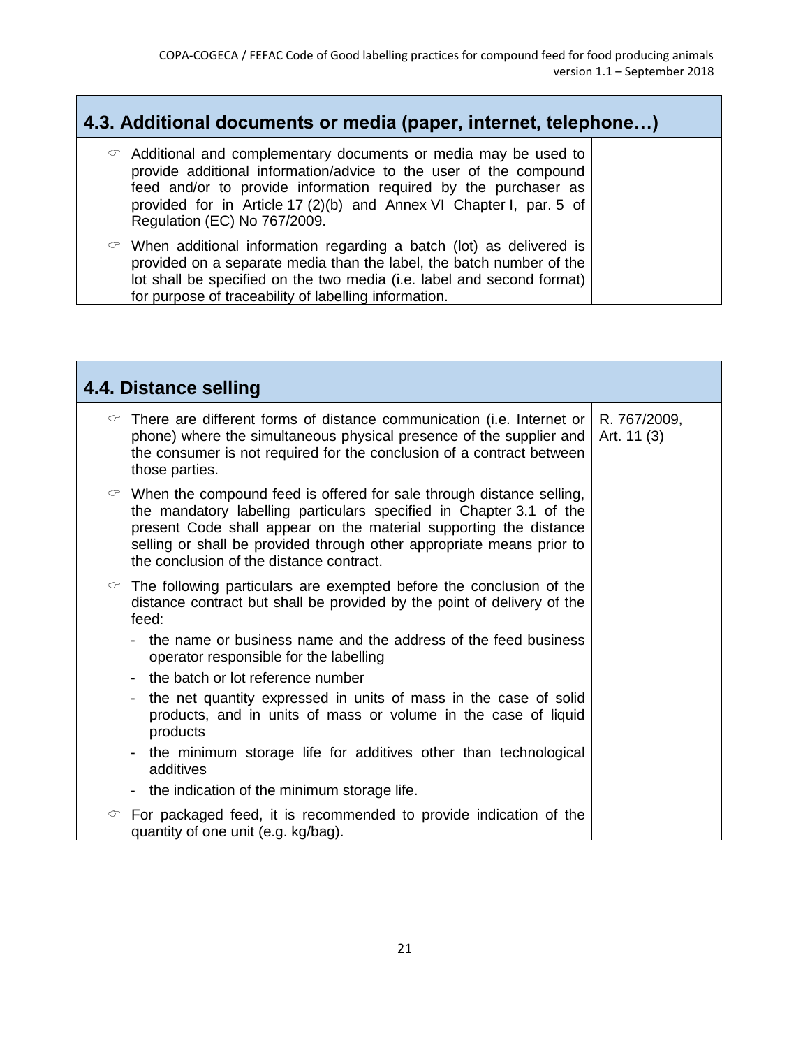## 4.3. Additional documents or media (paper, internet, telephone…)

| | |
|---|---|
| ☞ Additional and complementary documents or media may be used to provide additional information/advice to the user of the compound feed and/or to provide information required by the purchaser as provided for in Article 17 (2)(b) and Annex VI Chapter I, par. 5 of Regulation (EC) No 767/2009.<br><br>☞ When additional information regarding a batch (lot) as delivered is provided on a separate media than the label, the batch number of the lot shall be specified on the two media (i.e. label and second format) for purpose of traceability of labelling information. | |

## 4.4. Distance selling

| | |
|---|---|
| ☞ There are different forms of distance communication (i.e. Internet or phone) where the simultaneous physical presence of the supplier and the consumer is not required for the conclusion of a contract between those parties.<br><br>☞ When the compound feed is offered for sale through distance selling, the mandatory labelling particulars specified in Chapter 3.1 of the present Code shall appear on the material supporting the distance selling or shall be provided through other appropriate means prior to the conclusion of the distance contract.<br><br>☞ The following particulars are exempted before the conclusion of the distance contract but shall be provided by the point of delivery of the feed:<br>- the name or business name and the address of the feed business operator responsible for the labelling<br>- the batch or lot reference number<br>- the net quantity expressed in units of mass in the case of solid products, and in units of mass or volume in the case of liquid products<br>- the minimum storage life for additives other than technological additives<br>- the indication of the minimum storage life.<br><br>☞ For packaged feed, it is recommended to provide indication of the quantity of one unit (e.g. kg/bag). | R. 767/2009, Art. 11 (3) |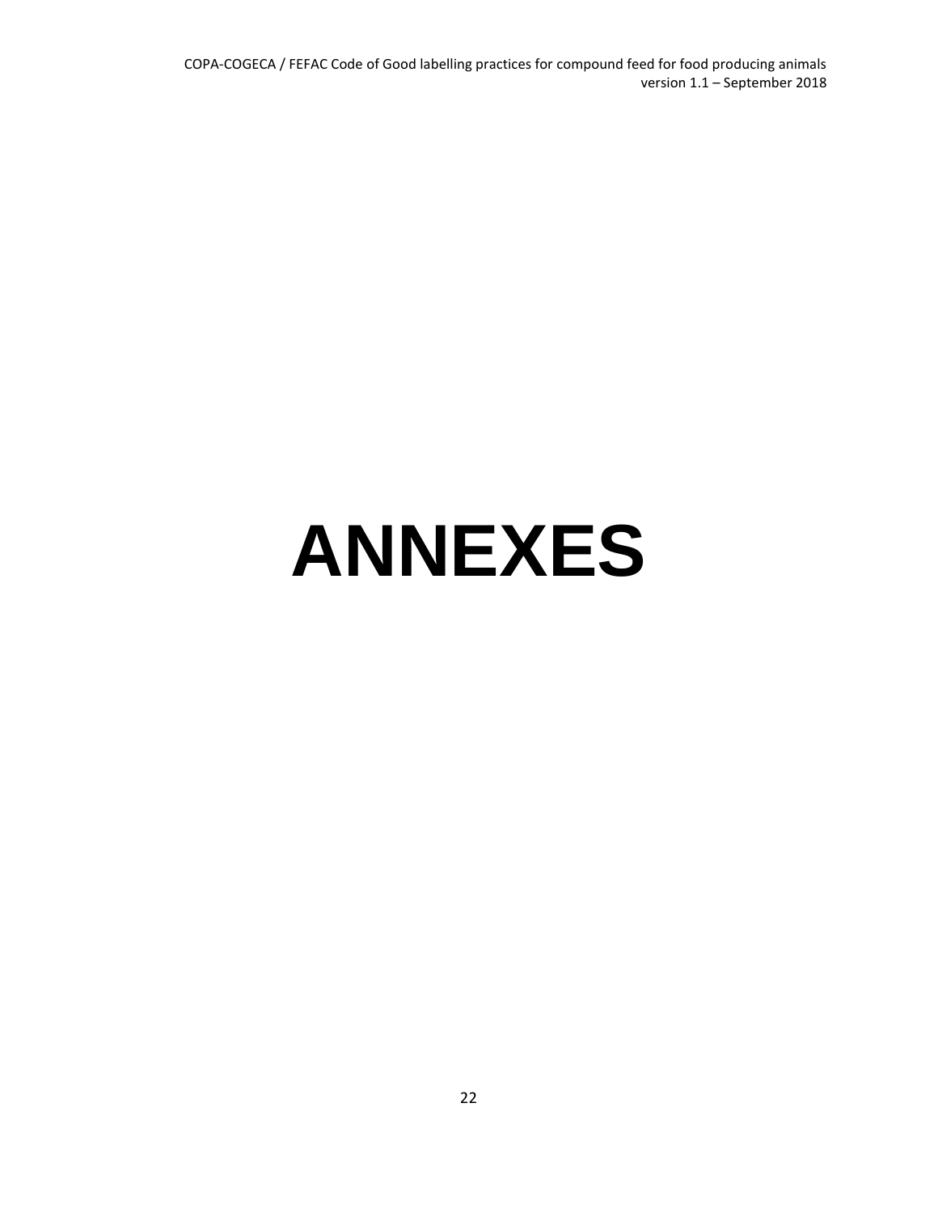# ANNEXES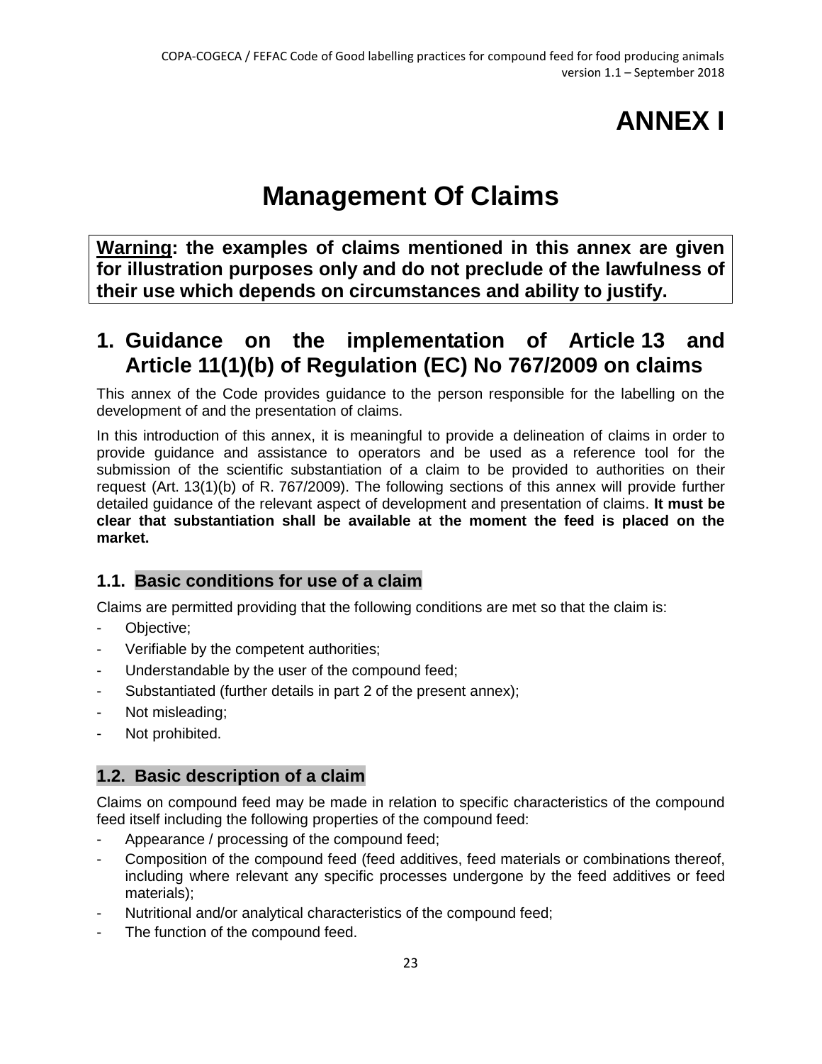# ANNEX I

# Management Of Claims

**Warning: the examples of claims mentioned in this annex are given for illustration purposes only and do not preclude of the lawfulness of their use which depends on circumstances and ability to justify.**

## 1. Guidance on the implementation of Article 13 and Article 11(1)(b) of Regulation (EC) No 767/2009 on claims

This annex of the Code provides guidance to the person responsible for the labelling on the development of and the presentation of claims.

In this introduction of this annex, it is meaningful to provide a delineation of claims in order to provide guidance and assistance to operators and be used as a reference tool for the submission of the scientific substantiation of a claim to be provided to authorities on their request (Art. 13(1)(b) of R. 767/2009). The following sections of this annex will provide further detailed guidance of the relevant aspect of development and presentation of claims. **It must be clear that substantiation shall be available at the moment the feed is placed on the market.**

### 1.1. Basic conditions for use of a claim

Claims are permitted providing that the following conditions are met so that the claim is:

- Objective;
- Verifiable by the competent authorities;
- Understandable by the user of the compound feed;
- Substantiated (further details in part 2 of the present annex);
- Not misleading;
- Not prohibited.

### 1.2. Basic description of a claim

Claims on compound feed may be made in relation to specific characteristics of the compound feed itself including the following properties of the compound feed:

- Appearance / processing of the compound feed;
- Composition of the compound feed (feed additives, feed materials or combinations thereof, including where relevant any specific processes undergone by the feed additives or feed materials);
- Nutritional and/or analytical characteristics of the compound feed;
- The function of the compound feed.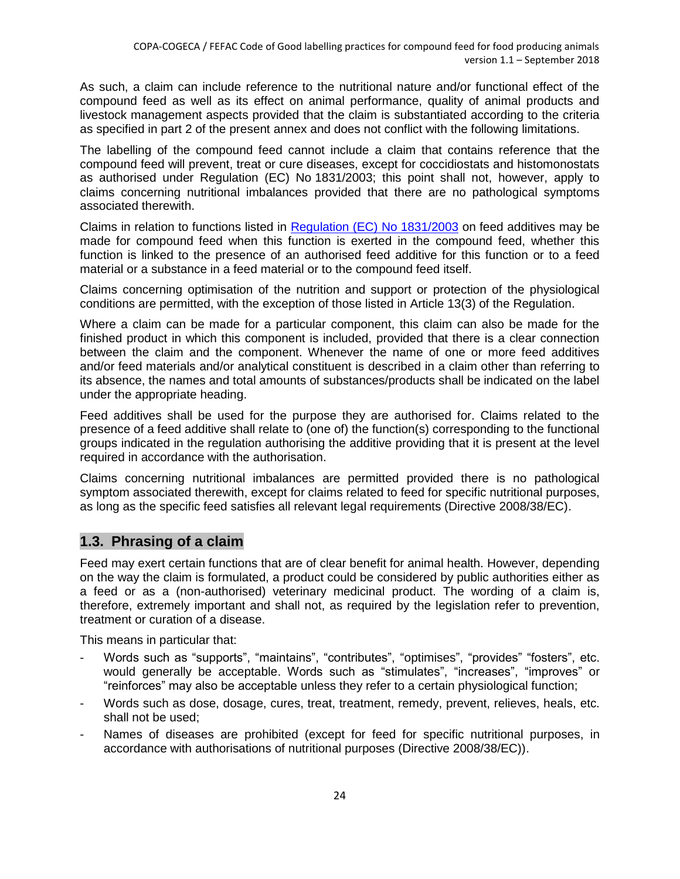As such, a claim can include reference to the nutritional nature and/or functional effect of the compound feed as well as its effect on animal performance, quality of animal products and livestock management aspects provided that the claim is substantiated according to the criteria as specified in part 2 of the present annex and does not conflict with the following limitations.

The labelling of the compound feed cannot include a claim that contains reference that the compound feed will prevent, treat or cure diseases, except for coccidiostats and histomonostats as authorised under Regulation (EC) No 1831/2003; this point shall not, however, apply to claims concerning nutritional imbalances provided that there are no pathological symptoms associated therewith.

Claims in relation to functions listed in [Regulation (EC) No 1831/2003] on feed additives may be made for compound feed when this function is exerted in the compound feed, whether this function is linked to the presence of an authorised feed additive for this function or to a feed material or a substance in a feed material or to the compound feed itself.

Claims concerning optimisation of the nutrition and support or protection of the physiological conditions are permitted, with the exception of those listed in Article 13(3) of the Regulation.

Where a claim can be made for a particular component, this claim can also be made for the finished product in which this component is included, provided that there is a clear connection between the claim and the component. Whenever the name of one or more feed additives and/or feed materials and/or analytical constituent is described in a claim other than referring to its absence, the names and total amounts of substances/products shall be indicated on the label under the appropriate heading.

Feed additives shall be used for the purpose they are authorised for. Claims related to the presence of a feed additive shall relate to (one of) the function(s) corresponding to the functional groups indicated in the regulation authorising the additive providing that it is present at the level required in accordance with the authorisation.

Claims concerning nutritional imbalances are permitted provided there is no pathological symptom associated therewith, except for claims related to feed for specific nutritional purposes, as long as the specific feed satisfies all relevant legal requirements (Directive 2008/38/EC).

## 1.3. Phrasing of a claim

Feed may exert certain functions that are of clear benefit for animal health. However, depending on the way the claim is formulated, a product could be considered by public authorities either as a feed or as a (non-authorised) veterinary medicinal product. The wording of a claim is, therefore, extremely important and shall not, as required by the legislation refer to prevention, treatment or curation of a disease.

This means in particular that:

- Words such as "supports", "maintains", "contributes", "optimises", "provides" "fosters", etc. would generally be acceptable. Words such as "stimulates", "increases", "improves" or "reinforces" may also be acceptable unless they refer to a certain physiological function;
- Words such as dose, dosage, cures, treat, treatment, remedy, prevent, relieves, heals, etc. shall not be used;
- Names of diseases are prohibited (except for feed for specific nutritional purposes, in accordance with authorisations of nutritional purposes (Directive 2008/38/EC)).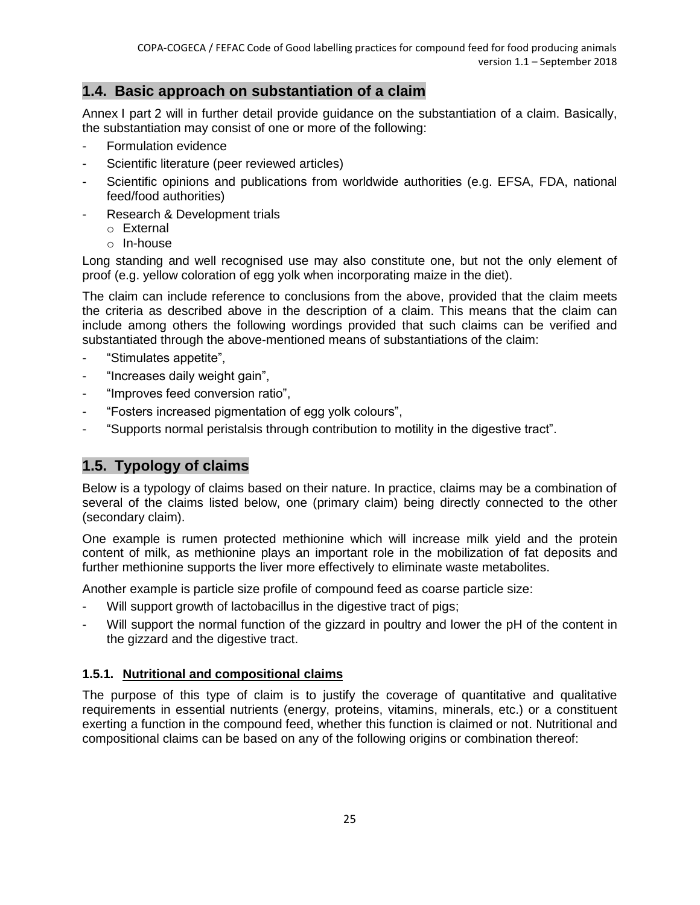## 1.4. Basic approach on substantiation of a claim

Annex I part 2 will in further detail provide guidance on the substantiation of a claim. Basically, the substantiation may consist of one or more of the following:

- Formulation evidence
- Scientific literature (peer reviewed articles)
- Scientific opinions and publications from worldwide authorities (e.g. EFSA, FDA, national feed/food authorities)
- Research & Development trials
  - External
  - In-house

Long standing and well recognised use may also constitute one, but not the only element of proof (e.g. yellow coloration of egg yolk when incorporating maize in the diet).

The claim can include reference to conclusions from the above, provided that the claim meets the criteria as described above in the description of a claim. This means that the claim can include among others the following wordings provided that such claims can be verified and substantiated through the above-mentioned means of substantiations of the claim:

- "Stimulates appetite",
- "Increases daily weight gain",
- "Improves feed conversion ratio",
- "Fosters increased pigmentation of egg yolk colours",
- "Supports normal peristalsis through contribution to motility in the digestive tract".

## 1.5. Typology of claims

Below is a typology of claims based on their nature. In practice, claims may be a combination of several of the claims listed below, one (primary claim) being directly connected to the other (secondary claim).

One example is rumen protected methionine which will increase milk yield and the protein content of milk, as methionine plays an important role in the mobilization of fat deposits and further methionine supports the liver more effectively to eliminate waste metabolites.

Another example is particle size profile of compound feed as coarse particle size:

- Will support growth of lactobacillus in the digestive tract of pigs;
- Will support the normal function of the gizzard in poultry and lower the pH of the content in the gizzard and the digestive tract.

### 1.5.1. Nutritional and compositional claims

The purpose of this type of claim is to justify the coverage of quantitative and qualitative requirements in essential nutrients (energy, proteins, vitamins, minerals, etc.) or a constituent exerting a function in the compound feed, whether this function is claimed or not. Nutritional and compositional claims can be based on any of the following origins or combination thereof: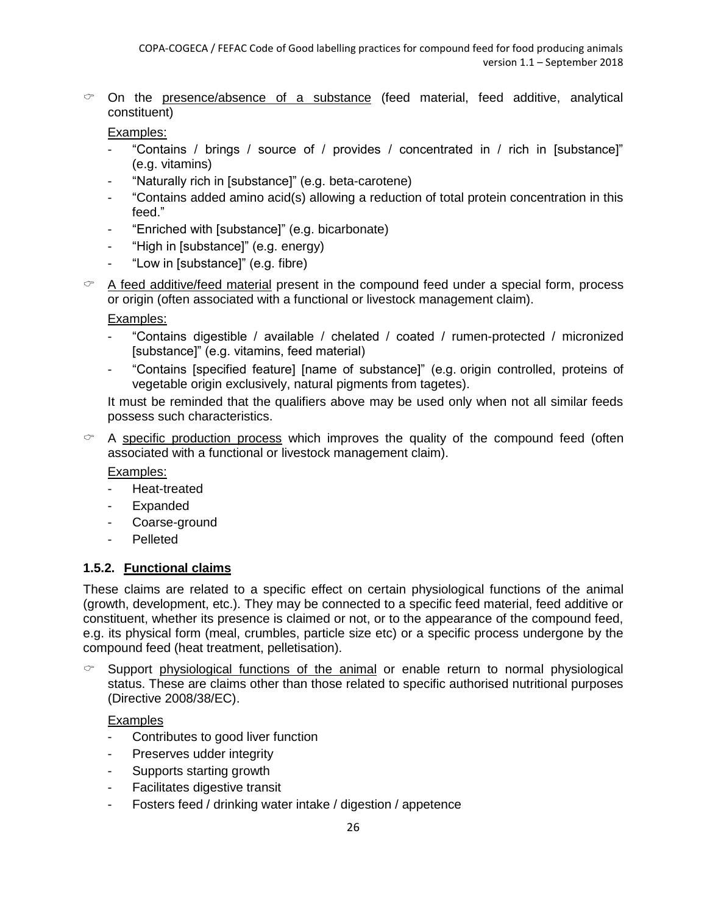☞ On the <u>presence/absence of a substance</u> (feed material, feed additive, analytical constituent)

<u>Examples:</u>

- "Contains / brings / source of / provides / concentrated in / rich in [substance]" (e.g. vitamins)
- "Naturally rich in [substance]" (e.g. beta-carotene)
- "Contains added amino acid(s) allowing a reduction of total protein concentration in this feed."
- "Enriched with [substance]" (e.g. bicarbonate)
- "High in [substance]" (e.g. energy)
- "Low in [substance]" (e.g. fibre)

☞ <u>A feed additive/feed material</u> present in the compound feed under a special form, process or origin (often associated with a functional or livestock management claim).

<u>Examples:</u>

- "Contains digestible / available / chelated / coated / rumen-protected / micronized [substance]" (e.g. vitamins, feed material)
- "Contains [specified feature] [name of substance]" (e.g. origin controlled, proteins of vegetable origin exclusively, natural pigments from tagetes).

It must be reminded that the qualifiers above may be used only when not all similar feeds possess such characteristics.

☞ A <u>specific production process</u> which improves the quality of the compound feed (often associated with a functional or livestock management claim).

<u>Examples:</u>

- Heat-treated
- Expanded
- Coarse-ground
- Pelleted

### 1.5.2. Functional claims

These claims are related to a specific effect on certain physiological functions of the animal (growth, development, etc.). They may be connected to a specific feed material, feed additive or constituent, whether its presence is claimed or not, or to the appearance of the compound feed, e.g. its physical form (meal, crumbles, particle size etc) or a specific process undergone by the compound feed (heat treatment, pelletisation).

☞ Support <u>physiological functions of the animal</u> or enable return to normal physiological status. These are claims other than those related to specific authorised nutritional purposes (Directive 2008/38/EC).

<u>Examples</u>

- Contributes to good liver function
- Preserves udder integrity
- Supports starting growth
- Facilitates digestive transit
- Fosters feed / drinking water intake / digestion / appetence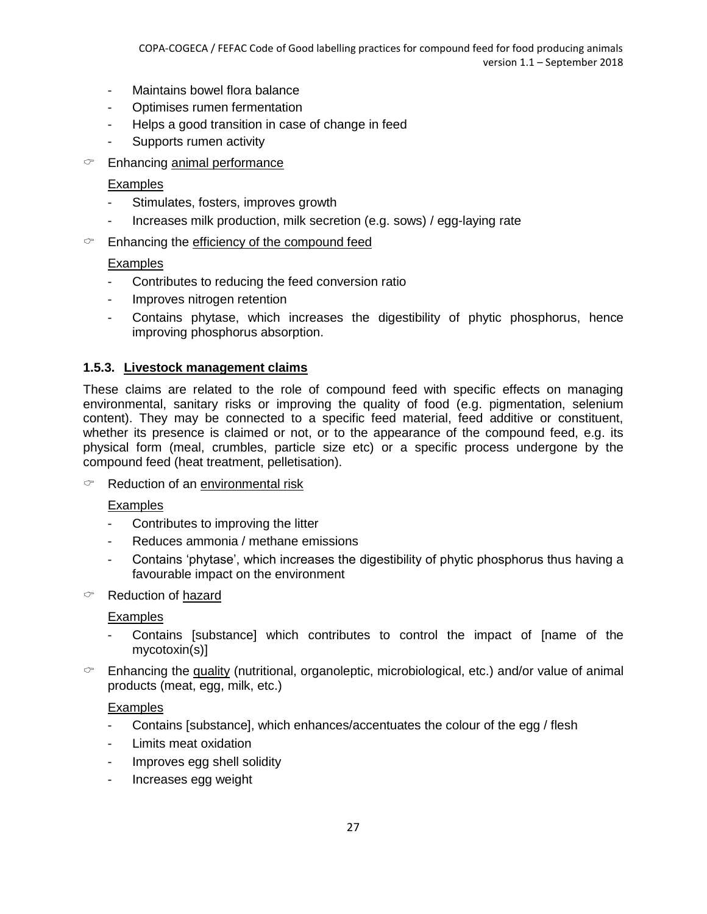- Maintains bowel flora balance
- Optimises rumen fermentation
- Helps a good transition in case of change in feed
- Supports rumen activity

☞ Enhancing animal performance

Examples

- Stimulates, fosters, improves growth
- Increases milk production, milk secretion (e.g. sows) / egg-laying rate

☞ Enhancing the efficiency of the compound feed

Examples

- Contributes to reducing the feed conversion ratio
- Improves nitrogen retention
- Contains phytase, which increases the digestibility of phytic phosphorus, hence improving phosphorus absorption.

### 1.5.3. Livestock management claims

These claims are related to the role of compound feed with specific effects on managing environmental, sanitary risks or improving the quality of food (e.g. pigmentation, selenium content). They may be connected to a specific feed material, feed additive or constituent, whether its presence is claimed or not, or to the appearance of the compound feed, e.g. its physical form (meal, crumbles, particle size etc) or a specific process undergone by the compound feed (heat treatment, pelletisation).

☞ Reduction of an environmental risk

Examples

- Contributes to improving the litter
- Reduces ammonia / methane emissions
- Contains 'phytase', which increases the digestibility of phytic phosphorus thus having a favourable impact on the environment

☞ Reduction of hazard

Examples

- Contains [substance] which contributes to control the impact of [name of the mycotoxin(s)]

☞ Enhancing the quality (nutritional, organoleptic, microbiological, etc.) and/or value of animal products (meat, egg, milk, etc.)

Examples

- Contains [substance], which enhances/accentuates the colour of the egg / flesh
- Limits meat oxidation
- Improves egg shell solidity
- Increases egg weight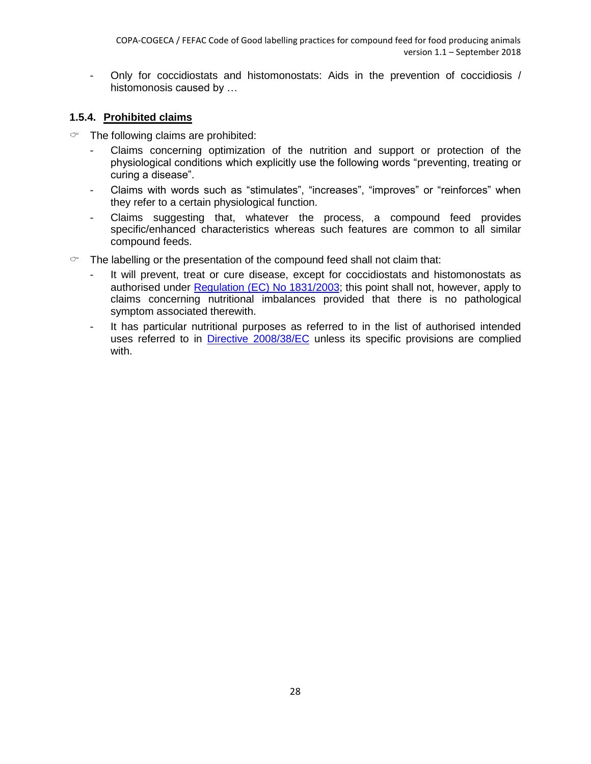- Only for coccidiostats and histomonostats: Aids in the prevention of coccidiosis / histomonosis caused by …

### 1.5.4. **Prohibited claims**

- The following claims are prohibited:
  - Claims concerning optimization of the nutrition and support or protection of the physiological conditions which explicitly use the following words “preventing, treating or curing a disease”.
  - Claims with words such as “stimulates”, “increases”, “improves” or “reinforces” when they refer to a certain physiological function.
  - Claims suggesting that, whatever the process, a compound feed provides specific/enhanced characteristics whereas such features are common to all similar compound feeds.
- The labelling or the presentation of the compound feed shall not claim that:
  - It will prevent, treat or cure disease, except for coccidiostats and histomonostats as authorised under Regulation (EC) No 1831/2003; this point shall not, however, apply to claims concerning nutritional imbalances provided that there is no pathological symptom associated therewith.
  - It has particular nutritional purposes as referred to in the list of authorised intended uses referred to in Directive 2008/38/EC unless its specific provisions are complied with.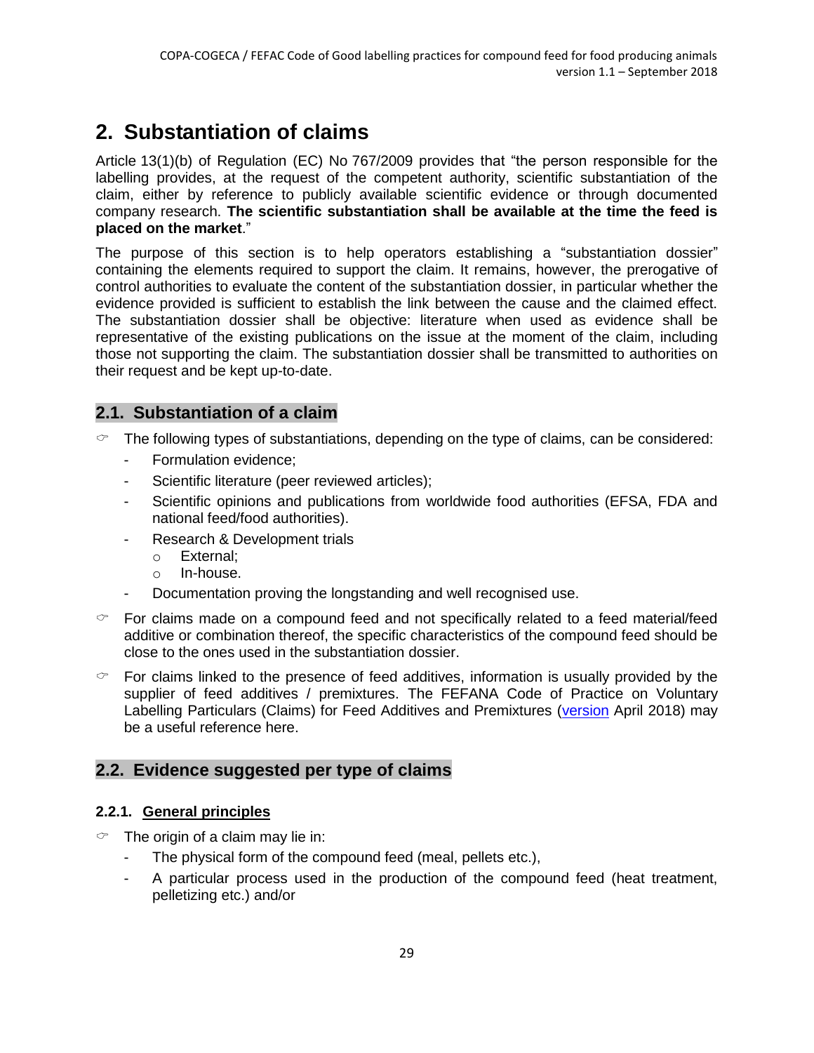# 2. Substantiation of claims

Article 13(1)(b) of Regulation (EC) No 767/2009 provides that "the person responsible for the labelling provides, at the request of the competent authority, scientific substantiation of the claim, either by reference to publicly available scientific evidence or through documented company research. **The scientific substantiation shall be available at the time the feed is placed on the market**."

The purpose of this section is to help operators establishing a "substantiation dossier" containing the elements required to support the claim. It remains, however, the prerogative of control authorities to evaluate the content of the substantiation dossier, in particular whether the evidence provided is sufficient to establish the link between the cause and the claimed effect. The substantiation dossier shall be objective: literature when used as evidence shall be representative of the existing publications on the issue at the moment of the claim, including those not supporting the claim. The substantiation dossier shall be transmitted to authorities on their request and be kept up-to-date.

## 2.1. Substantiation of a claim

- The following types of substantiations, depending on the type of claims, can be considered:
  - Formulation evidence;
  - Scientific literature (peer reviewed articles);
  - Scientific opinions and publications from worldwide food authorities (EFSA, FDA and national feed/food authorities).
  - Research & Development trials
    - External;
    - In-house.
  - Documentation proving the longstanding and well recognised use.
- For claims made on a compound feed and not specifically related to a feed material/feed additive or combination thereof, the specific characteristics of the compound feed should be close to the ones used in the substantiation dossier.
- For claims linked to the presence of feed additives, information is usually provided by the supplier of feed additives / premixtures. The FEFANA Code of Practice on Voluntary Labelling Particulars (Claims) for Feed Additives and Premixtures (version April 2018) may be a useful reference here.

## 2.2. Evidence suggested per type of claims

### 2.2.1. General principles

- The origin of a claim may lie in:
  - The physical form of the compound feed (meal, pellets etc.),
  - A particular process used in the production of the compound feed (heat treatment, pelletizing etc.) and/or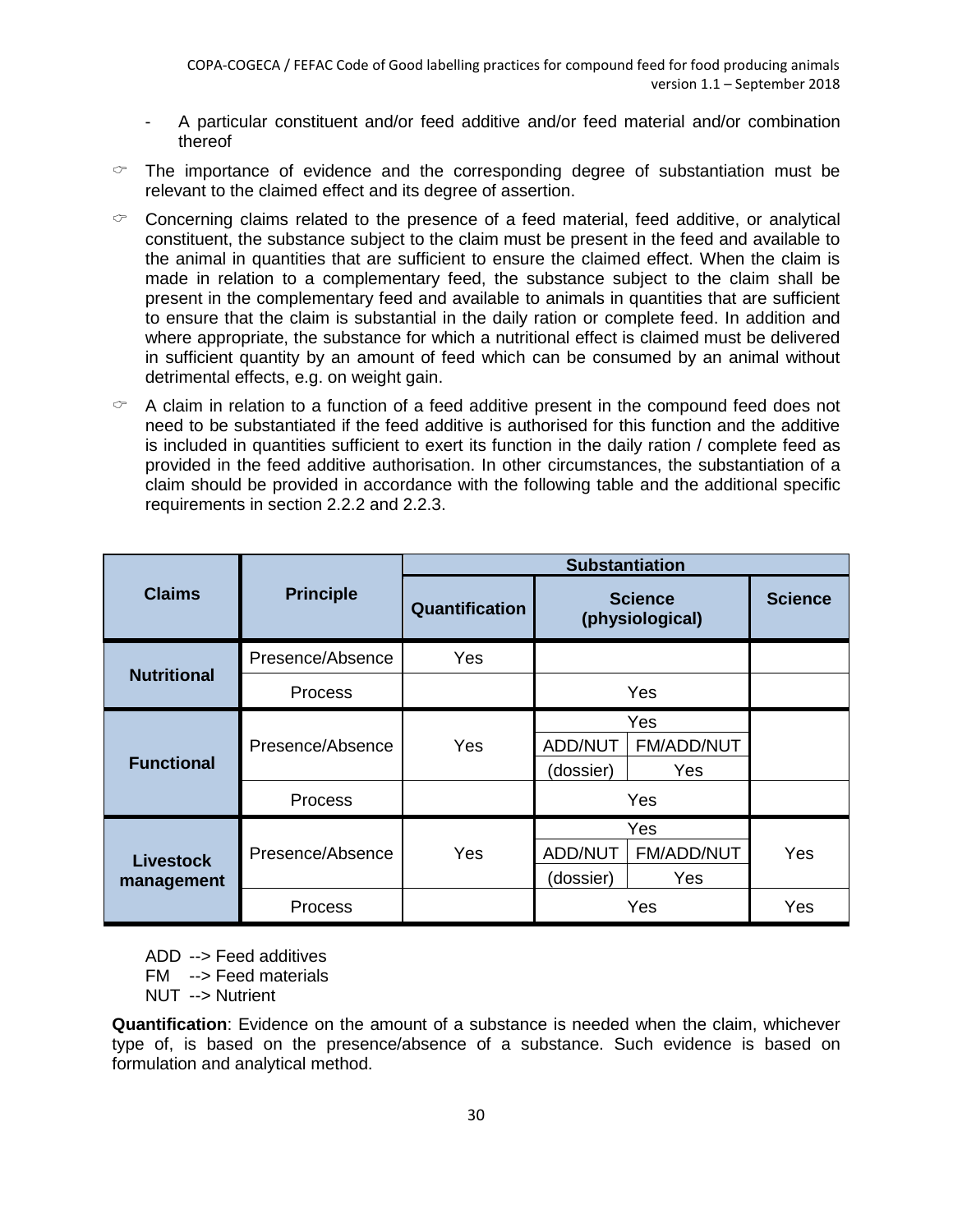- A particular constituent and/or feed additive and/or feed material and/or combination thereof

- The importance of evidence and the corresponding degree of substantiation must be relevant to the claimed effect and its degree of assertion.

- Concerning claims related to the presence of a feed material, feed additive, or analytical constituent, the substance subject to the claim must be present in the feed and available to the animal in quantities that are sufficient to ensure the claimed effect. When the claim is made in relation to a complementary feed, the substance subject to the claim shall be present in the complementary feed and available to animals in quantities that are sufficient to ensure that the claim is substantial in the daily ration or complete feed. In addition and where appropriate, the substance for which a nutritional effect is claimed must be delivered in sufficient quantity by an amount of feed which can be consumed by an animal without detrimental effects, e.g. on weight gain.

- A claim in relation to a function of a feed additive present in the compound feed does not need to be substantiated if the feed additive is authorised for this function and the additive is included in quantities sufficient to exert its function in the daily ration / complete feed as provided in the feed additive authorisation. In other circumstances, the substantiation of a claim should be provided in accordance with the following table and the additional specific requirements in section 2.2.2 and 2.2.3.

| Claims | Principle | Substantiation | | | |
|---|---|---|---|---|---|
| | | Quantification | Science (physiological) | | Science |
| Nutritional | Presence/Absence | Yes | | | |
| | Process | | Yes | | |
| Functional | Presence/Absence | Yes | Yes | | |
| | | | ADD/NUT | FM/ADD/NUT | |
| | | | (dossier) | Yes | |
| | Process | | Yes | | |
| Livestock management | Presence/Absence | Yes | Yes | | Yes |
| | | | ADD/NUT | FM/ADD/NUT | |
| | | | (dossier) | Yes | |
| | Process | | Yes | | Yes |

ADD --> Feed additives
FM --> Feed materials
NUT --> Nutrient

**Quantification**: Evidence on the amount of a substance is needed when the claim, whichever type of, is based on the presence/absence of a substance. Such evidence is based on formulation and analytical method.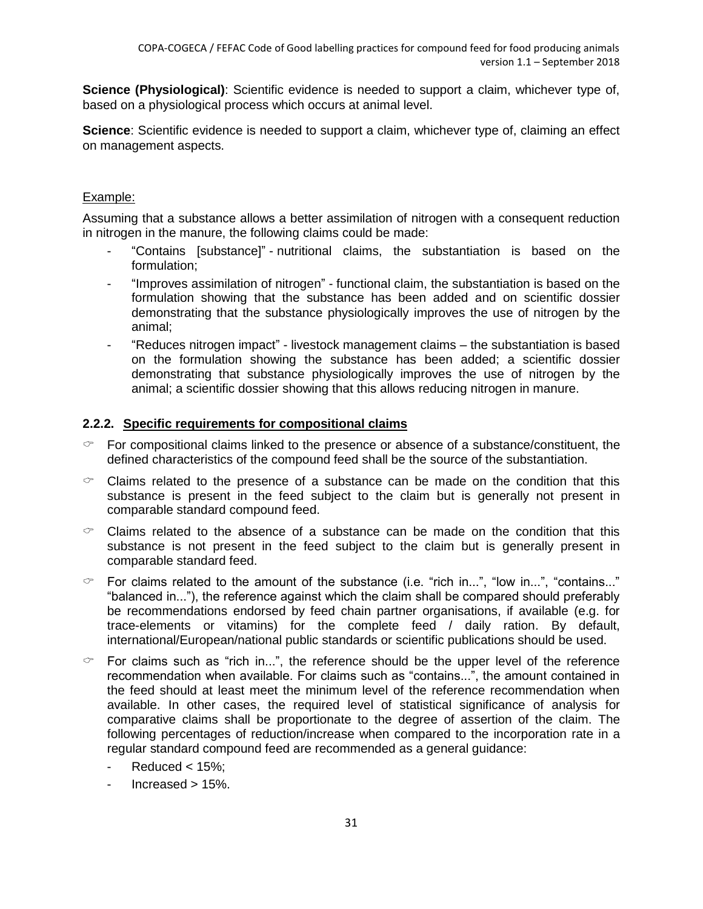**Science (Physiological)**: Scientific evidence is needed to support a claim, whichever type of, based on a physiological process which occurs at animal level.

**Science**: Scientific evidence is needed to support a claim, whichever type of, claiming an effect on management aspects.

Example:

Assuming that a substance allows a better assimilation of nitrogen with a consequent reduction in nitrogen in the manure, the following claims could be made:

- "Contains [substance]" - nutritional claims, the substantiation is based on the formulation;
- "Improves assimilation of nitrogen" - functional claim, the substantiation is based on the formulation showing that the substance has been added and on scientific dossier demonstrating that the substance physiologically improves the use of nitrogen by the animal;
- "Reduces nitrogen impact" - livestock management claims – the substantiation is based on the formulation showing the substance has been added; a scientific dossier demonstrating that substance physiologically improves the use of nitrogen by the animal; a scientific dossier showing that this allows reducing nitrogen in manure.

### 2.2.2. Specific requirements for compositional claims

- For compositional claims linked to the presence or absence of a substance/constituent, the defined characteristics of the compound feed shall be the source of the substantiation.
- Claims related to the presence of a substance can be made on the condition that this substance is present in the feed subject to the claim but is generally not present in comparable standard compound feed.
- Claims related to the absence of a substance can be made on the condition that this substance is not present in the feed subject to the claim but is generally present in comparable standard feed.
- For claims related to the amount of the substance (i.e. "rich in...", "low in...", "contains..." "balanced in..."), the reference against which the claim shall be compared should preferably be recommendations endorsed by feed chain partner organisations, if available (e.g. for trace-elements or vitamins) for the complete feed / daily ration. By default, international/European/national public standards or scientific publications should be used.
- For claims such as "rich in...", the reference should be the upper level of the reference recommendation when available. For claims such as "contains...", the amount contained in the feed should at least meet the minimum level of the reference recommendation when available. In other cases, the required level of statistical significance of analysis for comparative claims shall be proportionate to the degree of assertion of the claim. The following percentages of reduction/increase when compared to the incorporation rate in a regular standard compound feed are recommended as a general guidance:
  - Reduced < 15%;
  - Increased > 15%.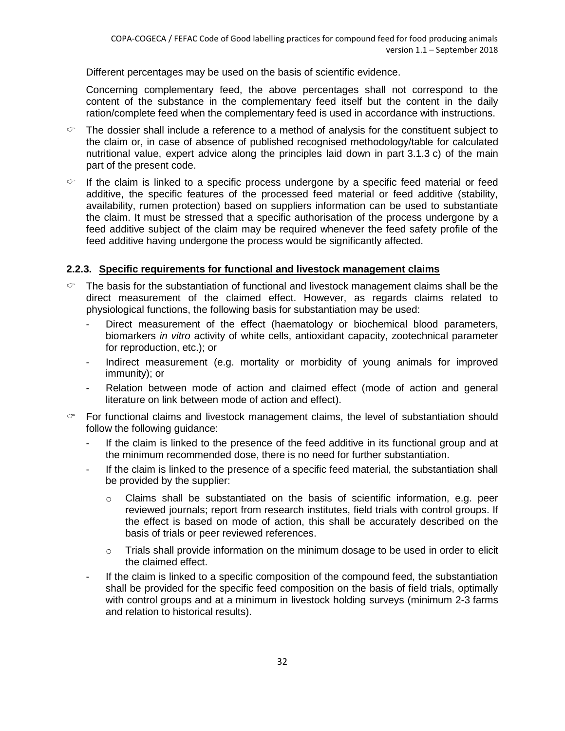Different percentages may be used on the basis of scientific evidence.

Concerning complementary feed, the above percentages shall not correspond to the content of the substance in the complementary feed itself but the content in the daily ration/complete feed when the complementary feed is used in accordance with instructions.

- The dossier shall include a reference to a method of analysis for the constituent subject to the claim or, in case of absence of published recognised methodology/table for calculated nutritional value, expert advice along the principles laid down in part 3.1.3 c) of the main part of the present code.
- If the claim is linked to a specific process undergone by a specific feed material or feed additive, the specific features of the processed feed material or feed additive (stability, availability, rumen protection) based on suppliers information can be used to substantiate the claim. It must be stressed that a specific authorisation of the process undergone by a feed additive subject of the claim may be required whenever the feed safety profile of the feed additive having undergone the process would be significantly affected.

### 2.2.3. Specific requirements for functional and livestock management claims

- The basis for the substantiation of functional and livestock management claims shall be the direct measurement of the claimed effect. However, as regards claims related to physiological functions, the following basis for substantiation may be used:
  - Direct measurement of the effect (haematology or biochemical blood parameters, biomarkers *in vitro* activity of white cells, antioxidant capacity, zootechnical parameter for reproduction, etc.); or
  - Indirect measurement (e.g. mortality or morbidity of young animals for improved immunity); or
  - Relation between mode of action and claimed effect (mode of action and general literature on link between mode of action and effect).
- For functional claims and livestock management claims, the level of substantiation should follow the following guidance:
  - If the claim is linked to the presence of the feed additive in its functional group and at the minimum recommended dose, there is no need for further substantiation.
  - If the claim is linked to the presence of a specific feed material, the substantiation shall be provided by the supplier:
    - Claims shall be substantiated on the basis of scientific information, e.g. peer reviewed journals; report from research institutes, field trials with control groups. If the effect is based on mode of action, this shall be accurately described on the basis of trials or peer reviewed references.
    - Trials shall provide information on the minimum dosage to be used in order to elicit the claimed effect.
  - If the claim is linked to a specific composition of the compound feed, the substantiation shall be provided for the specific feed composition on the basis of field trials, optimally with control groups and at a minimum in livestock holding surveys (minimum 2-3 farms and relation to historical results).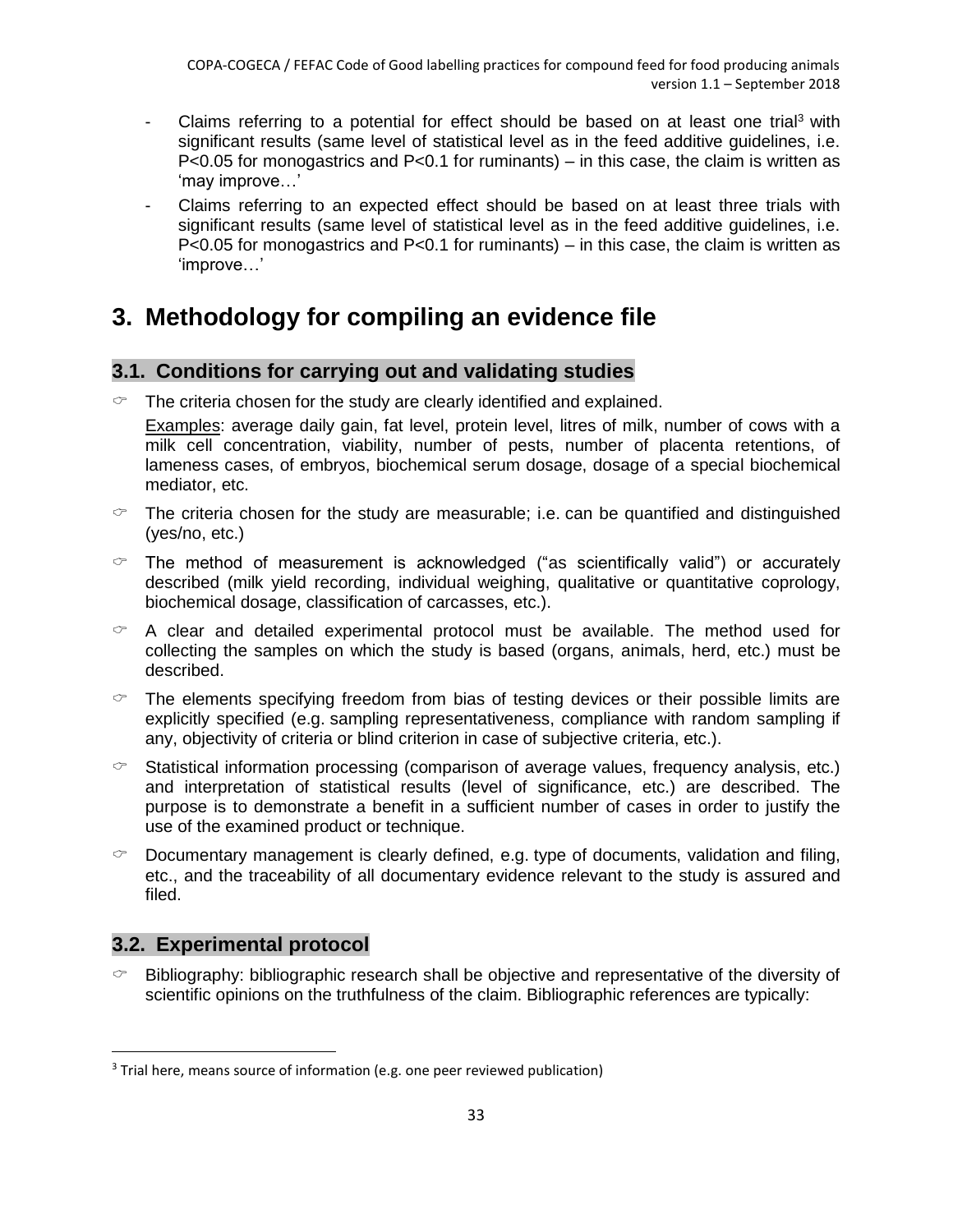- Claims referring to a potential for effect should be based on at least one trial[3] with significant results (same level of statistical level as in the feed additive guidelines, i.e. $P<0.05$ for monogastrics and $P<0.1$ for ruminants) – in this case, the claim is written as 'may improve…'
- Claims referring to an expected effect should be based on at least three trials with significant results (same level of statistical level as in the feed additive guidelines, i.e. $P<0.05$ for monogastrics and $P<0.1$ for ruminants) – in this case, the claim is written as 'improve…'

# 3. Methodology for compiling an evidence file

## 3.1. Conditions for carrying out and validating studies

- The criteria chosen for the study are clearly identified and explained.

  Examples: average daily gain, fat level, protein level, litres of milk, number of cows with a milk cell concentration, viability, number of pests, number of placenta retentions, of lameness cases, of embryos, biochemical serum dosage, dosage of a special biochemical mediator, etc.
- The criteria chosen for the study are measurable; i.e. can be quantified and distinguished (yes/no, etc.)
- The method of measurement is acknowledged ("as scientifically valid") or accurately described (milk yield recording, individual weighing, qualitative or quantitative coprology, biochemical dosage, classification of carcasses, etc.).
- A clear and detailed experimental protocol must be available. The method used for collecting the samples on which the study is based (organs, animals, herd, etc.) must be described.
- The elements specifying freedom from bias of testing devices or their possible limits are explicitly specified (e.g. sampling representativeness, compliance with random sampling if any, objectivity of criteria or blind criterion in case of subjective criteria, etc.).
- Statistical information processing (comparison of average values, frequency analysis, etc.) and interpretation of statistical results (level of significance, etc.) are described. The purpose is to demonstrate a benefit in a sufficient number of cases in order to justify the use of the examined product or technique.
- Documentary management is clearly defined, e.g. type of documents, validation and filing, etc., and the traceability of all documentary evidence relevant to the study is assured and filed.

## 3.2. Experimental protocol

- Bibliography: bibliographic research shall be objective and representative of the diversity of scientific opinions on the truthfulness of the claim. Bibliographic references are typically:

[3] Trial here, means source of information (e.g. one peer reviewed publication)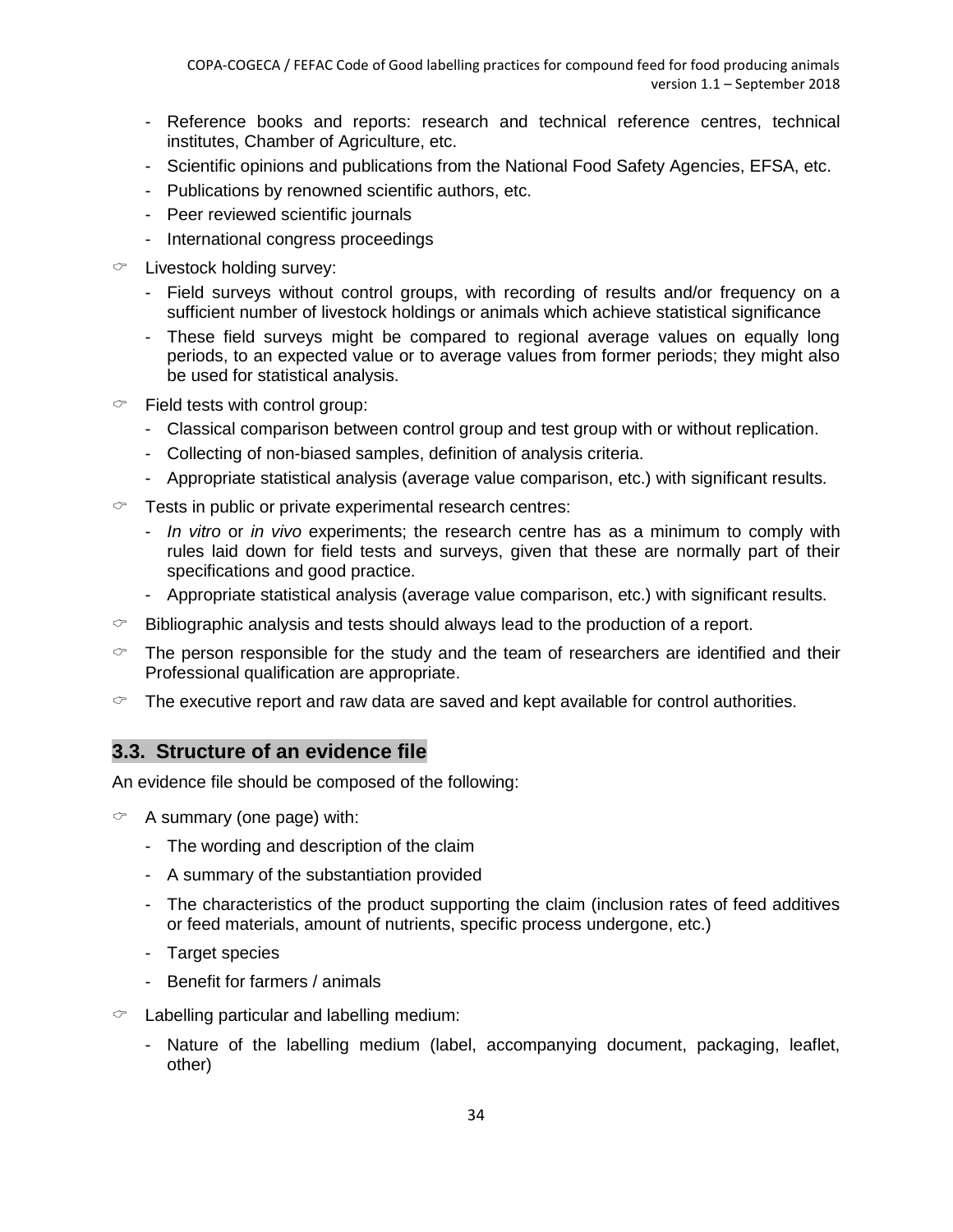- Reference books and reports: research and technical reference centres, technical institutes, Chamber of Agriculture, etc.
- Scientific opinions and publications from the National Food Safety Agencies, EFSA, etc.
- Publications by renowned scientific authors, etc.
- Peer reviewed scientific journals
- International congress proceedings

- Livestock holding survey:
  - Field surveys without control groups, with recording of results and/or frequency on a sufficient number of livestock holdings or animals which achieve statistical significance
  - These field surveys might be compared to regional average values on equally long periods, to an expected value or to average values from former periods; they might also be used for statistical analysis.

- Field tests with control group:
  - Classical comparison between control group and test group with or without replication.
  - Collecting of non-biased samples, definition of analysis criteria.
  - Appropriate statistical analysis (average value comparison, etc.) with significant results.

- Tests in public or private experimental research centres:
  - *In vitro* or *in vivo* experiments; the research centre has as a minimum to comply with rules laid down for field tests and surveys, given that these are normally part of their specifications and good practice.
  - Appropriate statistical analysis (average value comparison, etc.) with significant results.

- Bibliographic analysis and tests should always lead to the production of a report.

- The person responsible for the study and the team of researchers are identified and their Professional qualification are appropriate.

- The executive report and raw data are saved and kept available for control authorities.

## 3.3. Structure of an evidence file

An evidence file should be composed of the following:

- A summary (one page) with:
  - The wording and description of the claim
  - A summary of the substantiation provided
  - The characteristics of the product supporting the claim (inclusion rates of feed additives or feed materials, amount of nutrients, specific process undergone, etc.)
  - Target species
  - Benefit for farmers / animals

- Labelling particular and labelling medium:
  - Nature of the labelling medium (label, accompanying document, packaging, leaflet, other)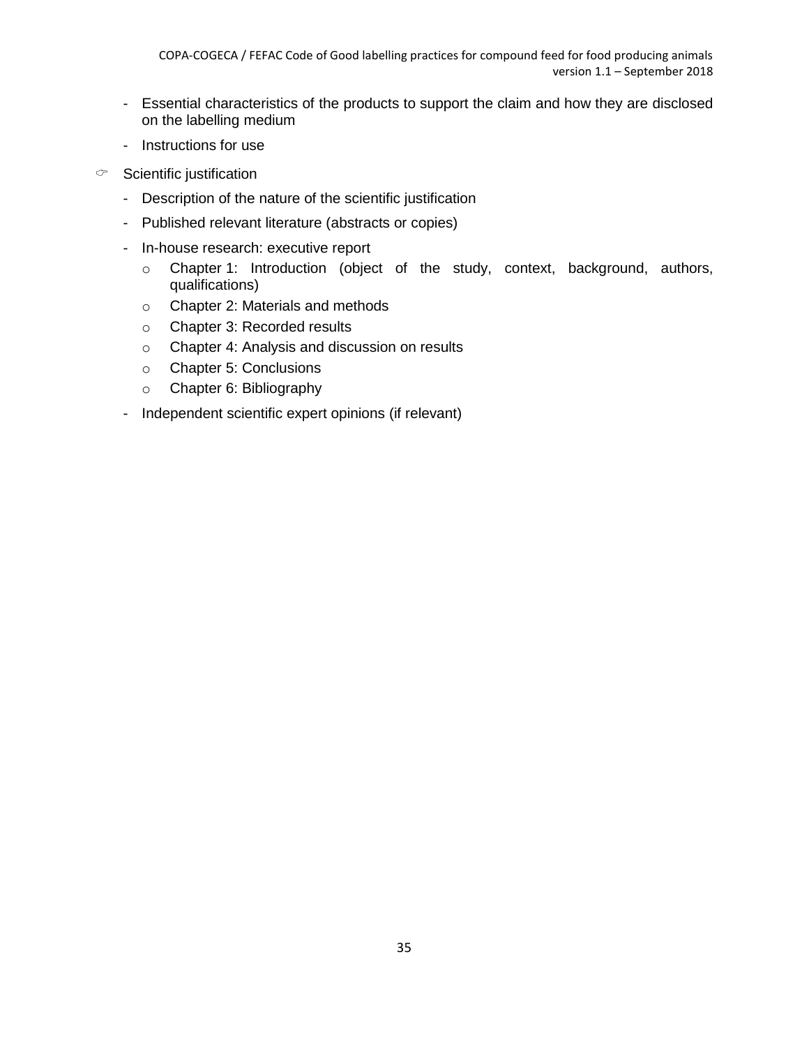- Essential characteristics of the products to support the claim and how they are disclosed on the labelling medium
- Instructions for use

☞ Scientific justification

- Description of the nature of the scientific justification
- Published relevant literature (abstracts or copies)
- In-house research: executive report
    - Chapter 1: Introduction (object of the study, context, background, authors, qualifications)
    - Chapter 2: Materials and methods
    - Chapter 3: Recorded results
    - Chapter 4: Analysis and discussion on results
    - Chapter 5: Conclusions
    - Chapter 6: Bibliography
- Independent scientific expert opinions (if relevant)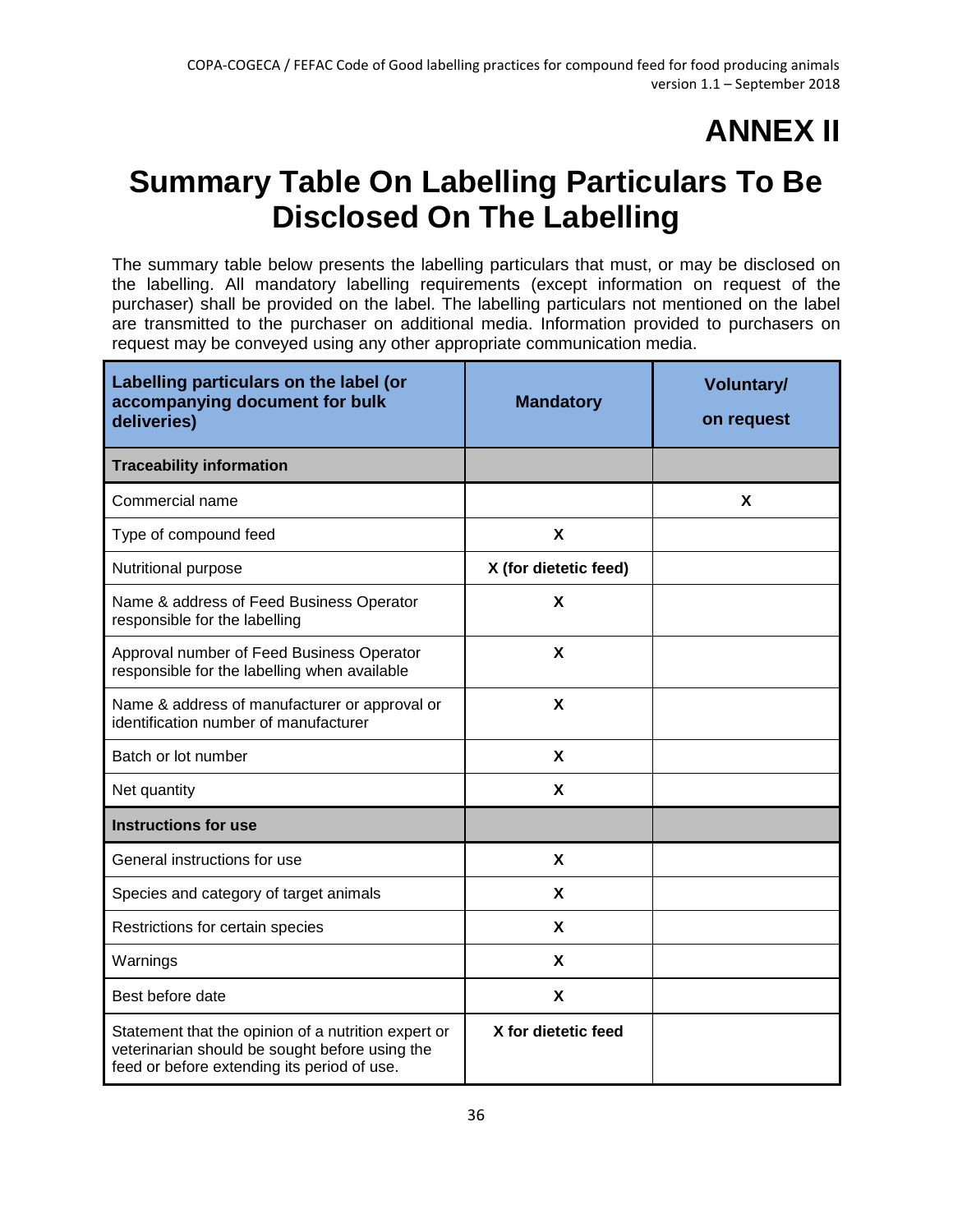# ANNEX II

# Summary Table On Labelling Particulars To Be Disclosed On The Labelling

The summary table below presents the labelling particulars that must, or may be disclosed on the labelling. All mandatory labelling requirements (except information on request of the purchaser) shall be provided on the label. The labelling particulars not mentioned on the label are transmitted to the purchaser on additional media. Information provided to purchasers on request may be conveyed using any other appropriate communication media.

| Labelling particulars on the label (or accompanying document for bulk deliveries) | Mandatory | Voluntary/ on request |
|---|---|---|
| **Traceability information** | | |
| Commercial name | | X |
| Type of compound feed | X | |
| Nutritional purpose | X (for dietetic feed) | |
| Name & address of Feed Business Operator responsible for the labelling | X | |
| Approval number of Feed Business Operator responsible for the labelling when available | X | |
| Name & address of manufacturer or approval or identification number of manufacturer | X | |
| Batch or lot number | X | |
| Net quantity | X | |
| **Instructions for use** | | |
| General instructions for use | X | |
| Species and category of target animals | X | |
| Restrictions for certain species | X | |
| Warnings | X | |
| Best before date | X | |
| Statement that the opinion of a nutrition expert or veterinarian should be sought before using the feed or before extending its period of use. | X for dietetic feed | |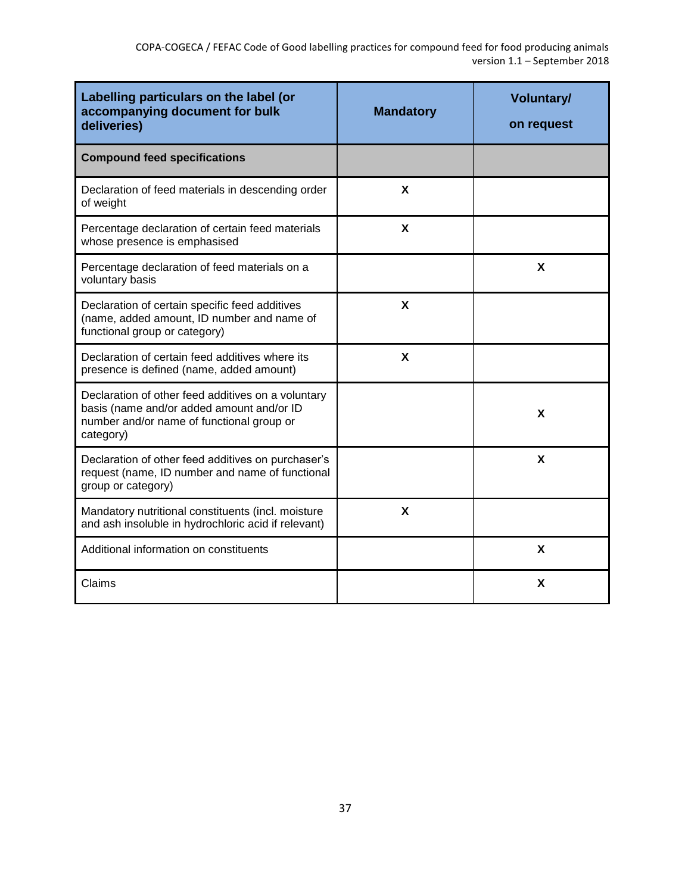| Labelling particulars on the label (or accompanying document for bulk deliveries) | Mandatory | Voluntary/ on request |
|---|---|---|
| **Compound feed specifications** | | |
| Declaration of feed materials in descending order of weight | X | |
| Percentage declaration of certain feed materials whose presence is emphasised | X | |
| Percentage declaration of feed materials on a voluntary basis | | X |
| Declaration of certain specific feed additives (name, added amount, ID number and name of functional group or category) | X | |
| Declaration of certain feed additives where its presence is defined (name, added amount) | X | |
| Declaration of other feed additives on a voluntary basis (name and/or added amount and/or ID number and/or name of functional group or category) | | X |
| Declaration of other feed additives on purchaser's request (name, ID number and name of functional group or category) | | X |
| Mandatory nutritional constituents (incl. moisture and ash insoluble in hydrochloric acid if relevant) | X | |
| Additional information on constituents | | X |
| Claims | | X |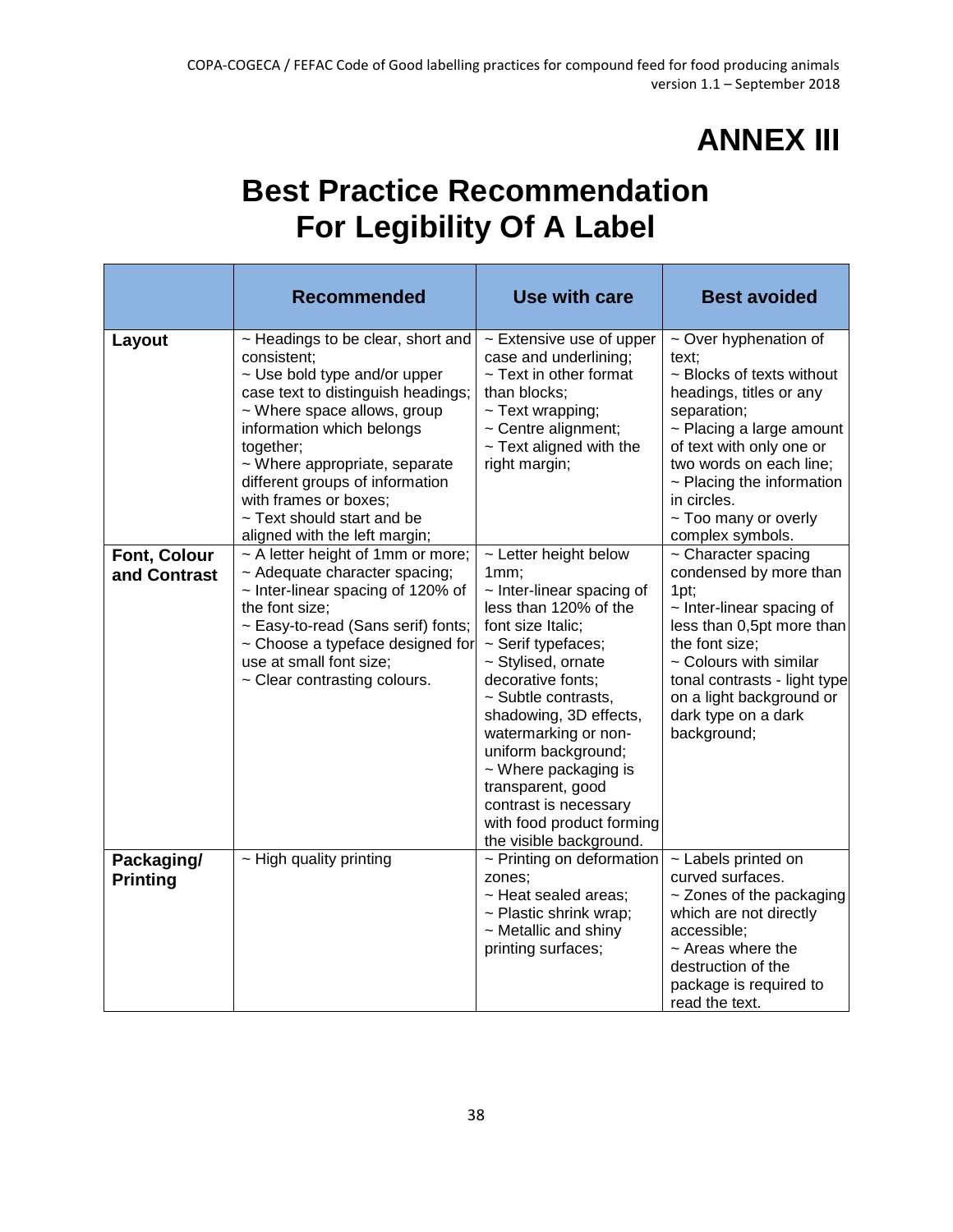# ANNEX III

## Best Practice Recommendation For Legibility Of A Label

| | **Recommended** | **Use with care** | **Best avoided** |
|---|---|---|---|
| **Layout** | ~ Headings to be clear, short and consistent;<br>~ Use bold type and/or upper case text to distinguish headings;<br>~ Where space allows, group information which belongs together;<br>~ Where appropriate, separate different groups of information with frames or boxes;<br>~ Text should start and be aligned with the left margin; | ~ Extensive use of upper case and underlining;<br>~ Text in other format than blocks;<br>~ Text wrapping;<br>~ Centre alignment;<br>~ Text aligned with the right margin; | ~ Over hyphenation of text;<br>~ Blocks of texts without headings, titles or any separation;<br>~ Placing a large amount of text with only one or two words on each line;<br>~ Placing the information in circles.<br>~ Too many or overly complex symbols. |
| **Font, Colour and Contrast** | ~ A letter height of 1mm or more;<br>~ Adequate character spacing;<br>~ Inter-linear spacing of 120% of the font size;<br>~ Easy-to-read (Sans serif) fonts;<br>~ Choose a typeface designed for use at small font size;<br>~ Clear contrasting colours. | ~ Letter height below 1mm;<br>~ Inter-linear spacing of less than 120% of the font size Italic;<br>~ Serif typefaces;<br>~ Stylised, ornate decorative fonts;<br>~ Subtle contrasts, shadowing, 3D effects, watermarking or non-uniform background;<br>~ Where packaging is transparent, good contrast is necessary with food product forming the visible background. | ~ Character spacing condensed by more than 1pt;<br>~ Inter-linear spacing of less than 0,5pt more than the font size;<br>~ Colours with similar tonal contrasts - light type on a light background or dark type on a dark background; |
| **Packaging/ Printing** | ~ High quality printing | ~ Printing on deformation zones;<br>~ Heat sealed areas;<br>~ Plastic shrink wrap;<br>~ Metallic and shiny printing surfaces; | ~ Labels printed on curved surfaces.<br>~ Zones of the packaging which are not directly accessible;<br>~ Areas where the destruction of the package is required to read the text. |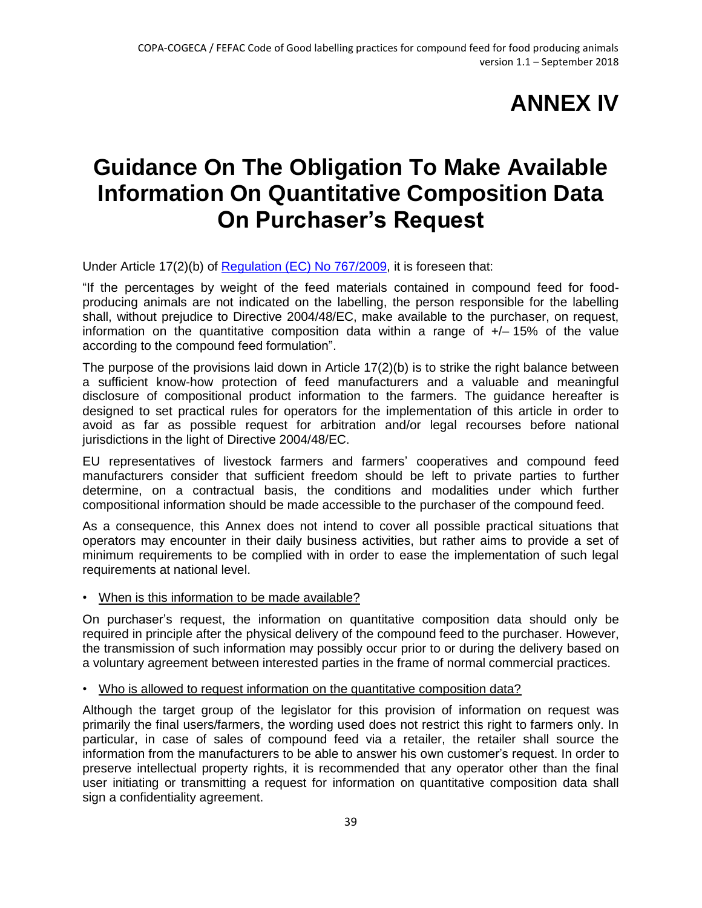# ANNEX IV

# Guidance On The Obligation To Make Available Information On Quantitative Composition Data On Purchaser's Request

Under Article 17(2)(b) of [Regulation (EC) No 767/2009](), it is foreseen that:

"If the percentages by weight of the feed materials contained in compound feed for food-producing animals are not indicated on the labelling, the person responsible for the labelling shall, without prejudice to Directive 2004/48/EC, make available to the purchaser, on request, information on the quantitative composition data within a range of +/– 15% of the value according to the compound feed formulation".

The purpose of the provisions laid down in Article 17(2)(b) is to strike the right balance between a sufficient know-how protection of feed manufacturers and a valuable and meaningful disclosure of compositional product information to the farmers. The guidance hereafter is designed to set practical rules for operators for the implementation of this article in order to avoid as far as possible request for arbitration and/or legal recourses before national jurisdictions in the light of Directive 2004/48/EC.

EU representatives of livestock farmers and farmers' cooperatives and compound feed manufacturers consider that sufficient freedom should be left to private parties to further determine, on a contractual basis, the conditions and modalities under which further compositional information should be made accessible to the purchaser of the compound feed.

As a consequence, this Annex does not intend to cover all possible practical situations that operators may encounter in their daily business activities, but rather aims to provide a set of minimum requirements to be complied with in order to ease the implementation of such legal requirements at national level.

- <u>When is this information to be made available?</u>

On purchaser's request, the information on quantitative composition data should only be required in principle after the physical delivery of the compound feed to the purchaser. However, the transmission of such information may possibly occur prior to or during the delivery based on a voluntary agreement between interested parties in the frame of normal commercial practices.

- <u>Who is allowed to request information on the quantitative composition data?</u>

Although the target group of the legislator for this provision of information on request was primarily the final users/farmers, the wording used does not restrict this right to farmers only. In particular, in case of sales of compound feed via a retailer, the retailer shall source the information from the manufacturers to be able to answer his own customer's request. In order to preserve intellectual property rights, it is recommended that any operator other than the final user initiating or transmitting a request for information on quantitative composition data shall sign a confidentiality agreement.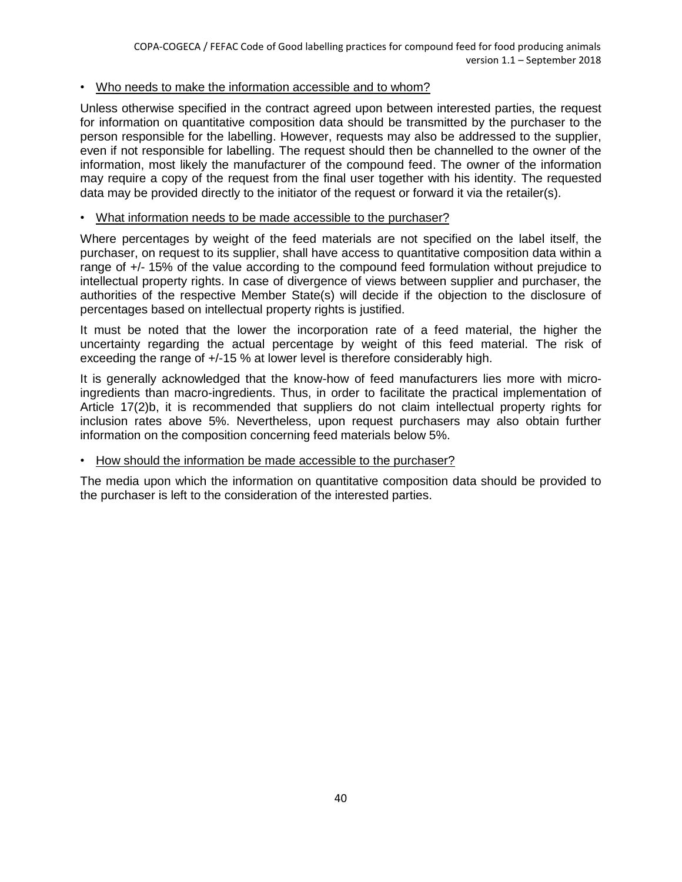- <u>Who needs to make the information accessible and to whom?</u>

Unless otherwise specified in the contract agreed upon between interested parties, the request for information on quantitative composition data should be transmitted by the purchaser to the person responsible for the labelling. However, requests may also be addressed to the supplier, even if not responsible for labelling. The request should then be channelled to the owner of the information, most likely the manufacturer of the compound feed. The owner of the information may require a copy of the request from the final user together with his identity. The requested data may be provided directly to the initiator of the request or forward it via the retailer(s).

- <u>What information needs to be made accessible to the purchaser?</u>

Where percentages by weight of the feed materials are not specified on the label itself, the purchaser, on request to its supplier, shall have access to quantitative composition data within a range of +/- 15% of the value according to the compound feed formulation without prejudice to intellectual property rights. In case of divergence of views between supplier and purchaser, the authorities of the respective Member State(s) will decide if the objection to the disclosure of percentages based on intellectual property rights is justified.

It must be noted that the lower the incorporation rate of a feed material, the higher the uncertainty regarding the actual percentage by weight of this feed material. The risk of exceeding the range of +/-15 % at lower level is therefore considerably high.

It is generally acknowledged that the know-how of feed manufacturers lies more with micro-ingredients than macro-ingredients. Thus, in order to facilitate the practical implementation of Article 17(2)b, it is recommended that suppliers do not claim intellectual property rights for inclusion rates above 5%. Nevertheless, upon request purchasers may also obtain further information on the composition concerning feed materials below 5%.

- <u>How should the information be made accessible to the purchaser?</u>

The media upon which the information on quantitative composition data should be provided to the purchaser is left to the consideration of the interested parties.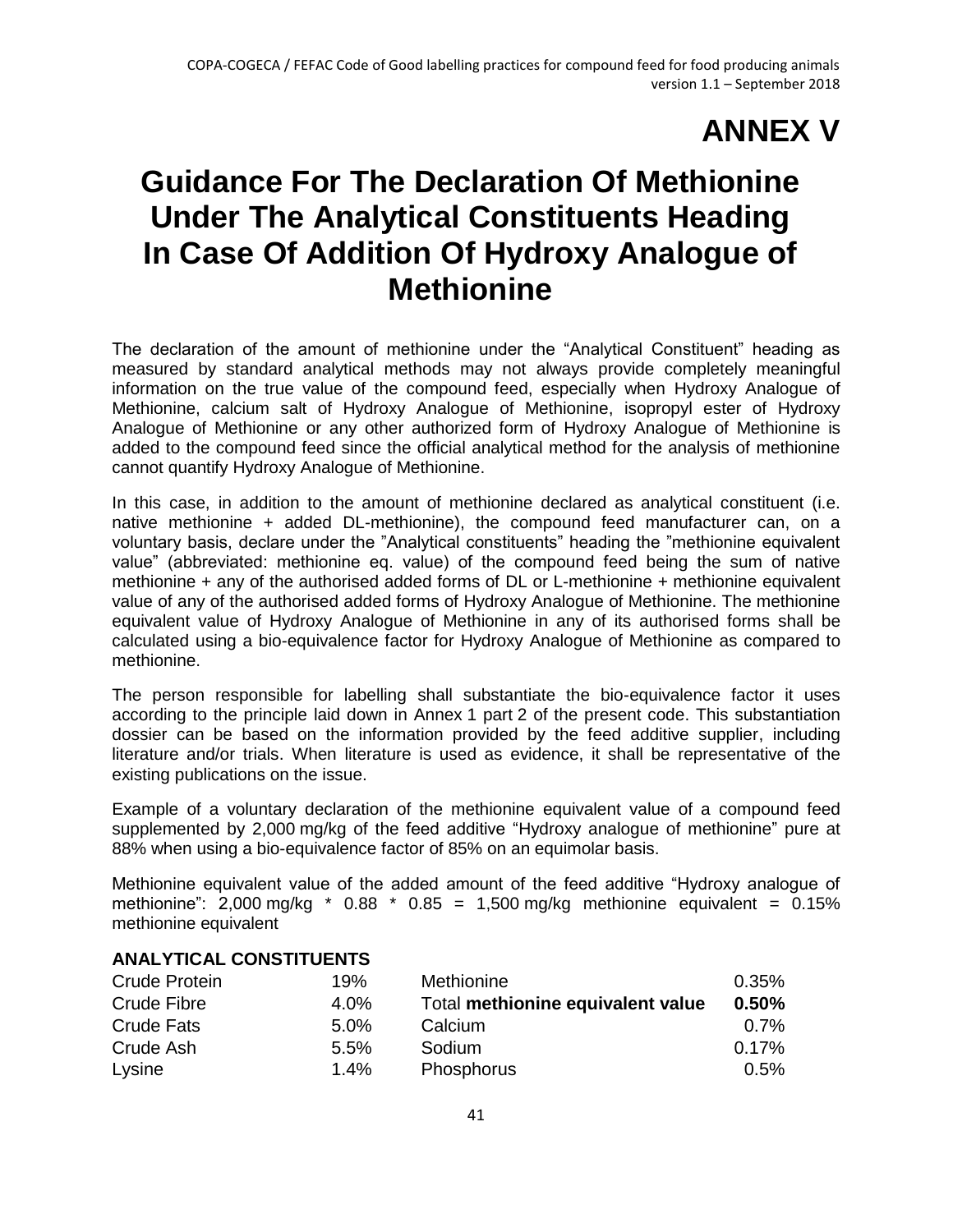// ANNEX V

# Guidance For The Declaration Of Methionine Under The Analytical Constituents Heading In Case Of Addition Of Hydroxy Analogue of Methionine

The declaration of the amount of methionine under the "Analytical Constituent" heading as measured by standard analytical methods may not always provide completely meaningful information on the true value of the compound feed, especially when Hydroxy Analogue of Methionine, calcium salt of Hydroxy Analogue of Methionine, isopropyl ester of Hydroxy Analogue of Methionine or any other authorized form of Hydroxy Analogue of Methionine is added to the compound feed since the official analytical method for the analysis of methionine cannot quantify Hydroxy Analogue of Methionine.

In this case, in addition to the amount of methionine declared as analytical constituent (i.e. native methionine + added DL-methionine), the compound feed manufacturer can, on a voluntary basis, declare under the "Analytical constituents" heading the "methionine equivalent value" (abbreviated: methionine eq. value) of the compound feed being the sum of native methionine + any of the authorised added forms of DL or L-methionine + methionine equivalent value of any of the authorised added forms of Hydroxy Analogue of Methionine. The methionine equivalent value of Hydroxy Analogue of Methionine in any of its authorised forms shall be calculated using a bio-equivalence factor for Hydroxy Analogue of Methionine as compared to methionine.

The person responsible for labelling shall substantiate the bio-equivalence factor it uses according to the principle laid down in Annex 1 part 2 of the present code. This substantiation dossier can be based on the information provided by the feed additive supplier, including literature and/or trials. When literature is used as evidence, it shall be representative of the existing publications on the issue.

Example of a voluntary declaration of the methionine equivalent value of a compound feed supplemented by 2,000 mg/kg of the feed additive "Hydroxy analogue of methionine" pure at 88% when using a bio-equivalence factor of 85% on an equimolar basis.

Methionine equivalent value of the added amount of the feed additive "Hydroxy analogue of methionine": 2,000 mg/kg * 0.88 * 0.85 = 1,500 mg/kg methionine equivalent = 0.15% methionine equivalent

**ANALYTICAL CONSTITUENTS**

| | | | |
|---|---|---|---|
| Crude Protein | 19% | Methionine | 0.35% |
| Crude Fibre | 4.0% | Total **methionine equivalent value** | **0.50%** |
| Crude Fats | 5.0% | Calcium | 0.7% |
| Crude Ash | 5.5% | Sodium | 0.17% |
| Lysine | 1.4% | Phosphorus | 0.5% |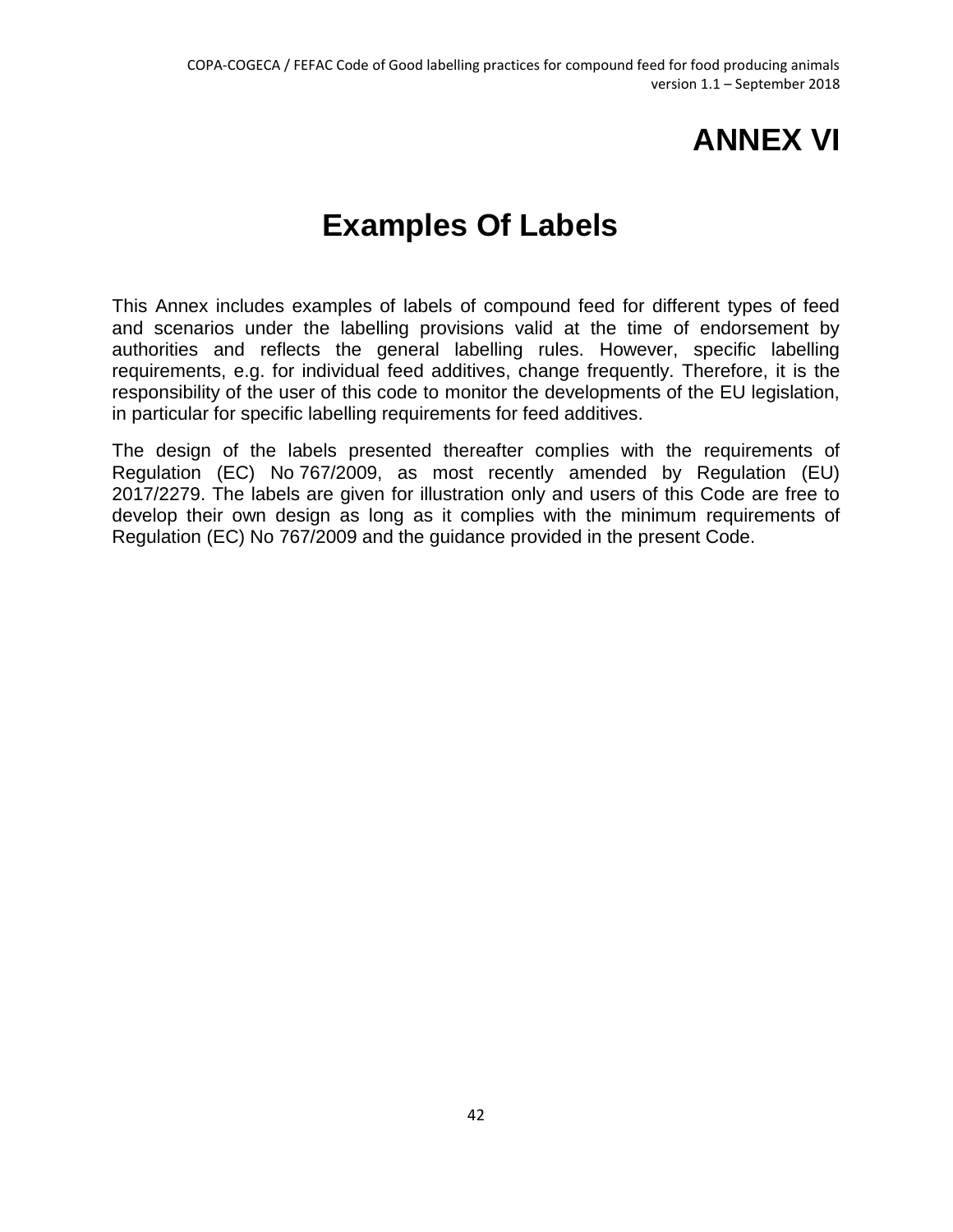# ANNEX VI

## Examples Of Labels

This Annex includes examples of labels of compound feed for different types of feed and scenarios under the labelling provisions valid at the time of endorsement by authorities and reflects the general labelling rules. However, specific labelling requirements, e.g. for individual feed additives, change frequently. Therefore, it is the responsibility of the user of this code to monitor the developments of the EU legislation, in particular for specific labelling requirements for feed additives.

The design of the labels presented thereafter complies with the requirements of Regulation (EC) No 767/2009, as most recently amended by Regulation (EU) 2017/2279. The labels are given for illustration only and users of this Code are free to develop their own design as long as it complies with the minimum requirements of Regulation (EC) No 767/2009 and the guidance provided in the present Code.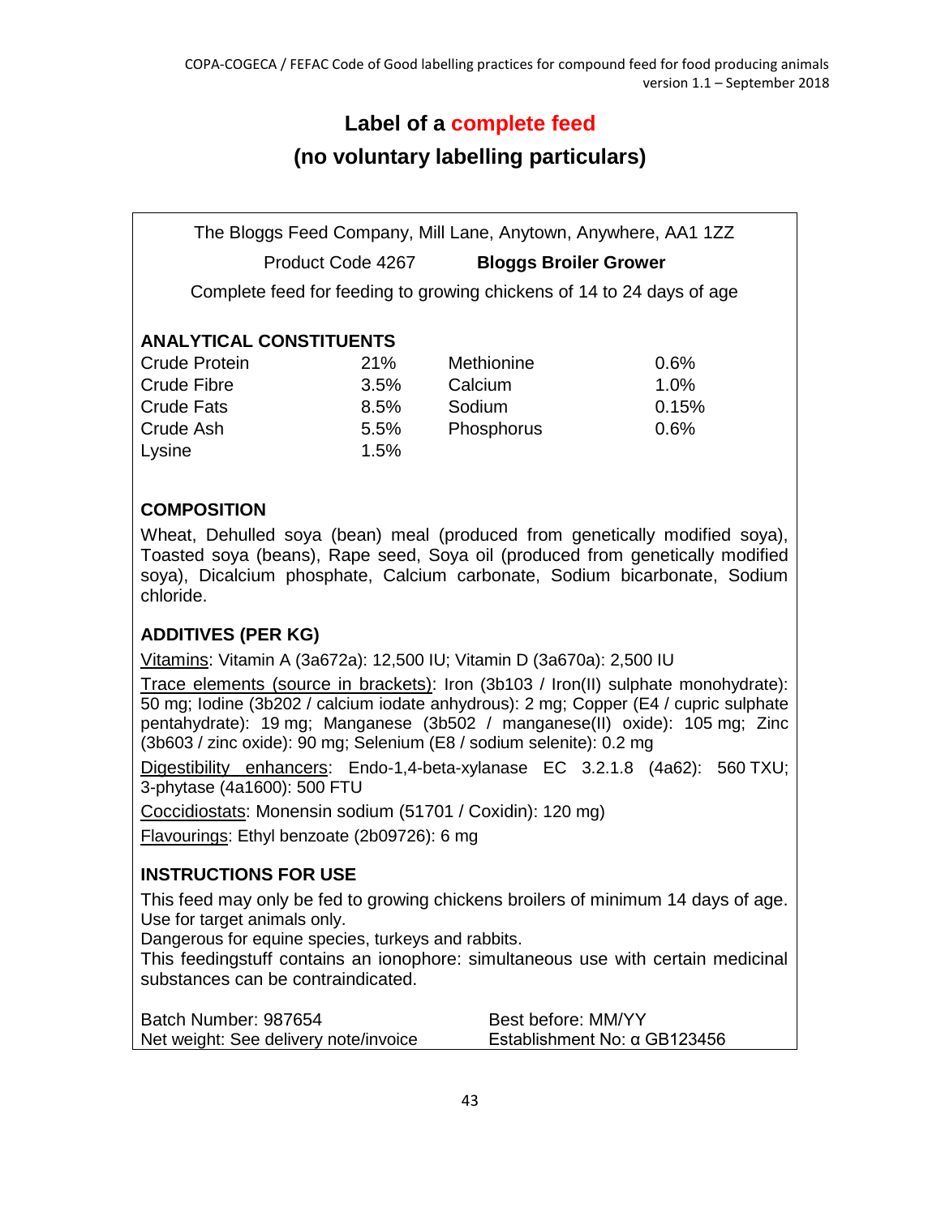# Label of a complete feed

## (no voluntary labelling particulars)

The Bloggs Feed Company, Mill Lane, Anytown, Anywhere, AA1 1ZZ

Product Code 4267 **Bloggs Broiler Grower**

Complete feed for feeding to growing chickens of 14 to 24 days of age

### ANALYTICAL CONSTITUENTS

| | | | |
|---|---|---|---|
| Crude Protein | 21% | Methionine | 0.6% |
| Crude Fibre | 3.5% | Calcium | 1.0% |
| Crude Fats | 8.5% | Sodium | 0.15% |
| Crude Ash | 5.5% | Phosphorus | 0.6% |
| Lysine | 1.5% | | |

### COMPOSITION

Wheat, Dehulled soya (bean) meal (produced from genetically modified soya), Toasted soya (beans), Rape seed, Soya oil (produced from genetically modified soya), Dicalcium phosphate, Calcium carbonate, Sodium bicarbonate, Sodium chloride.

### ADDITIVES (PER KG)

Vitamins: Vitamin A (3a672a): 12,500 IU; Vitamin D (3a670a): 2,500 IU

Trace elements (source in brackets): Iron (3b103 / Iron(II) sulphate monohydrate): 50 mg; Iodine (3b202 / calcium iodate anhydrous): 2 mg; Copper (E4 / cupric sulphate pentahydrate): 19 mg; Manganese (3b502 / manganese(II) oxide): 105 mg; Zinc (3b603 / zinc oxide): 90 mg; Selenium (E8 / sodium selenite): 0.2 mg

Digestibility enhancers: Endo-1,4-beta-xylanase EC 3.2.1.8 (4a62): 560 TXU; 3-phytase (4a1600): 500 FTU

Coccidiostats: Monensin sodium (51701 / Coxidin): 120 mg)

Flavourings: Ethyl benzoate (2b09726): 6 mg

### INSTRUCTIONS FOR USE

This feed may only be fed to growing chickens broilers of minimum 14 days of age.
Use for target animals only.
Dangerous for equine species, turkeys and rabbits.
This feedingstuff contains an ionophore: simultaneous use with certain medicinal substances can be contraindicated.

Batch Number: 987654
Net weight: See delivery note/invoice
Best before: MM/YY
Establishment No: α GB123456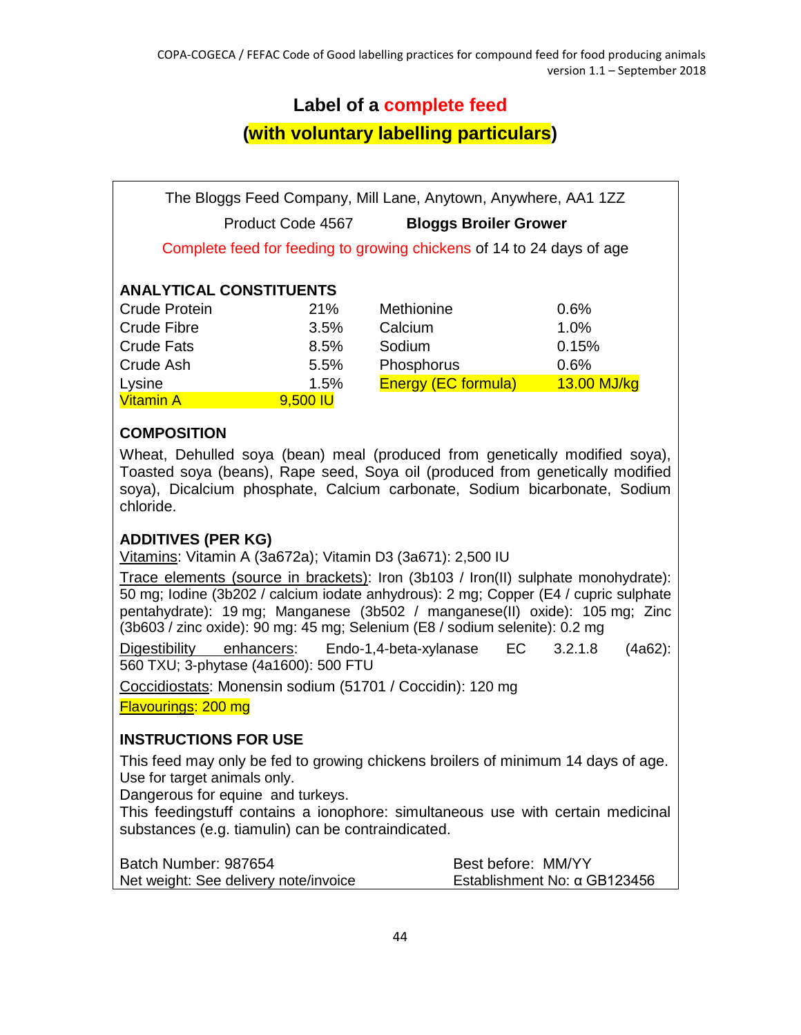## Label of a complete feed
## (with voluntary labelling particulars)

The Bloggs Feed Company, Mill Lane, Anytown, Anywhere, AA1 1ZZ

Product Code 4567 **Bloggs Broiler Grower**

Complete feed for feeding to growing chickens of 14 to 24 days of age

**ANALYTICAL CONSTITUENTS**

| | | | |
|---|---|---|---|
| Crude Protein | 21% | Methionine | 0.6% |
| Crude Fibre | 3.5% | Calcium | 1.0% |
| Crude Fats | 8.5% | Sodium | 0.15% |
| Crude Ash | 5.5% | Phosphorus | 0.6% |
| Lysine | 1.5% | Energy (EC formula) | 13.00 MJ/kg |
| Vitamin A | 9,500 IU | | |

**COMPOSITION**

Wheat, Dehulled soya (bean) meal (produced from genetically modified soya), Toasted soya (beans), Rape seed, Soya oil (produced from genetically modified soya), Dicalcium phosphate, Calcium carbonate, Sodium bicarbonate, Sodium chloride.

**ADDITIVES (PER KG)**

Vitamins: Vitamin A (3a672a); Vitamin D3 (3a671): 2,500 IU

Trace elements (source in brackets): Iron (3b103 / Iron(II) sulphate monohydrate): 50 mg; Iodine (3b202 / calcium iodate anhydrous): 2 mg; Copper (E4 / cupric sulphate pentahydrate): 19 mg; Manganese (3b502 / manganese(II) oxide): 105 mg; Zinc (3b603 / zinc oxide): 90 mg: 45 mg; Selenium (E8 / sodium selenite): 0.2 mg

Digestibility enhancers: Endo-1,4-beta-xylanase EC 3.2.1.8 (4a62): 560 TXU; 3-phytase (4a1600): 500 FTU

Coccidiostats: Monensin sodium (51701 / Coccidin): 120 mg

Flavourings: 200 mg

**INSTRUCTIONS FOR USE**

This feed may only be fed to growing chickens broilers of minimum 14 days of age.
Use for target animals only.
Dangerous for equine and turkeys.
This feedingstuff contains a ionophore: simultaneous use with certain medicinal substances (e.g. tiamulin) can be contraindicated.

Batch Number: 987654 Best before: MM/YY
Net weight: See delivery note/invoice Establishment No: α GB123456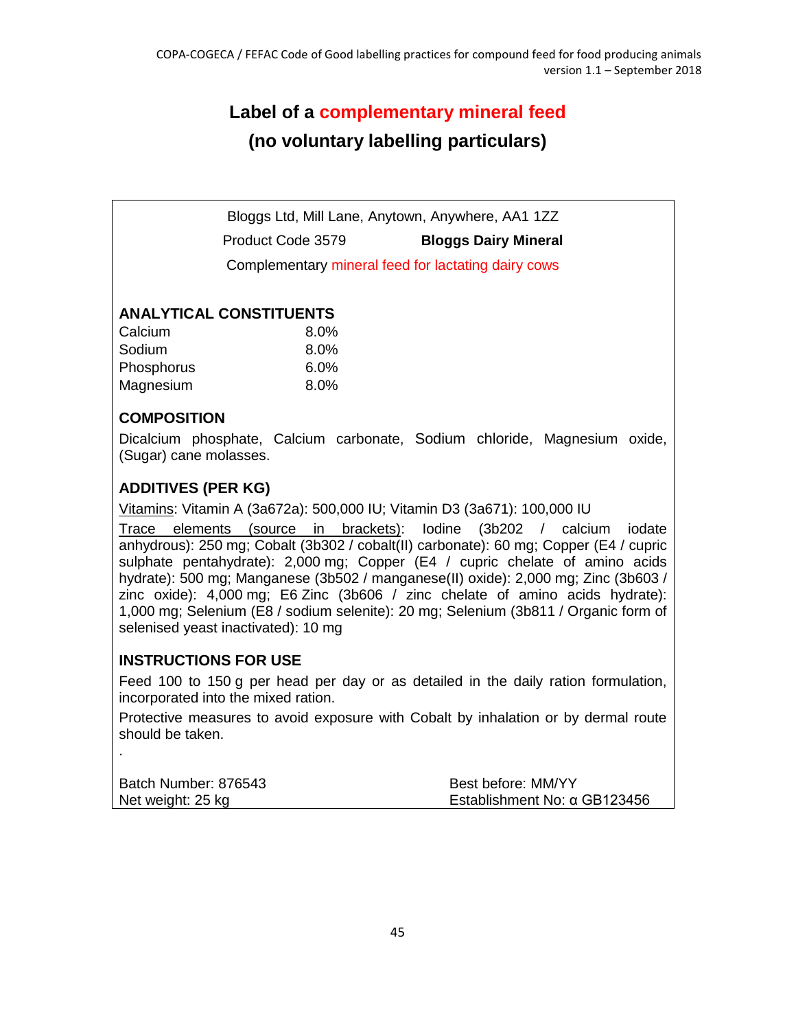## Label of a complementary mineral feed
## (no voluntary labelling particulars)

Bloggs Ltd, Mill Lane, Anytown, Anywhere, AA1 1ZZ

Product Code 3579 **Bloggs Dairy Mineral**

Complementary mineral feed for lactating dairy cows

### ANALYTICAL CONSTITUENTS

| | |
|---|---|
| Calcium | 8.0% |
| Sodium | 8.0% |
| Phosphorus | 6.0% |
| Magnesium | 8.0% |

### COMPOSITION

Dicalcium phosphate, Calcium carbonate, Sodium chloride, Magnesium oxide, (Sugar) cane molasses.

### ADDITIVES (PER KG)

Vitamins: Vitamin A (3a672a): 500,000 IU; Vitamin D3 (3a671): 100,000 IU

Trace elements (source in brackets): Iodine (3b202 / calcium iodate anhydrous): 250 mg; Cobalt (3b302 / cobalt(II) carbonate): 60 mg; Copper (E4 / cupric sulphate pentahydrate): 2,000 mg; Copper (E4 / cupric chelate of amino acids hydrate): 500 mg; Manganese (3b502 / manganese(II) oxide): 2,000 mg; Zinc (3b603 / zinc oxide): 4,000 mg; E6 Zinc (3b606 / zinc chelate of amino acids hydrate): 1,000 mg; Selenium (E8 / sodium selenite): 20 mg; Selenium (3b811 / Organic form of selenised yeast inactivated): 10 mg

### INSTRUCTIONS FOR USE

Feed 100 to 150 g per head per day or as detailed in the daily ration formulation, incorporated into the mixed ration.

Protective measures to avoid exposure with Cobalt by inhalation or by dermal route should be taken.

.

Batch Number: 876543 Best before: MM/YY

Net weight: 25 kg Establishment No: α GB123456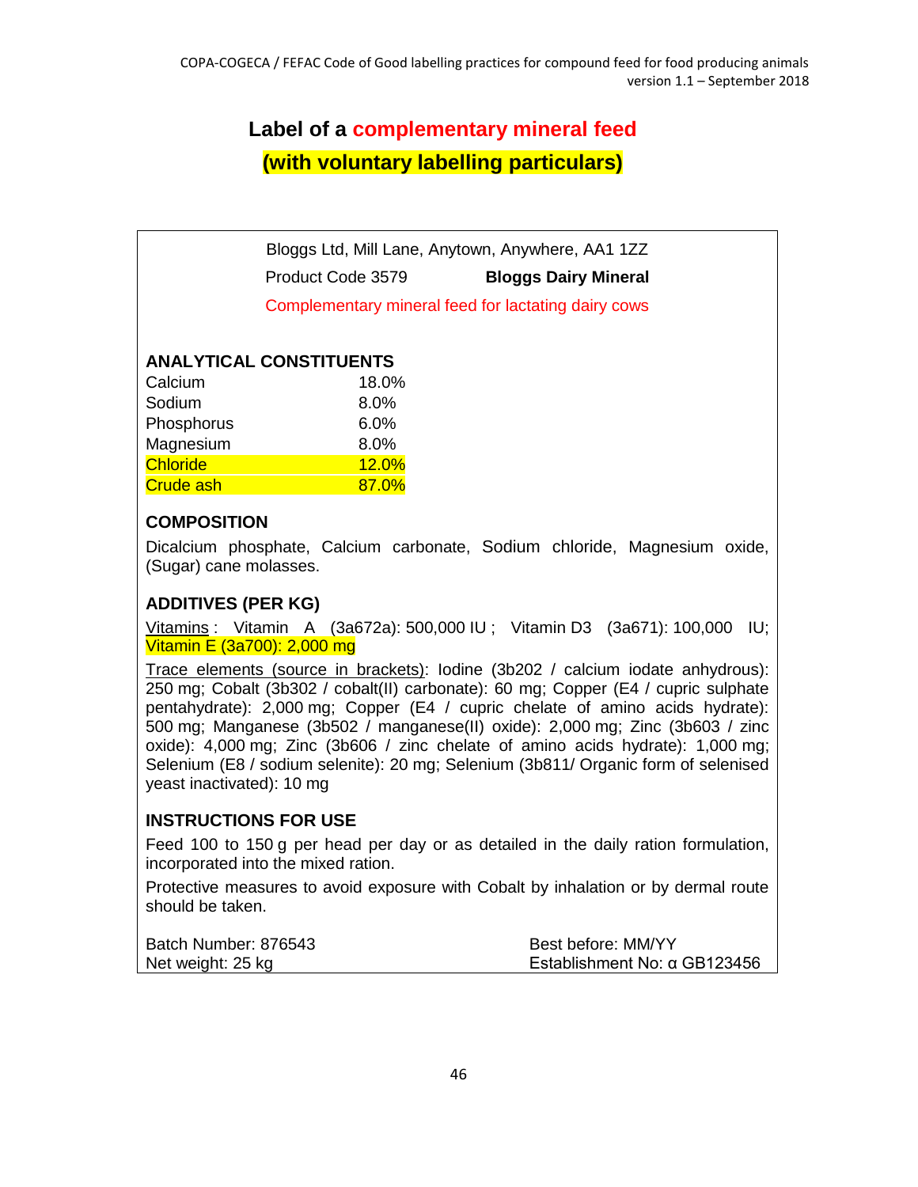# Label of a complementary mineral feed (with voluntary labelling particulars)

Bloggs Ltd, Mill Lane, Anytown, Anywhere, AA1 1ZZ

Product Code 3579 **Bloggs Dairy Mineral**

Complementary mineral feed for lactating dairy cows

**ANALYTICAL CONSTITUENTS**

| | |
|---|---|
| Calcium | 18.0% |
| Sodium | 8.0% |
| Phosphorus | 6.0% |
| Magnesium | 8.0% |
| Chloride | 12.0% |
| Crude ash | 87.0% |

**COMPOSITION**

Dicalcium phosphate, Calcium carbonate, Sodium chloride, Magnesium oxide, (Sugar) cane molasses.

**ADDITIVES (PER KG)**

Vitamins : Vitamin A (3a672a): 500,000 IU ; Vitamin D3 (3a671): 100,000 IU; Vitamin E (3a700): 2,000 mg

Trace elements (source in brackets): Iodine (3b202 / calcium iodate anhydrous): 250 mg; Cobalt (3b302 / cobalt(II) carbonate): 60 mg; Copper (E4 / cupric sulphate pentahydrate): 2,000 mg; Copper (E4 / cupric chelate of amino acids hydrate): 500 mg; Manganese (3b502 / manganese(II) oxide): 2,000 mg; Zinc (3b603 / zinc oxide): 4,000 mg; Zinc (3b606 / zinc chelate of amino acids hydrate): 1,000 mg; Selenium (E8 / sodium selenite): 20 mg; Selenium (3b811/ Organic form of selenised yeast inactivated): 10 mg

**INSTRUCTIONS FOR USE**

Feed 100 to 150 g per head per day or as detailed in the daily ration formulation, incorporated into the mixed ration.

Protective measures to avoid exposure with Cobalt by inhalation or by dermal route should be taken.

Batch Number: 876543
Net weight: 25 kg

Best before: MM/YY
Establishment No: α GB123456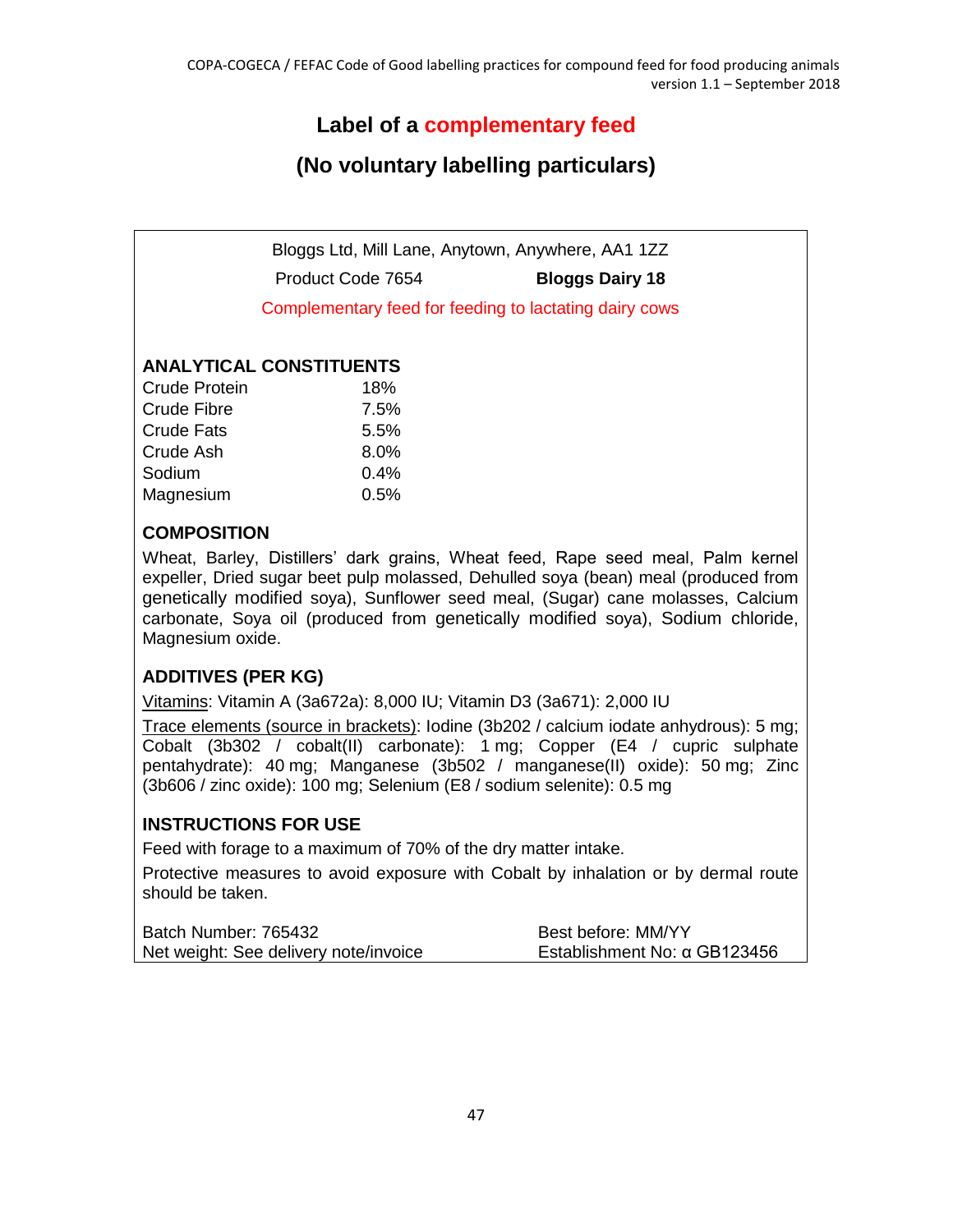# Label of a complementary feed

## (No voluntary labelling particulars)

Bloggs Ltd, Mill Lane, Anytown, Anywhere, AA1 1ZZ

Product Code 7654 **Bloggs Dairy 18**

Complementary feed for feeding to lactating dairy cows

**ANALYTICAL CONSTITUENTS**

| | |
|---|---|
| Crude Protein | 18% |
| Crude Fibre | 7.5% |
| Crude Fats | 5.5% |
| Crude Ash | 8.0% |
| Sodium | 0.4% |
| Magnesium | 0.5% |

**COMPOSITION**

Wheat, Barley, Distillers' dark grains, Wheat feed, Rape seed meal, Palm kernel expeller, Dried sugar beet pulp molassed, Dehulled soya (bean) meal (produced from genetically modified soya), Sunflower seed meal, (Sugar) cane molasses, Calcium carbonate, Soya oil (produced from genetically modified soya), Sodium chloride, Magnesium oxide.

**ADDITIVES (PER KG)**

Vitamins: Vitamin A (3a672a): 8,000 IU; Vitamin D3 (3a671): 2,000 IU

Trace elements (source in brackets): Iodine (3b202 / calcium iodate anhydrous): 5 mg; Cobalt (3b302 / cobalt(II) carbonate): 1 mg; Copper (E4 / cupric sulphate pentahydrate): 40 mg; Manganese (3b502 / manganese(II) oxide): 50 mg; Zinc (3b606 / zinc oxide): 100 mg; Selenium (E8 / sodium selenite): 0.5 mg

**INSTRUCTIONS FOR USE**

Feed with forage to a maximum of 70% of the dry matter intake.

Protective measures to avoid exposure with Cobalt by inhalation or by dermal route should be taken.

Batch Number: 765432
Net weight: See delivery note/invoice

Best before: MM/YY
Establishment No: α GB123456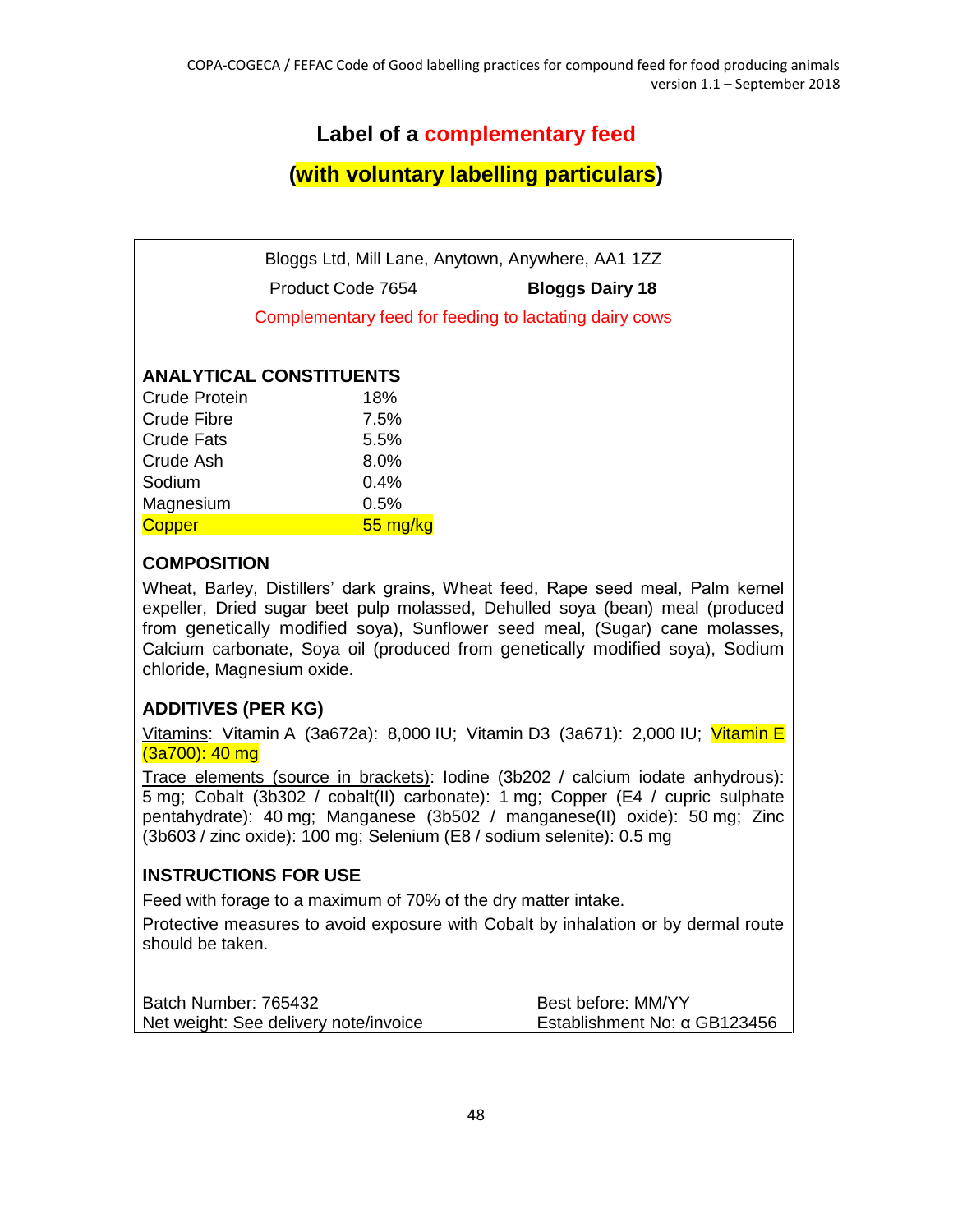# Label of a complementary feed

## (with voluntary labelling particulars)

Bloggs Ltd, Mill Lane, Anytown, Anywhere, AA1 1ZZ

Product Code 7654 **Bloggs Dairy 18**

Complementary feed for feeding to lactating dairy cows

**ANALYTICAL CONSTITUENTS**

| | |
|---|---|
| Crude Protein | 18% |
| Crude Fibre | 7.5% |
| Crude Fats | 5.5% |
| Crude Ash | 8.0% |
| Sodium | 0.4% |
| Magnesium | 0.5% |
| Copper | 55 mg/kg |

**COMPOSITION**

Wheat, Barley, Distillers' dark grains, Wheat feed, Rape seed meal, Palm kernel expeller, Dried sugar beet pulp molassed, Dehulled soya (bean) meal (produced from genetically modified soya), Sunflower seed meal, (Sugar) cane molasses, Calcium carbonate, Soya oil (produced from genetically modified soya), Sodium chloride, Magnesium oxide.

**ADDITIVES (PER KG)**

Vitamins: Vitamin A (3a672a): 8,000 IU; Vitamin D3 (3a671): 2,000 IU; Vitamin E (3a700): 40 mg

Trace elements (source in brackets): Iodine (3b202 / calcium iodate anhydrous): 5 mg; Cobalt (3b302 / cobalt(II) carbonate): 1 mg; Copper (E4 / cupric sulphate pentahydrate): 40 mg; Manganese (3b502 / manganese(II) oxide): 50 mg; Zinc (3b603 / zinc oxide): 100 mg; Selenium (E8 / sodium selenite): 0.5 mg

**INSTRUCTIONS FOR USE**

Feed with forage to a maximum of 70% of the dry matter intake.

Protective measures to avoid exposure with Cobalt by inhalation or by dermal route should be taken.

Batch Number: 765432 Best before: MM/YY

Net weight: See delivery note/invoice Establishment No: α GB123456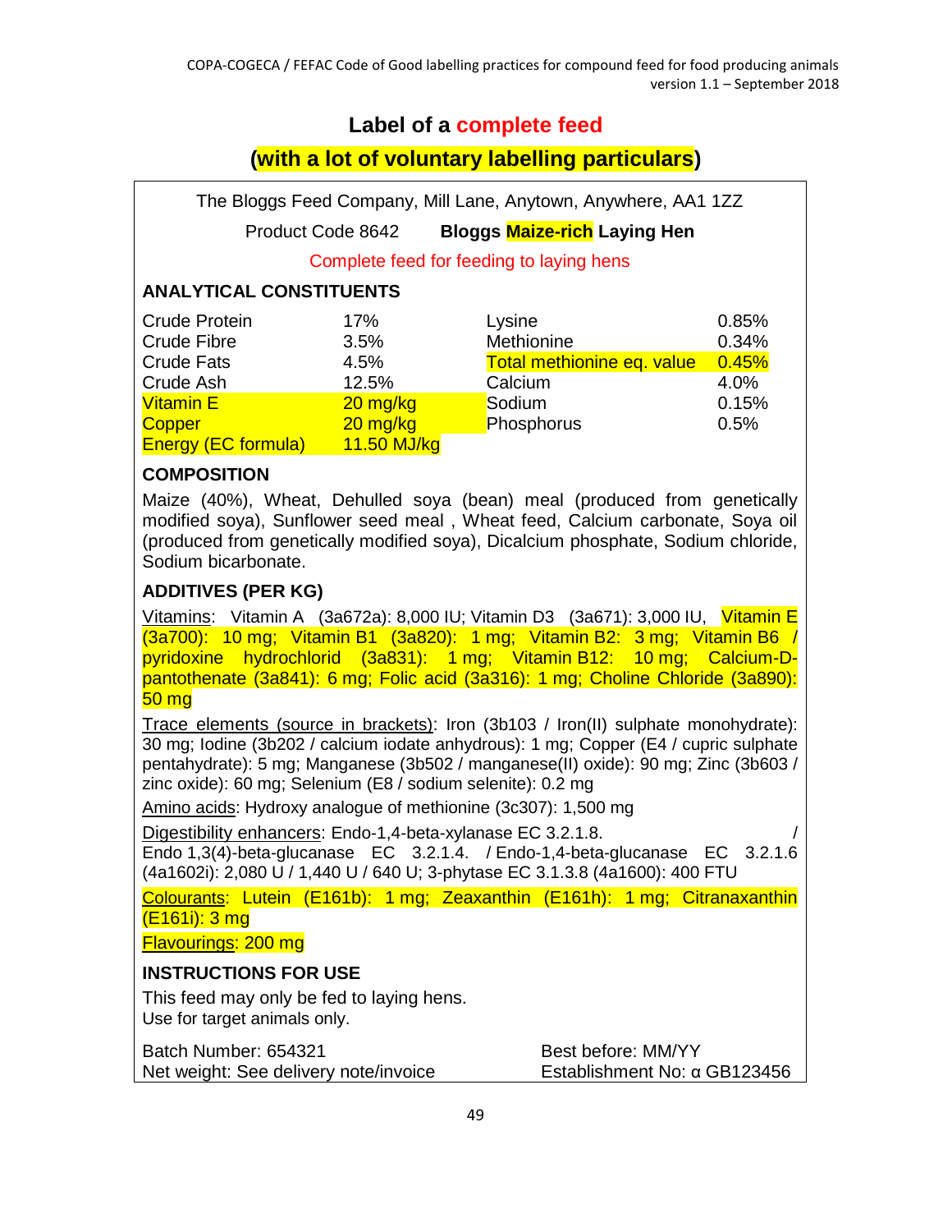## Label of a complete feed

## (with a lot of voluntary labelling particulars)

The Bloggs Feed Company, Mill Lane, Anytown, Anywhere, AA1 1ZZ

Product Code 8642 **Bloggs Maize-rich Laying Hen**

Complete feed for feeding to laying hens

### ANALYTICAL CONSTITUENTS

| | | | |
|---|---|---|---|
| Crude Protein | 17% | Lysine | 0.85% |
| Crude Fibre | 3.5% | Methionine | 0.34% |
| Crude Fats | 4.5% | Total methionine eq. value | 0.45% |
| Crude Ash | 12.5% | Calcium | 4.0% |
| Vitamin E | 20 mg/kg | Sodium | 0.15% |
| Copper | 20 mg/kg | Phosphorus | 0.5% |
| Energy (EC formula) | 11.50 MJ/kg | | |

### COMPOSITION

Maize (40%), Wheat, Dehulled soya (bean) meal (produced from genetically modified soya), Sunflower seed meal , Wheat feed, Calcium carbonate, Soya oil (produced from genetically modified soya), Dicalcium phosphate, Sodium chloride, Sodium bicarbonate.

### ADDITIVES (PER KG)

Vitamins: Vitamin A (3a672a): 8,000 IU; Vitamin D3 (3a671): 3,000 IU, Vitamin E (3a700): 10 mg; Vitamin B1 (3a820): 1 mg; Vitamin B2: 3 mg; Vitamin B6 / pyridoxine hydrochlorid (3a831): 1 mg; Vitamin B12: 10 mg; Calcium-D-pantothenate (3a841): 6 mg; Folic acid (3a316): 1 mg; Choline Chloride (3a890): 50 mg

Trace elements (source in brackets): Iron (3b103 / Iron(II) sulphate monohydrate): 30 mg; Iodine (3b202 / calcium iodate anhydrous): 1 mg; Copper (E4 / cupric sulphate pentahydrate): 5 mg; Manganese (3b502 / manganese(II) oxide): 90 mg; Zinc (3b603 / zinc oxide): 60 mg; Selenium (E8 / sodium selenite): 0.2 mg

Amino acids: Hydroxy analogue of methionine (3c307): 1,500 mg

Digestibility enhancers: Endo-1,4-beta-xylanase EC 3.2.1.8. / Endo 1,3(4)-beta-glucanase EC 3.2.1.4. / Endo-1,4-beta-glucanase EC 3.2.1.6 (4a1602i): 2,080 U / 1,440 U / 640 U; 3-phytase EC 3.1.3.8 (4a1600): 400 FTU

Colourants: Lutein (E161b): 1 mg; Zeaxanthin (E161h): 1 mg; Citranaxanthin (E161i): 3 mg

Flavourings: 200 mg

### INSTRUCTIONS FOR USE

This feed may only be fed to laying hens.
Use for target animals only.

Batch Number: 654321
Net weight: See delivery note/invoice

Best before: MM/YY
Establishment No: α GB123456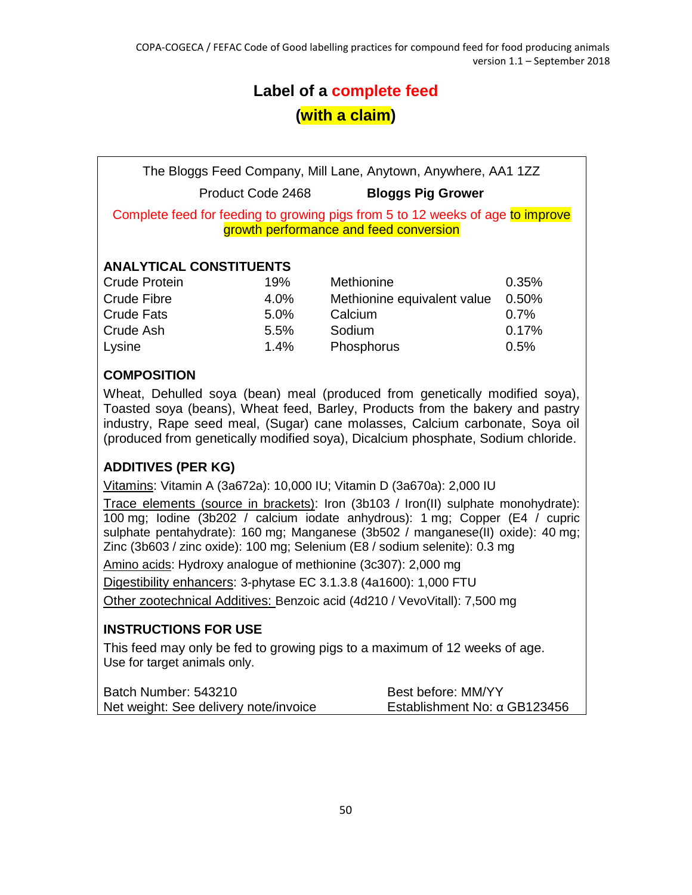# Label of a complete feed

## (with a claim)

The Bloggs Feed Company, Mill Lane, Anytown, Anywhere, AA1 1ZZ

Product Code 2468 **Bloggs Pig Grower**

Complete feed for feeding to growing pigs from 5 to 12 weeks of age to improve growth performance and feed conversion

**ANALYTICAL CONSTITUENTS**

| | | | |
|---|---|---|---|
| Crude Protein | 19% | Methionine | 0.35% |
| Crude Fibre | 4.0% | Methionine equivalent value | 0.50% |
| Crude Fats | 5.0% | Calcium | 0.7% |
| Crude Ash | 5.5% | Sodium | 0.17% |
| Lysine | 1.4% | Phosphorus | 0.5% |

**COMPOSITION**

Wheat, Dehulled soya (bean) meal (produced from genetically modified soya), Toasted soya (beans), Wheat feed, Barley, Products from the bakery and pastry industry, Rape seed meal, (Sugar) cane molasses, Calcium carbonate, Soya oil (produced from genetically modified soya), Dicalcium phosphate, Sodium chloride.

**ADDITIVES (PER KG)**

Vitamins: Vitamin A (3a672a): 10,000 IU; Vitamin D (3a670a): 2,000 IU

Trace elements (source in brackets): Iron (3b103 / Iron(II) sulphate monohydrate): 100 mg; Iodine (3b202 / calcium iodate anhydrous): 1 mg; Copper (E4 / cupric sulphate pentahydrate): 160 mg; Manganese (3b502 / manganese(II) oxide): 40 mg; Zinc (3b603 / zinc oxide): 100 mg; Selenium (E8 / sodium selenite): 0.3 mg

Amino acids: Hydroxy analogue of methionine (3c307): 2,000 mg

Digestibility enhancers: 3-phytase EC 3.1.3.8 (4a1600): 1,000 FTU

Other zootechnical Additives: Benzoic acid (4d210 / VevoVitall): 7,500 mg

**INSTRUCTIONS FOR USE**

This feed may only be fed to growing pigs to a maximum of 12 weeks of age.
Use for target animals only.

Batch Number: 543210 Best before: MM/YY
Net weight: See delivery note/invoice Establishment No: α GB123456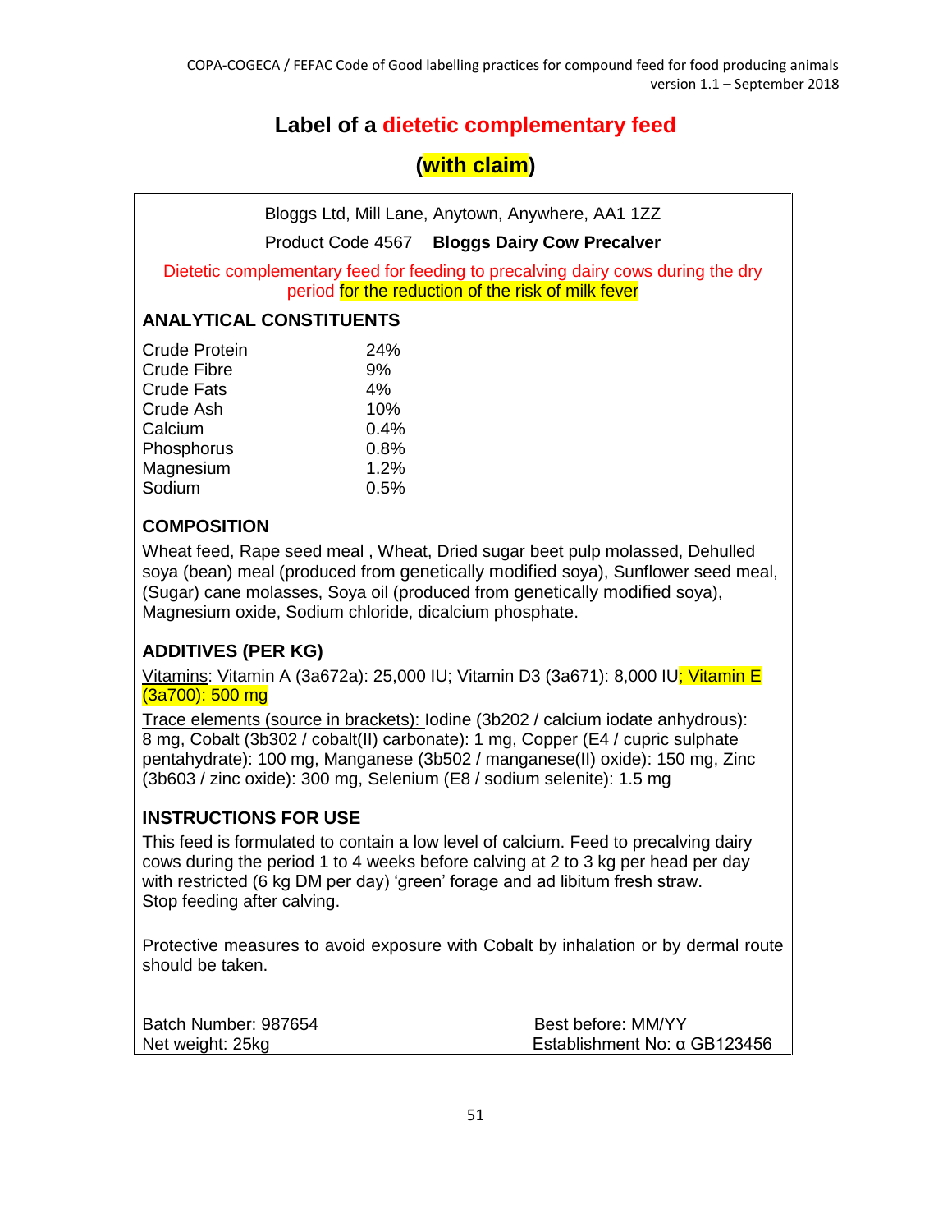# Label of a dietetic complementary feed

## (with claim)

Bloggs Ltd, Mill Lane, Anytown, Anywhere, AA1 1ZZ

Product Code 4567 **Bloggs Dairy Cow Precalver**

Dietetic complementary feed for feeding to precalving dairy cows during the dry period for the reduction of the risk of milk fever

### ANALYTICAL CONSTITUENTS

| | |
|---|---|
| Crude Protein | 24% |
| Crude Fibre | 9% |
| Crude Fats | 4% |
| Crude Ash | 10% |
| Calcium | 0.4% |
| Phosphorus | 0.8% |
| Magnesium | 1.2% |
| Sodium | 0.5% |

### COMPOSITION

Wheat feed, Rape seed meal , Wheat, Dried sugar beet pulp molassed, Dehulled soya (bean) meal (produced from genetically modified soya), Sunflower seed meal, (Sugar) cane molasses, Soya oil (produced from genetically modified soya), Magnesium oxide, Sodium chloride, dicalcium phosphate.

### ADDITIVES (PER KG)

Vitamins: Vitamin A (3a672a): 25,000 IU; Vitamin D3 (3a671): 8,000 IU; Vitamin E (3a700): 500 mg

Trace elements (source in brackets): Iodine (3b202 / calcium iodate anhydrous): 8 mg, Cobalt (3b302 / cobalt(II) carbonate): 1 mg, Copper (E4 / cupric sulphate pentahydrate): 100 mg, Manganese (3b502 / manganese(II) oxide): 150 mg, Zinc (3b603 / zinc oxide): 300 mg, Selenium (E8 / sodium selenite): 1.5 mg

### INSTRUCTIONS FOR USE

This feed is formulated to contain a low level of calcium. Feed to precalving dairy cows during the period 1 to 4 weeks before calving at 2 to 3 kg per head per day with restricted (6 kg DM per day) 'green' forage and ad libitum fresh straw. Stop feeding after calving.

Protective measures to avoid exposure with Cobalt by inhalation or by dermal route should be taken.

Batch Number: 987654
Net weight: 25kg

Best before: MM/YY
Establishment No: α GB123456